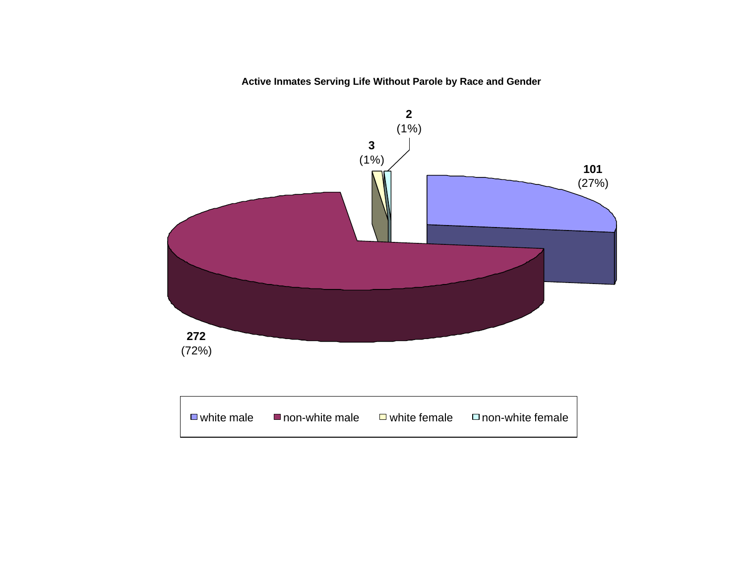**Active Inmates Serving Life Without Parole by Race and Gender**

| Category | Count | Percent |
| --- | --- | --- |
| white male | 101 | 27% |
| non-white male | 272 | 72% |
| white female | 3 | 1% |
| non-white female | 2 | 1% |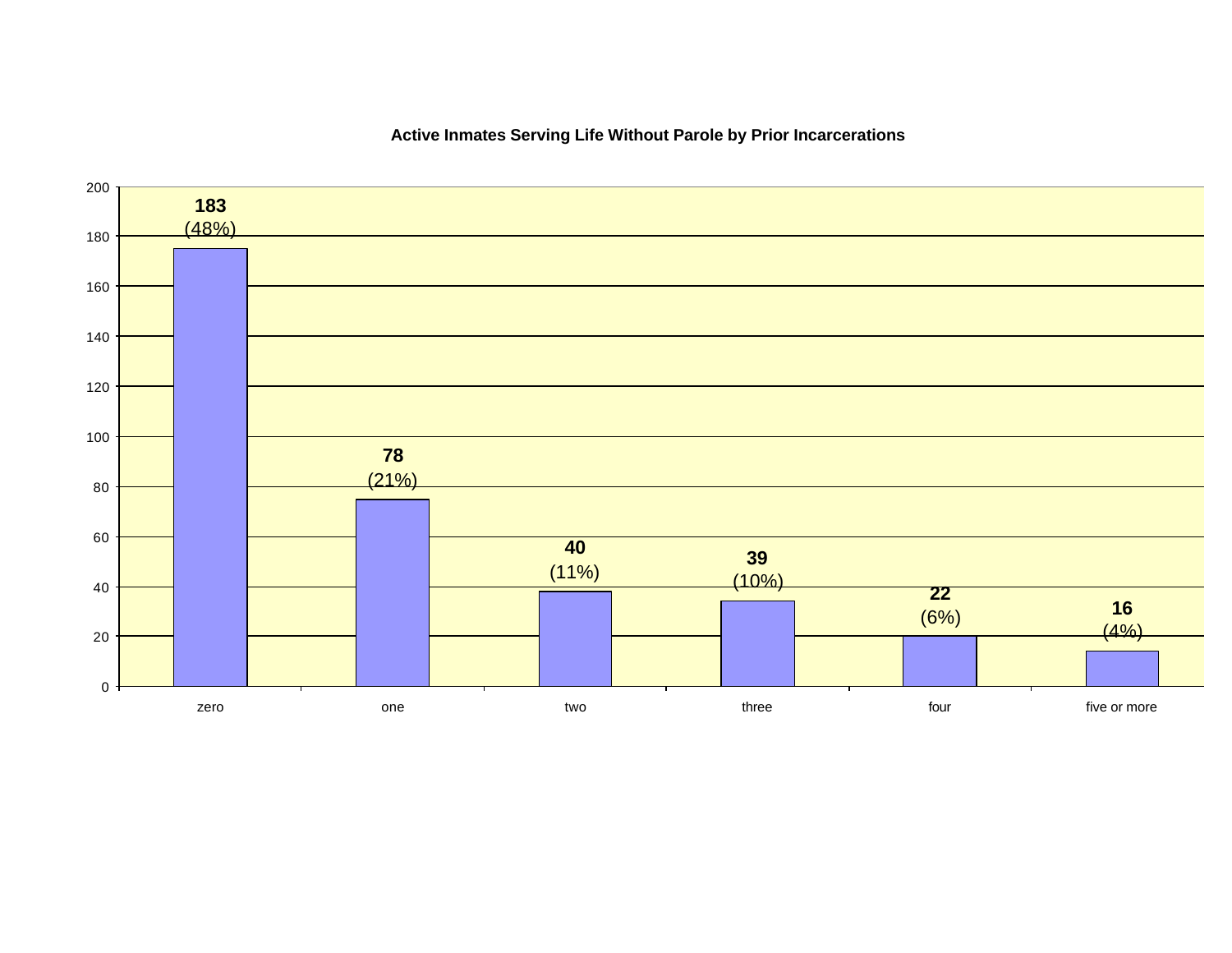**Active Inmates Serving Life Without Parole by Prior Incarcerations**

| Prior Incarcerations | Count | Percent |
| --- | --- | --- |
| zero | 183 | (48%) |
| one | 78 | (21%) |
| two | 40 | (11%) |
| three | 39 | (10%) |
| four | 22 | (6%) |
| five or more | 16 | (4%) |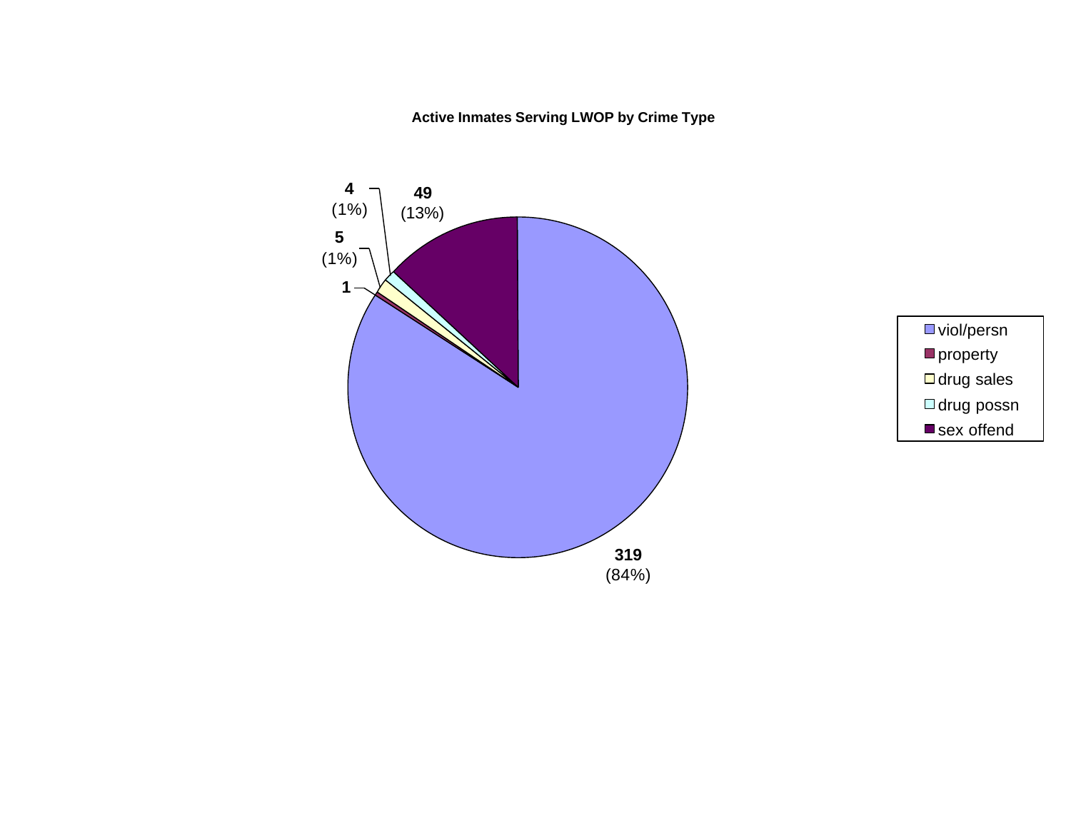**Active Inmates Serving LWOP by Crime Type**

| Crime Type | Count | Percent |
|---|---|---|
| viol/persn | 319 | (84%) |
| property | 1 | |
| drug sales | 5 | (1%) |
| drug possn | 4 | (1%) |
| sex offend | 49 | (13%) |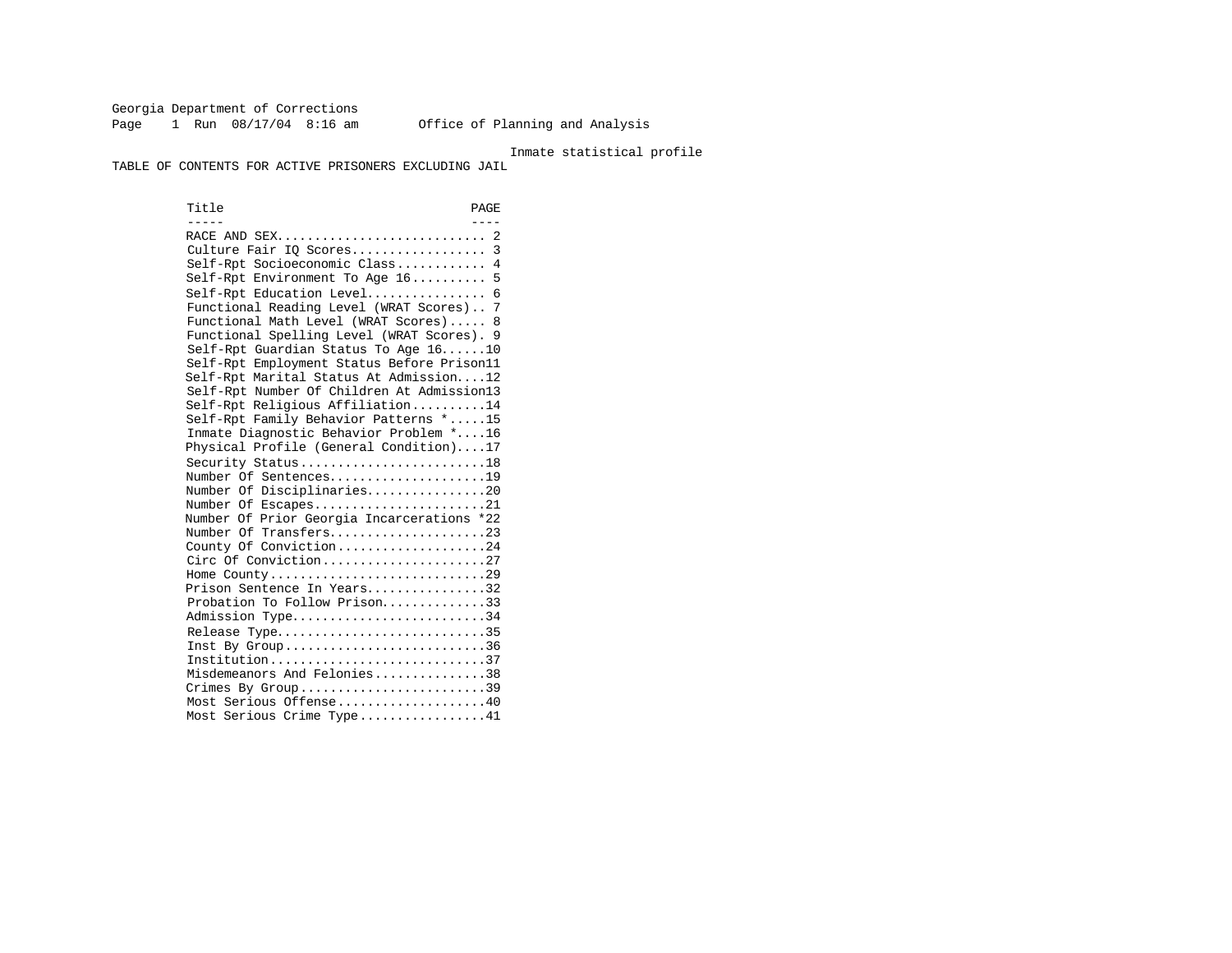Georgia Department of Corrections

Office of Planning and Analysis

Inmate statistical profile

# TABLE OF CONTENTS FOR ACTIVE PRISONERS EXCLUDING JAIL

| Title | PAGE |
| --- | --- |
| RACE AND SEX | 2 |
| Culture Fair IQ Scores | 3 |
| Self-Rpt Socioeconomic Class | 4 |
| Self-Rpt Environment To Age 16 | 5 |
| Self-Rpt Education Level | 6 |
| Functional Reading Level (WRAT Scores) | 7 |
| Functional Math Level (WRAT Scores) | 8 |
| Functional Spelling Level (WRAT Scores) | 9 |
| Self-Rpt Guardian Status To Age 16 | 10 |
| Self-Rpt Employment Status Before Prison | 11 |
| Self-Rpt Marital Status At Admission | 12 |
| Self-Rpt Number Of Children At Admission | 13 |
| Self-Rpt Religious Affiliation | 14 |
| Self-Rpt Family Behavior Patterns * | 15 |
| Inmate Diagnostic Behavior Problem * | 16 |
| Physical Profile (General Condition) | 17 |
| Security Status | 18 |
| Number Of Sentences | 19 |
| Number Of Disciplinaries | 20 |
| Number Of Escapes | 21 |
| Number Of Prior Georgia Incarcerations * | 22 |
| Number Of Transfers | 23 |
| County Of Conviction | 24 |
| Circ Of Conviction | 27 |
| Home County | 29 |
| Prison Sentence In Years | 32 |
| Probation To Follow Prison | 33 |
| Admission Type | 34 |
| Release Type | 35 |
| Inst By Group | 36 |
| Institution | 37 |
| Misdemeanors And Felonies | 38 |
| Crimes By Group | 39 |
| Most Serious Offense | 40 |
| Most Serious Crime Type | 41 |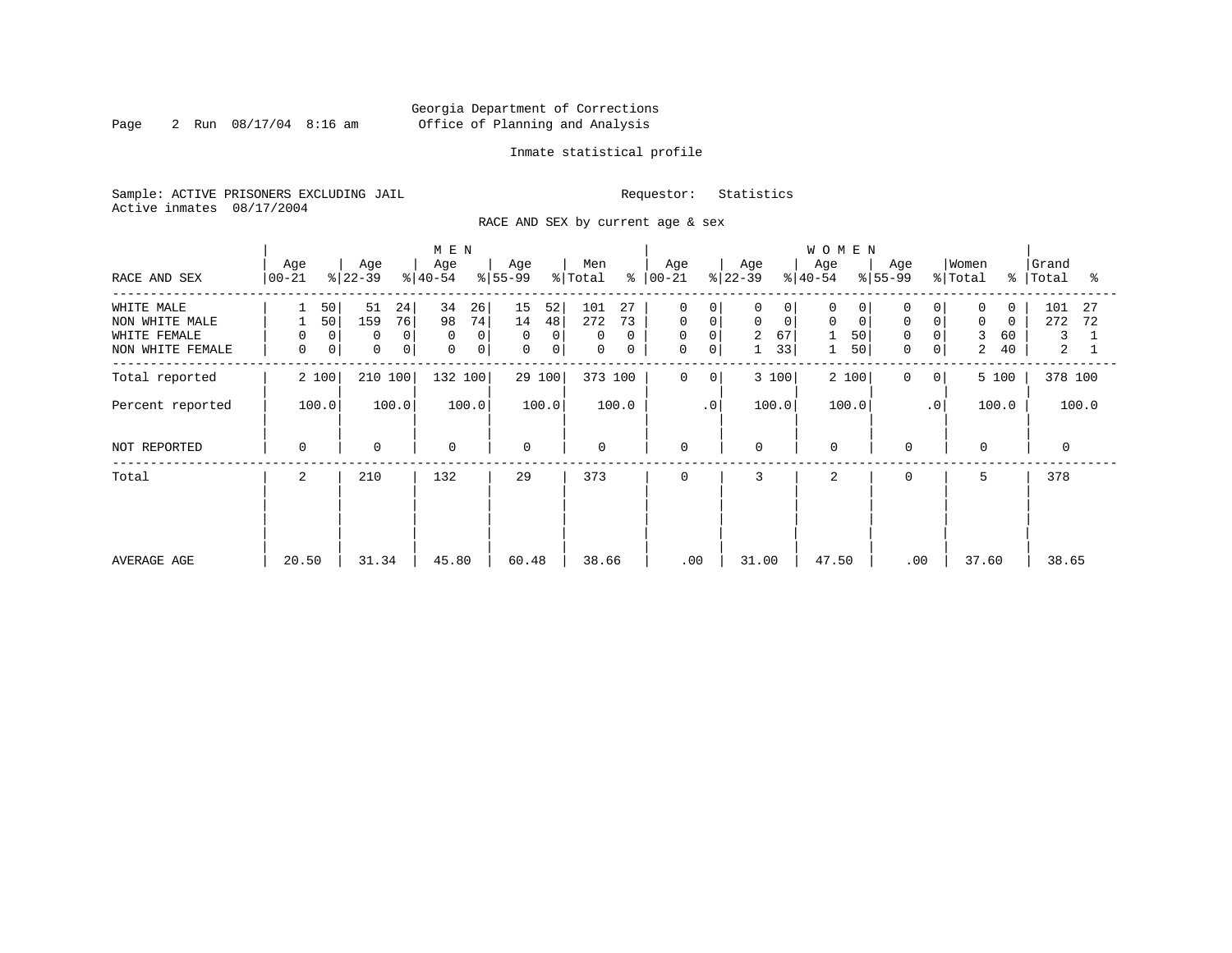Georgia Department of Corrections
Office of Planning and Analysis

Inmate statistical profile

Sample: ACTIVE PRISONERS EXCLUDING JAIL
Active inmates 08/17/2004

Requestor: Statistics

RACE AND SEX by current age & sex

| RACE AND SEX | MEN Age 00-21 | % | Age 22-39 | % | Age 40-54 | % | Age 55-99 | % | Men Total | % | WOMEN Age 00-21 | % | Age 22-39 | % | Age 40-54 | % | Age 55-99 | % | Women Total | % | Grand Total | % |
|---|---|---|---|---|---|---|---|---|---|---|---|---|---|---|---|---|---|---|---|---|---|---|
| WHITE MALE | 1 | 50 | 51 | 24 | 34 | 26 | 15 | 52 | 101 | 27 | 0 | 0 | 0 | 0 | 0 | 0 | 0 | 0 | 0 | 0 | 101 | 27 |
| NON WHITE MALE | 1 | 50 | 159 | 76 | 98 | 74 | 14 | 48 | 272 | 73 | 0 | 0 | 0 | 0 | 0 | 0 | 0 | 0 | 0 | 0 | 272 | 72 |
| WHITE FEMALE | 0 | 0 | 0 | 0 | 0 | 0 | 0 | 0 | 0 | 0 | 0 | 0 | 2 | 67 | 1 | 50 | 0 | 0 | 3 | 60 | 3 | 1 |
| NON WHITE FEMALE | 0 | 0 | 0 | 0 | 0 | 0 | 0 | 0 | 0 | 0 | 0 | 0 | 1 | 33 | 1 | 50 | 0 | 0 | 2 | 40 | 2 | 1 |
| Total reported | 2 | 100 | 210 | 100 | 132 | 100 | 29 | 100 | 373 | 100 | 0 | 0 | 3 | 100 | 2 | 100 | 0 | 0 | 5 | 100 | 378 | 100 |
| Percent reported | 100.0 | | 100.0 | | 100.0 | | 100.0 | | 100.0 | | .0 | | 100.0 | | 100.0 | | .0 | | 100.0 | | 100.0 | |
| NOT REPORTED | 0 | | 0 | | 0 | | 0 | | 0 | | 0 | | 0 | | 0 | | 0 | | 0 | | 0 | |
| Total | 2 | | 210 | | 132 | | 29 | | 373 | | 0 | | 3 | | 2 | | 0 | | 5 | | 378 | |
| AVERAGE AGE | 20.50 | | 31.34 | | 45.80 | | 60.48 | | 38.66 | | .00 | | 31.00 | | 47.50 | | .00 | | 37.60 | | 38.65 | |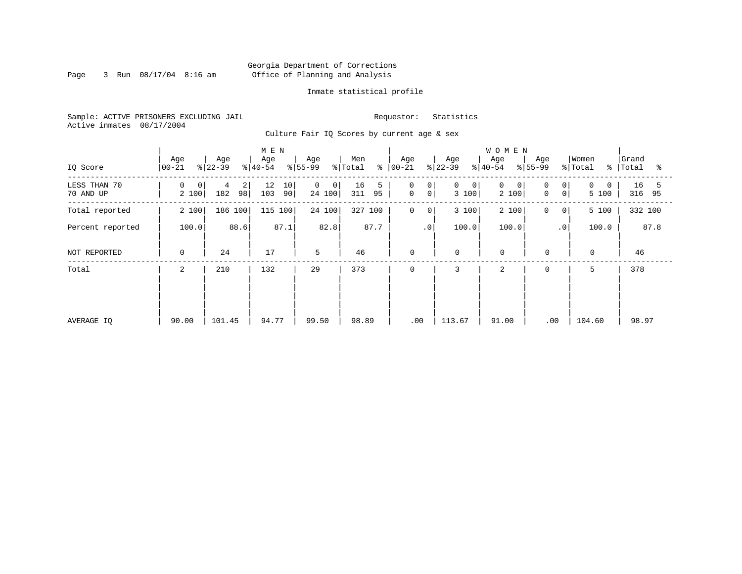Georgia Department of Corrections
Office of Planning and Analysis

Inmate statistical profile

Sample: ACTIVE PRISONERS EXCLUDING JAIL    Requestor: Statistics
Active inmates 08/17/2004

Culture Fair IQ Scores by current age & sex

| IQ Score | MEN Age 00-21 | % | Age 22-39 | % | Age 40-54 | % | Age 55-99 | % | Men Total | % | WOMEN Age 00-21 | % | Age 22-39 | % | Age 40-54 | % | Age 55-99 | % | Women Total | % | Grand Total | % |
|---|---|---|---|---|---|---|---|---|---|---|---|---|---|---|---|---|---|---|---|---|---|---|
| LESS THAN 70 | 0 | 0 | 4 | 2 | 12 | 10 | 0 | 0 | 16 | 5 | 0 | 0 | 0 | 0 | 0 | 0 | 0 | 0 | 0 | 0 | 16 | 5 |
| 70 AND UP | 2 | 100 | 182 | 98 | 103 | 90 | 24 | 100 | 311 | 95 | 0 | 0 | 3 | 100 | 2 | 100 | 0 | 0 | 5 | 100 | 316 | 95 |
| Total reported | 2 | 100 | 186 | 100 | 115 | 100 | 24 | 100 | 327 | 100 | 0 | 0 | 3 | 100 | 2 | 100 | 0 | 0 | 5 | 100 | 332 | 100 |
| Percent reported | | 100.0 | | 88.6 | | 87.1 | | 82.8 | | 87.7 | | .0 | | 100.0 | | 100.0 | | .0 | | 100.0 | | 87.8 |
| NOT REPORTED | 0 | | 24 | | 17 | | 5 | | 46 | | 0 | | 0 | | 0 | | 0 | | 0 | | 46 | |
| Total | 2 | | 210 | | 132 | | 29 | | 373 | | 0 | | 3 | | 2 | | 0 | | 5 | | 378 | |
| AVERAGE IQ | 90.00 | | 101.45 | | 94.77 | | 99.50 | | 98.89 | | .00 | | 113.67 | | 91.00 | | .00 | | 104.60 | | 98.97 | |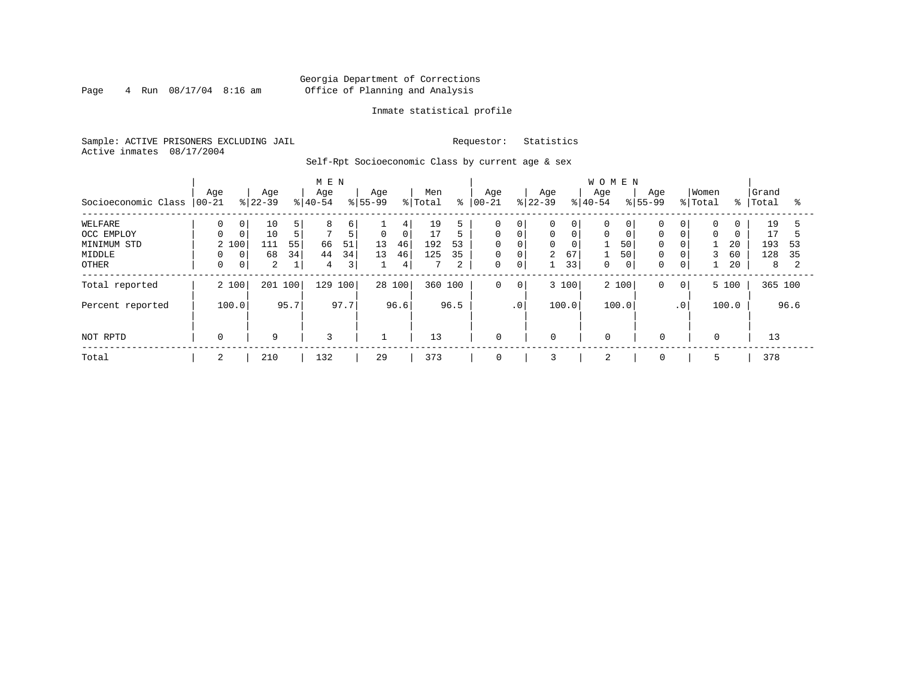Georgia Department of Corrections
Office of Planning and Analysis

Inmate statistical profile

Sample: ACTIVE PRISONERS EXCLUDING JAIL
Active inmates 08/17/2004

Requestor: Statistics

Self-Rpt Socioeconomic Class by current age & sex

| Socioeconomic Class | MEN Age 00-21 | % | Age 22-39 | % | Age 40-54 | % | Age 55-99 | % | Men Total | % | WOMEN Age 00-21 | % | Age 22-39 | % | Age 40-54 | % | Age 55-99 | % | Women Total | % | Grand Total | % |
|---|---|---|---|---|---|---|---|---|---|---|---|---|---|---|---|---|---|---|---|---|---|---|
| WELFARE | 0 | 0 | 10 | 5 | 8 | 6 | 1 | 4 | 19 | 5 | 0 | 0 | 0 | 0 | 0 | 0 | 0 | 0 | 0 | 0 | 19 | 5 |
| OCC EMPLOY | 0 | 0 | 10 | 5 | 7 | 5 | 0 | 0 | 17 | 5 | 0 | 0 | 0 | 0 | 0 | 0 | 0 | 0 | 0 | 0 | 17 | 5 |
| MINIMUM STD | 2 | 100 | 111 | 55 | 66 | 51 | 13 | 46 | 192 | 53 | 0 | 0 | 0 | 0 | 1 | 50 | 0 | 0 | 1 | 20 | 193 | 53 |
| MIDDLE | 0 | 0 | 68 | 34 | 44 | 34 | 13 | 46 | 125 | 35 | 0 | 0 | 2 | 67 | 1 | 50 | 0 | 0 | 3 | 60 | 128 | 35 |
| OTHER | 0 | 0 | 2 | 1 | 4 | 3 | 1 | 4 | 7 | 2 | 0 | 0 | 1 | 33 | 0 | 0 | 0 | 0 | 1 | 20 | 8 | 2 |
| Total reported | 2 | 100 | 201 | 100 | 129 | 100 | 28 | 100 | 360 | 100 | 0 | 0 | 3 | 100 | 2 | 100 | 0 | 0 | 5 | 100 | 365 | 100 |
| Percent reported | | 100.0 | | 95.7 | | 97.7 | | 96.6 | | 96.5 | | .0 | | 100.0 | | 100.0 | | .0 | | 100.0 | | 96.6 |
| NOT RPTD | 0 | | 9 | | 3 | | 1 | | 13 | | 0 | | 0 | | 0 | | 0 | | 0 | | 13 | |
| Total | 2 | | 210 | | 132 | | 29 | | 373 | | 0 | | 3 | | 2 | | 0 | | 5 | | 378 | |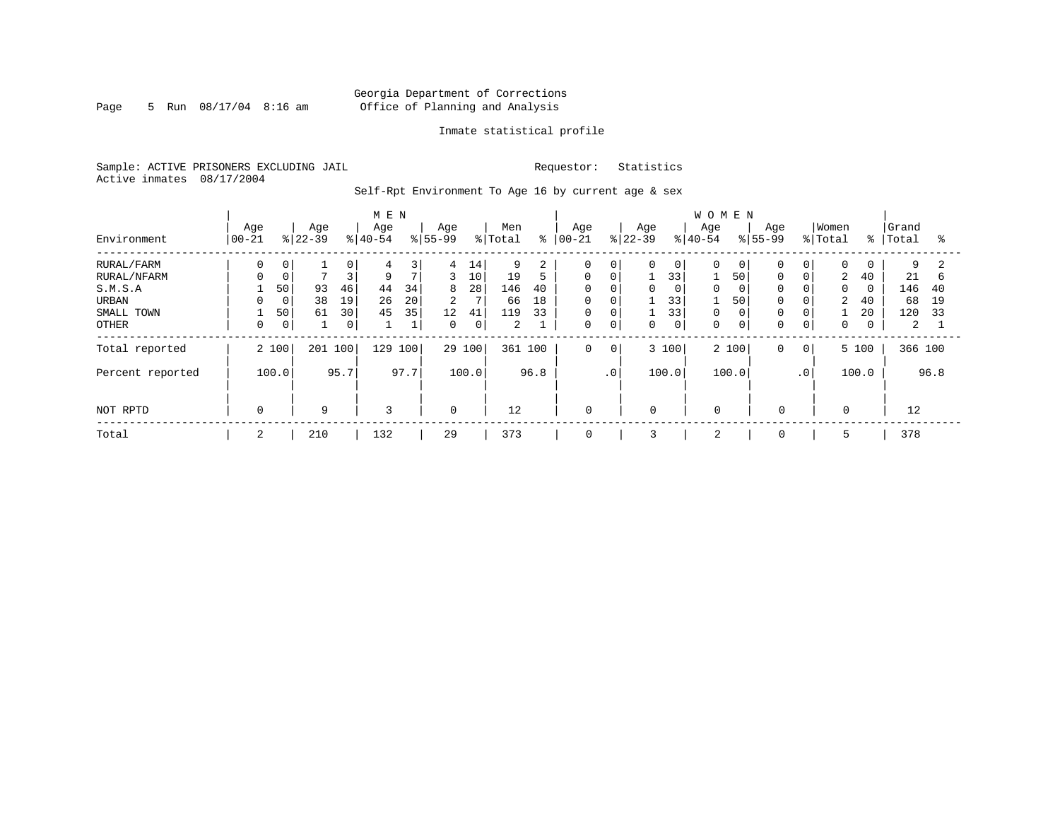Georgia Department of Corrections
Office of Planning and Analysis

Inmate statistical profile

Sample: ACTIVE PRISONERS EXCLUDING JAIL    Requestor: Statistics
Active inmates 08/17/2004

Self-Rpt Environment To Age 16 by current age & sex

| | MEN | | | | | | | | | | WOMEN | | | | | | | | | | | |
|---|---|---|---|---|---|---|---|---|---|---|---|---|---|---|---|---|---|---|---|---|---|---|
| Environment | Age 00-21 | % | Age 22-39 | % | Age 40-54 | % | Age 55-99 | % | Men Total | % | Age 00-21 | % | Age 22-39 | % | Age 40-54 | % | Age 55-99 | % | Women Total | % | Grand Total | % |
| RURAL/FARM | 0 | 0 | 1 | 0 | 4 | 3 | 4 | 14 | 9 | 2 | 0 | 0 | 0 | 0 | 0 | 0 | 0 | 0 | 0 | 0 | 9 | 2 |
| RURAL/NFARM | 0 | 0 | 7 | 3 | 9 | 7 | 3 | 10 | 19 | 5 | 0 | 0 | 1 | 33 | 1 | 50 | 0 | 0 | 2 | 40 | 21 | 6 |
| S.M.S.A | 1 | 50 | 93 | 46 | 44 | 34 | 8 | 28 | 146 | 40 | 0 | 0 | 0 | 0 | 0 | 0 | 0 | 0 | 0 | 0 | 146 | 40 |
| URBAN | 0 | 0 | 38 | 19 | 26 | 20 | 2 | 7 | 66 | 18 | 0 | 0 | 1 | 33 | 1 | 50 | 0 | 0 | 2 | 40 | 68 | 19 |
| SMALL TOWN | 1 | 50 | 61 | 30 | 45 | 35 | 12 | 41 | 119 | 33 | 0 | 0 | 1 | 33 | 0 | 0 | 0 | 0 | 1 | 20 | 120 | 33 |
| OTHER | 0 | 0 | 1 | 0 | 1 | 1 | 0 | 0 | 2 | 1 | 0 | 0 | 0 | 0 | 0 | 0 | 0 | 0 | 0 | 0 | 2 | 1 |
| Total reported | 2 | 100 | 201 | 100 | 129 | 100 | 29 | 100 | 361 | 100 | 0 | 0 | 3 | 100 | 2 | 100 | 0 | 0 | 5 | 100 | 366 | 100 |
| Percent reported | | 100.0 | | 95.7 | | 97.7 | | 100.0 | | 96.8 | | .0 | | 100.0 | | 100.0 | | .0 | | 100.0 | | 96.8 |
| NOT RPTD | 0 | | 9 | | 3 | | 0 | | 12 | | 0 | | 0 | | 0 | | 0 | | 0 | | 12 | |
| Total | 2 | | 210 | | 132 | | 29 | | 373 | | 0 | | 3 | | 2 | | 0 | | 5 | | 378 | |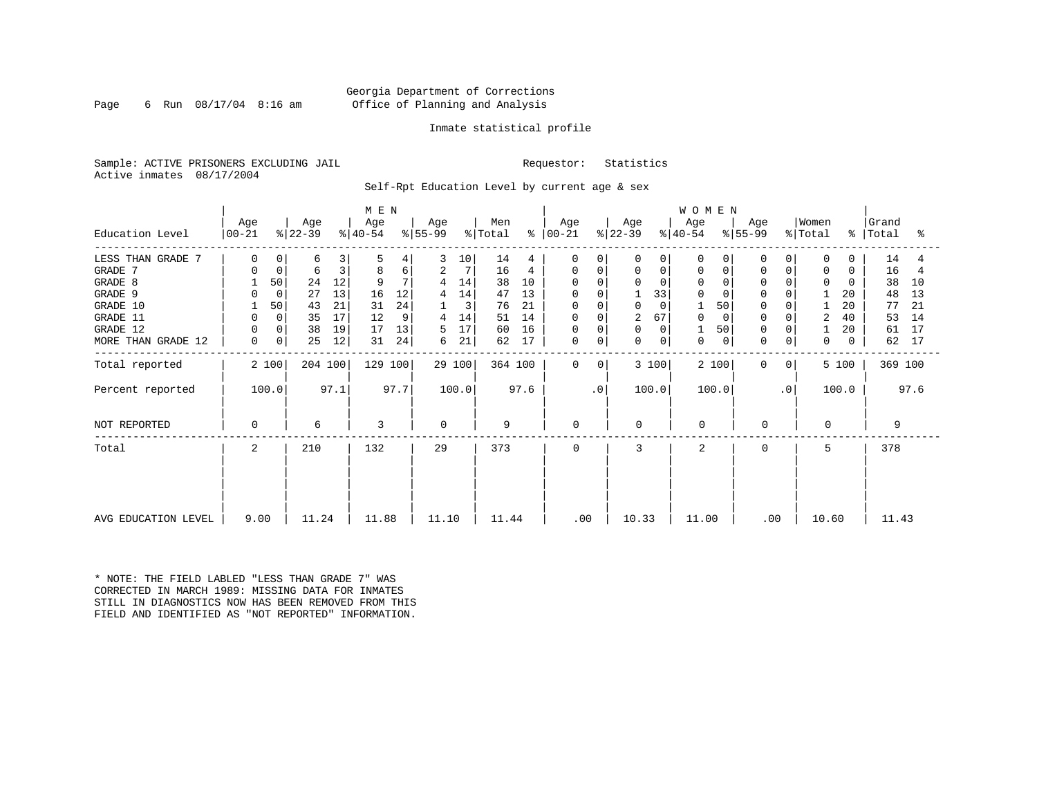Georgia Department of Corrections
Office of Planning and Analysis

Inmate statistical profile

Sample: ACTIVE PRISONERS EXCLUDING JAIL    Requestor: Statistics
Active inmates 08/17/2004

Self-Rpt Education Level by current age & sex

| Education Level | MEN Age 00-21 | % | Age 22-39 | % | Age 40-54 | % | Age 55-99 | % | Men Total | % | WOMEN Age 00-21 | % | Age 22-39 | % | Age 40-54 | % | Age 55-99 | % | Women Total | % | Grand Total | % |
|---|---|---|---|---|---|---|---|---|---|---|---|---|---|---|---|---|---|---|---|---|---|---|
| LESS THAN GRADE 7 | 0 | 0 | 6 | 3 | 5 | 4 | 3 | 10 | 14 | 4 | 0 | 0 | 0 | 0 | 0 | 0 | 0 | 0 | 0 | 0 | 14 | 4 |
| GRADE 7 | 0 | 0 | 6 | 3 | 8 | 6 | 2 | 7 | 16 | 4 | 0 | 0 | 0 | 0 | 0 | 0 | 0 | 0 | 0 | 0 | 16 | 4 |
| GRADE 8 | 1 | 50 | 24 | 12 | 9 | 7 | 4 | 14 | 38 | 10 | 0 | 0 | 0 | 0 | 0 | 0 | 0 | 0 | 0 | 0 | 38 | 10 |
| GRADE 9 | 0 | 0 | 27 | 13 | 16 | 12 | 4 | 14 | 47 | 13 | 0 | 0 | 1 | 33 | 0 | 0 | 0 | 0 | 1 | 20 | 48 | 13 |
| GRADE 10 | 1 | 50 | 43 | 21 | 31 | 24 | 1 | 3 | 76 | 21 | 0 | 0 | 0 | 0 | 1 | 50 | 0 | 0 | 1 | 20 | 77 | 21 |
| GRADE 11 | 0 | 0 | 35 | 17 | 12 | 9 | 4 | 14 | 51 | 14 | 0 | 0 | 2 | 67 | 0 | 0 | 0 | 0 | 2 | 40 | 53 | 14 |
| GRADE 12 | 0 | 0 | 38 | 19 | 17 | 13 | 5 | 17 | 60 | 16 | 0 | 0 | 0 | 0 | 1 | 50 | 0 | 0 | 1 | 20 | 61 | 17 |
| MORE THAN GRADE 12 | 0 | 0 | 25 | 12 | 31 | 24 | 6 | 21 | 62 | 17 | 0 | 0 | 0 | 0 | 0 | 0 | 0 | 0 | 0 | 0 | 62 | 17 |
| Total reported | 2 | 100 | 204 | 100 | 129 | 100 | 29 | 100 | 364 | 100 | 0 | 0 | 3 | 100 | 2 | 100 | 0 | 0 | 5 | 100 | 369 | 100 |
| Percent reported | | 100.0 | | 97.1 | | 97.7 | | 100.0 | | 97.6 | | .0 | | 100.0 | | 100.0 | | .0 | | 100.0 | | 97.6 |
| NOT REPORTED | 0 | | 6 | | 3 | | 0 | | 9 | | 0 | | 0 | | 0 | | 0 | | 0 | | 9 | |
| Total | 2 | | 210 | | 132 | | 29 | | 373 | | 0 | | 3 | | 2 | | 0 | | 5 | | 378 | |
| AVG EDUCATION LEVEL | 9.00 | | 11.24 | | 11.88 | | 11.10 | | 11.44 | | .00 | | 10.33 | | 11.00 | | .00 | | 10.60 | | 11.43 | |

* NOTE: THE FIELD LABLED "LESS THAN GRADE 7" WAS CORRECTED IN MARCH 1989: MISSING DATA FOR INMATES STILL IN DIAGNOSTICS NOW HAS BEEN REMOVED FROM THIS FIELD AND IDENTIFIED AS "NOT REPORTED" INFORMATION.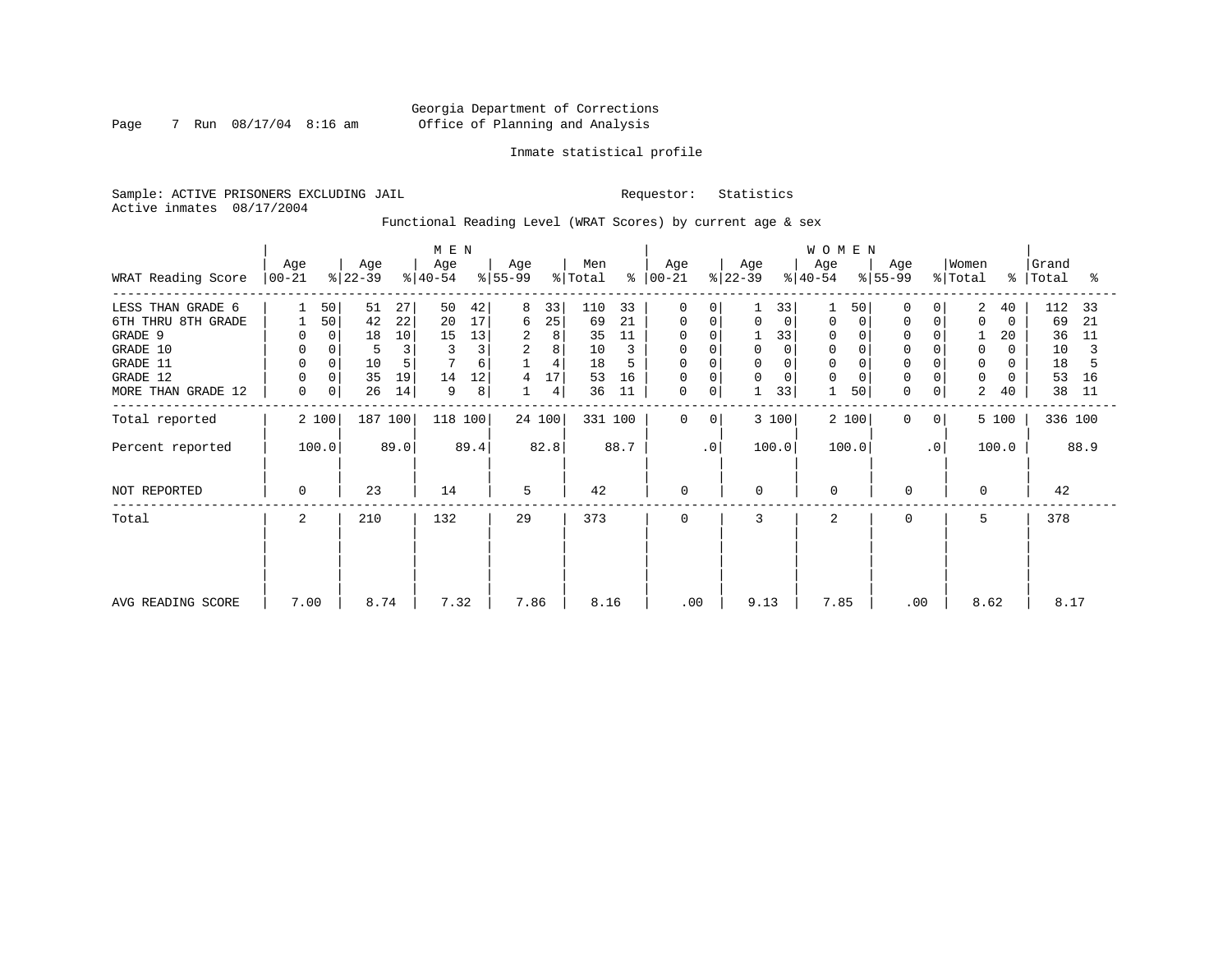Georgia Department of Corrections
Office of Planning and Analysis

Inmate statistical profile

Sample: ACTIVE PRISONERS EXCLUDING JAIL                    Requestor: Statistics
Active inmates 08/17/2004

Functional Reading Level (WRAT Scores) by current age & sex

| WRAT Reading Score | MEN Age 00-21 | % | Age 22-39 | % | Age 40-54 | % | Age 55-99 | % | Men Total | % | WOMEN Age 00-21 | % | Age 22-39 | % | Age 40-54 | % | Age 55-99 | % | Women Total | % | Grand Total | % |
|---|---|---|---|---|---|---|---|---|---|---|---|---|---|---|---|---|---|---|---|---|---|---|
| LESS THAN GRADE 6 | 1 | 50 | 51 | 27 | 50 | 42 | 8 | 33 | 110 | 33 | 0 | 0 | 1 | 33 | 1 | 50 | 0 | 0 | 2 | 40 | 112 | 33 |
| 6TH THRU 8TH GRADE | 1 | 50 | 42 | 22 | 20 | 17 | 6 | 25 | 69 | 21 | 0 | 0 | 0 | 0 | 0 | 0 | 0 | 0 | 0 | 0 | 69 | 21 |
| GRADE 9 | 0 | 0 | 18 | 10 | 15 | 13 | 2 | 8 | 35 | 11 | 0 | 0 | 1 | 33 | 0 | 0 | 0 | 0 | 1 | 20 | 36 | 11 |
| GRADE 10 | 0 | 0 | 5 | 3 | 3 | 3 | 2 | 8 | 10 | 3 | 0 | 0 | 0 | 0 | 0 | 0 | 0 | 0 | 0 | 0 | 10 | 3 |
| GRADE 11 | 0 | 0 | 10 | 5 | 7 | 6 | 1 | 4 | 18 | 5 | 0 | 0 | 0 | 0 | 0 | 0 | 0 | 0 | 0 | 0 | 18 | 5 |
| GRADE 12 | 0 | 0 | 35 | 19 | 14 | 12 | 4 | 17 | 53 | 16 | 0 | 0 | 0 | 0 | 0 | 0 | 0 | 0 | 0 | 0 | 53 | 16 |
| MORE THAN GRADE 12 | 0 | 0 | 26 | 14 | 9 | 8 | 1 | 4 | 36 | 11 | 0 | 0 | 1 | 33 | 1 | 50 | 0 | 0 | 2 | 40 | 38 | 11 |
| Total reported | 2 | 100 | 187 | 100 | 118 | 100 | 24 | 100 | 331 | 100 | 0 | 0 | 3 | 100 | 2 | 100 | 0 | 0 | 5 | 100 | 336 | 100 |
| Percent reported | 100.0 | | 89.0 | | 89.4 | | 82.8 | | 88.7 | | .0 | | 100.0 | | 100.0 | | .0 | | 100.0 | | 88.9 | |
| NOT REPORTED | 0 | | 23 | | 14 | | 5 | | 42 | | 0 | | 0 | | 0 | | 0 | | 0 | | 42 | |
| Total | 2 | | 210 | | 132 | | 29 | | 373 | | 0 | | 3 | | 2 | | 0 | | 5 | | 378 | |
| AVG READING SCORE | 7.00 | | 8.74 | | 7.32 | | 7.86 | | 8.16 | | .00 | | 9.13 | | 7.85 | | .00 | | 8.62 | | 8.17 | |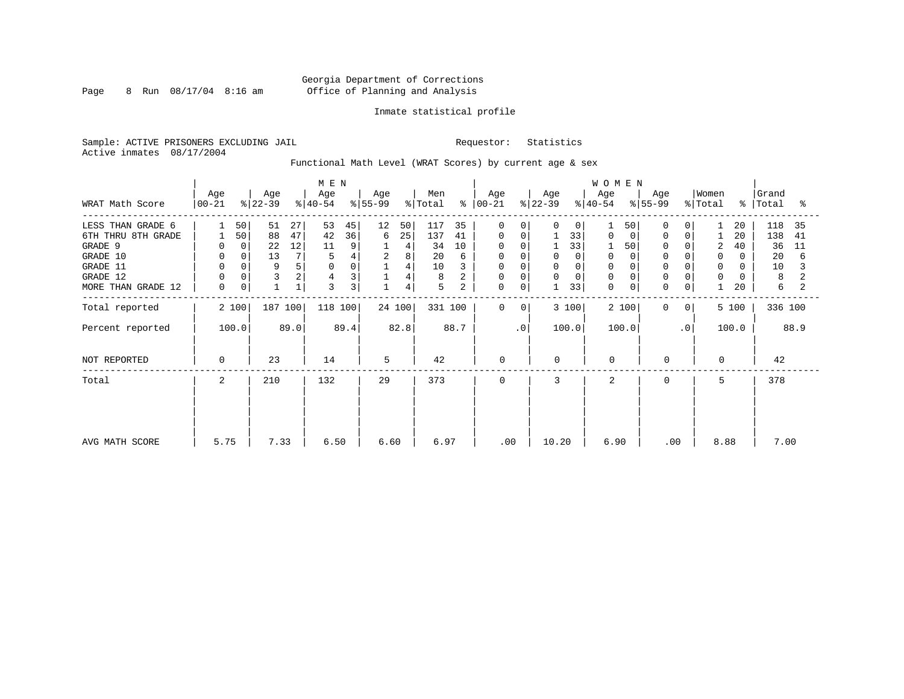Georgia Department of Corrections
Office of Planning and Analysis

Inmate statistical profile

Sample: ACTIVE PRISONERS EXCLUDING JAIL　　　Requestor: Statistics
Active inmates 08/17/2004

Functional Math Level (WRAT Scores) by current age & sex

| WRAT Math Score | MEN Age 00-21 | % | MEN Age 22-39 | % | MEN Age 40-54 | % | MEN Age 55-99 | % | Men Total | % | WOMEN Age 00-21 | % | WOMEN Age 22-39 | % | WOMEN Age 40-54 | % | WOMEN Age 55-99 | % | Women Total | % | Grand Total | % |
|---|---|---|---|---|---|---|---|---|---|---|---|---|---|---|---|---|---|---|---|---|---|---|
| LESS THAN GRADE 6 | 1 | 50 | 51 | 27 | 53 | 45 | 12 | 50 | 117 | 35 | 0 | 0 | 0 | 0 | 1 | 50 | 0 | 0 | 1 | 20 | 118 | 35 |
| 6TH THRU 8TH GRADE | 1 | 50 | 88 | 47 | 42 | 36 | 6 | 25 | 137 | 41 | 0 | 0 | 1 | 33 | 0 | 0 | 0 | 0 | 1 | 20 | 138 | 41 |
| GRADE 9 | 0 | 0 | 22 | 12 | 11 | 9 | 1 | 4 | 34 | 10 | 0 | 0 | 1 | 33 | 1 | 50 | 0 | 0 | 2 | 40 | 36 | 11 |
| GRADE 10 | 0 | 0 | 13 | 7 | 5 | 4 | 2 | 8 | 20 | 6 | 0 | 0 | 0 | 0 | 0 | 0 | 0 | 0 | 0 | 0 | 20 | 6 |
| GRADE 11 | 0 | 0 | 9 | 5 | 0 | 0 | 1 | 4 | 10 | 3 | 0 | 0 | 0 | 0 | 0 | 0 | 0 | 0 | 0 | 0 | 10 | 3 |
| GRADE 12 | 0 | 0 | 3 | 2 | 4 | 3 | 1 | 4 | 8 | 2 | 0 | 0 | 0 | 0 | 0 | 0 | 0 | 0 | 0 | 0 | 8 | 2 |
| MORE THAN GRADE 12 | 0 | 0 | 1 | 1 | 3 | 3 | 1 | 4 | 5 | 2 | 0 | 0 | 1 | 33 | 0 | 0 | 0 | 0 | 1 | 20 | 6 | 2 |
| Total reported | 2 | 100 | 187 | 100 | 118 | 100 | 24 | 100 | 331 | 100 | 0 | 0 | 3 | 100 | 2 | 100 | 0 | 0 | 5 | 100 | 336 | 100 |
| Percent reported | 100.0 | | 89.0 | | 89.4 | | 82.8 | | 88.7 | | .0 | | 100.0 | | 100.0 | | .0 | | 100.0 | | 88.9 | |
| NOT REPORTED | 0 | | 23 | | 14 | | 5 | | 42 | | 0 | | 0 | | 0 | | 0 | | 0 | | 42 | |
| Total | 2 | | 210 | | 132 | | 29 | | 373 | | 0 | | 3 | | 2 | | 0 | | 5 | | 378 | |
| AVG MATH SCORE | 5.75 | | 7.33 | | 6.50 | | 6.60 | | 6.97 | | .00 | | 10.20 | | 6.90 | | .00 | | 8.88 | | 7.00 | |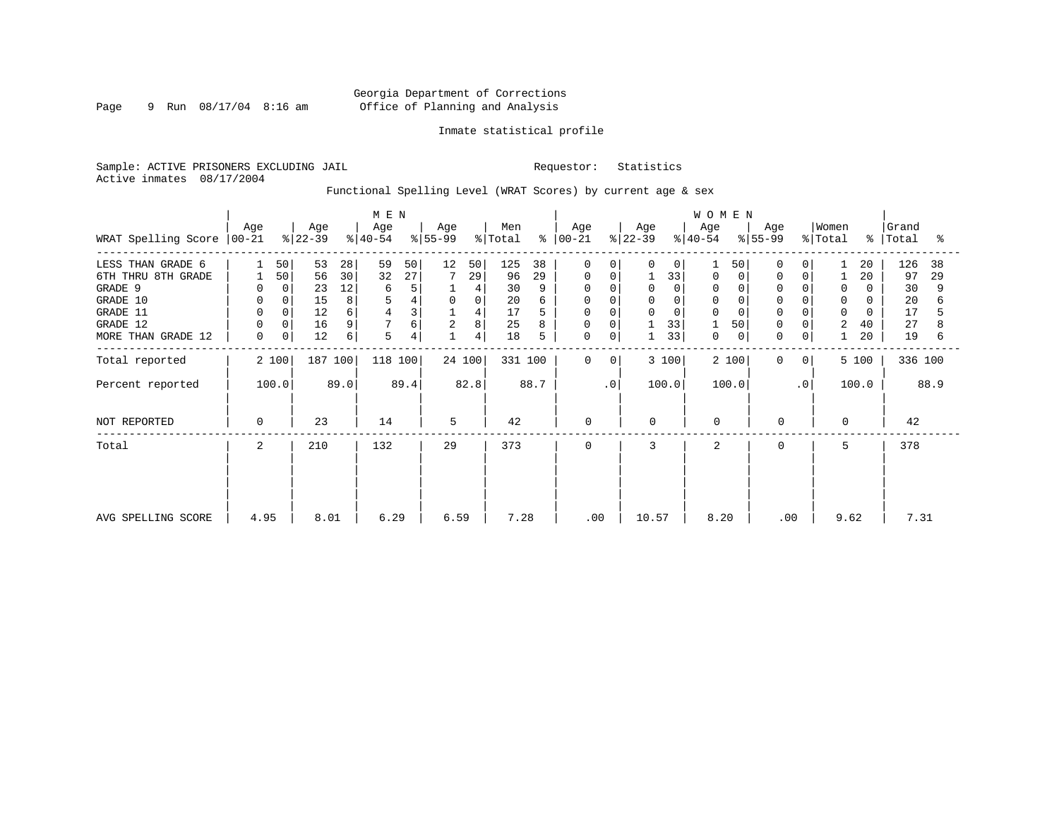Georgia Department of Corrections
Office of Planning and Analysis

Inmate statistical profile

Sample: ACTIVE PRISONERS EXCLUDING JAIL

Requestor: Statistics

Active inmates 08/17/2004

Functional Spelling Level (WRAT Scores) by current age & sex

| WRAT Spelling Score | MEN Age 00-21 | % | MEN Age 22-39 | % | MEN Age 40-54 | % | MEN Age 55-99 | % | Men Total | % | WOMEN Age 00-21 | % | WOMEN Age 22-39 | % | WOMEN Age 40-54 | % | WOMEN Age 55-99 | % | Women Total | % | Grand Total | % |
|---|---|---|---|---|---|---|---|---|---|---|---|---|---|---|---|---|---|---|---|---|---|---|
| LESS THAN GRADE 6 | 1 | 50 | 53 | 28 | 59 | 50 | 12 | 50 | 125 | 38 | 0 | 0 | 0 | 0 | 1 | 50 | 0 | 0 | 1 | 20 | 126 | 38 |
| 6TH THRU 8TH GRADE | 1 | 50 | 56 | 30 | 32 | 27 | 7 | 29 | 96 | 29 | 0 | 0 | 1 | 33 | 0 | 0 | 0 | 0 | 1 | 20 | 97 | 29 |
| GRADE 9 | 0 | 0 | 23 | 12 | 6 | 5 | 1 | 4 | 30 | 9 | 0 | 0 | 0 | 0 | 0 | 0 | 0 | 0 | 0 | 0 | 30 | 9 |
| GRADE 10 | 0 | 0 | 15 | 8 | 5 | 4 | 0 | 0 | 20 | 6 | 0 | 0 | 0 | 0 | 0 | 0 | 0 | 0 | 0 | 0 | 20 | 6 |
| GRADE 11 | 0 | 0 | 12 | 6 | 4 | 3 | 1 | 4 | 17 | 5 | 0 | 0 | 0 | 0 | 0 | 0 | 0 | 0 | 0 | 0 | 17 | 5 |
| GRADE 12 | 0 | 0 | 16 | 9 | 7 | 6 | 2 | 8 | 25 | 8 | 0 | 0 | 1 | 33 | 1 | 50 | 0 | 0 | 2 | 40 | 27 | 8 |
| MORE THAN GRADE 12 | 0 | 0 | 12 | 6 | 5 | 4 | 1 | 4 | 18 | 5 | 0 | 0 | 1 | 33 | 0 | 0 | 0 | 0 | 1 | 20 | 19 | 6 |
| Total reported | 2 | 100 | 187 | 100 | 118 | 100 | 24 | 100 | 331 | 100 | 0 | 0 | 3 | 100 | 2 | 100 | 0 | 0 | 5 | 100 | 336 | 100 |
| Percent reported | 100.0 | | 89.0 | | 89.4 | | 82.8 | | 88.7 | | .0 | | 100.0 | | 100.0 | | .0 | | 100.0 | | 88.9 | |
| NOT REPORTED | 0 | | 23 | | 14 | | 5 | | 42 | | 0 | | 0 | | 0 | | 0 | | 0 | | 42 | |
| Total | 2 | | 210 | | 132 | | 29 | | 373 | | 0 | | 3 | | 2 | | 0 | | 5 | | 378 | |
| AVG SPELLING SCORE | 4.95 | | 8.01 | | 6.29 | | 6.59 | | 7.28 | | .00 | | 10.57 | | 8.20 | | .00 | | 9.62 | | 7.31 | |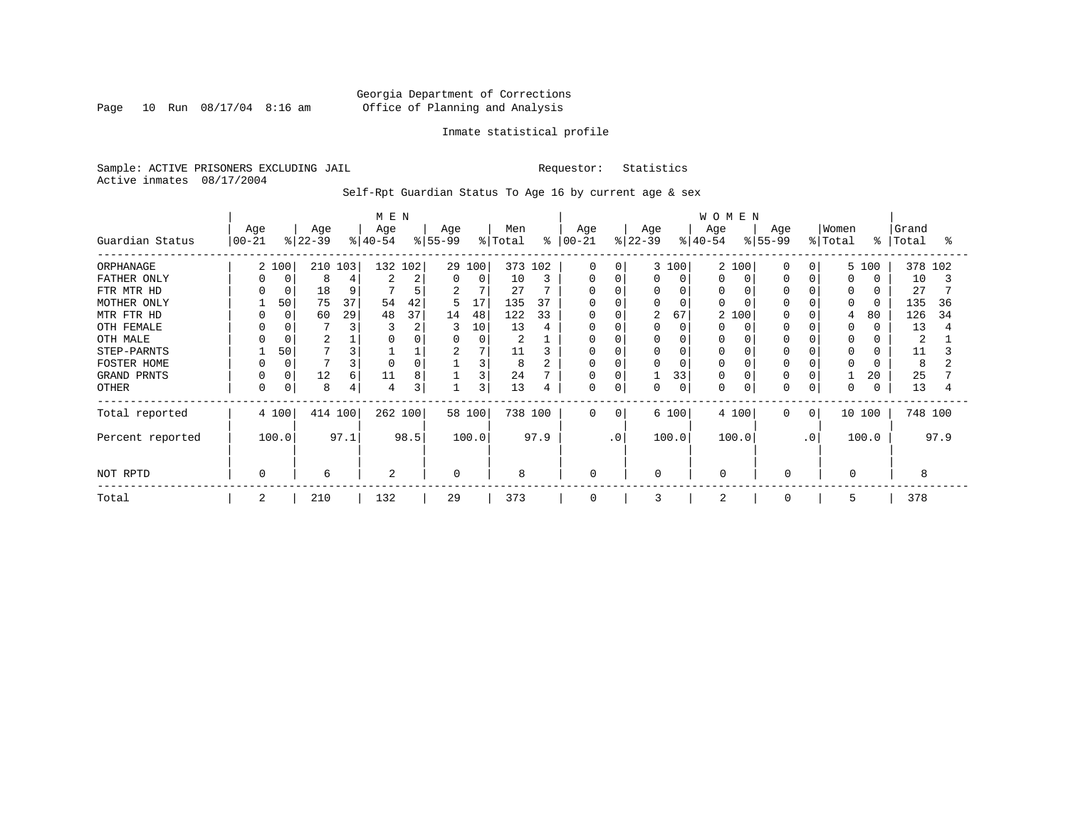Georgia Department of Corrections
Office of Planning and Analysis

Inmate statistical profile

Sample: ACTIVE PRISONERS EXCLUDING JAIL
Active inmates 08/17/2004

Requestor: Statistics

Self-Rpt Guardian Status To Age 16 by current age & sex

| Guardian Status | MEN Age 00-21 | % | Age 22-39 | % | Age 40-54 | % | Age 55-99 | % | Men Total | % | WOMEN Age 00-21 | % | Age 22-39 | % | Age 40-54 | % | Age 55-99 | % | Women Total | % | Grand Total | % |
|---|---|---|---|---|---|---|---|---|---|---|---|---|---|---|---|---|---|---|---|---|---|---|
| ORPHANAGE | 2 | 100 | 210 | 103 | 132 | 102 | 29 | 100 | 373 | 102 | 0 | 0 | 3 | 100 | 2 | 100 | 0 | 0 | 5 | 100 | 378 | 102 |
| FATHER ONLY | 0 | 0 | 8 | 4 | 2 | 2 | 0 | 0 | 10 | 3 | 0 | 0 | 0 | 0 | 0 | 0 | 0 | 0 | 0 | 0 | 10 | 3 |
| FTR MTR HD | 0 | 0 | 18 | 9 | 7 | 5 | 2 | 7 | 27 | 7 | 0 | 0 | 0 | 0 | 0 | 0 | 0 | 0 | 0 | 0 | 27 | 7 |
| MOTHER ONLY | 1 | 50 | 75 | 37 | 54 | 42 | 5 | 17 | 135 | 37 | 0 | 0 | 0 | 0 | 0 | 0 | 0 | 0 | 0 | 0 | 135 | 36 |
| MTR FTR HD | 0 | 0 | 60 | 29 | 48 | 37 | 14 | 48 | 122 | 33 | 0 | 0 | 2 | 67 | 2 | 100 | 0 | 0 | 4 | 80 | 126 | 34 |
| OTH FEMALE | 0 | 0 | 7 | 3 | 3 | 2 | 3 | 10 | 13 | 4 | 0 | 0 | 0 | 0 | 0 | 0 | 0 | 0 | 0 | 0 | 13 | 4 |
| OTH MALE | 0 | 0 | 2 | 1 | 0 | 0 | 0 | 0 | 2 | 1 | 0 | 0 | 0 | 0 | 0 | 0 | 0 | 0 | 0 | 0 | 2 | 1 |
| STEP-PARNTS | 1 | 50 | 7 | 3 | 1 | 1 | 2 | 7 | 11 | 3 | 0 | 0 | 0 | 0 | 0 | 0 | 0 | 0 | 0 | 0 | 11 | 3 |
| FOSTER HOME | 0 | 0 | 7 | 3 | 0 | 0 | 1 | 3 | 8 | 2 | 0 | 0 | 0 | 0 | 0 | 0 | 0 | 0 | 0 | 0 | 8 | 2 |
| GRAND PRNTS | 0 | 0 | 12 | 6 | 11 | 8 | 1 | 3 | 24 | 7 | 0 | 0 | 1 | 33 | 0 | 0 | 0 | 0 | 1 | 20 | 25 | 7 |
| OTHER | 0 | 0 | 8 | 4 | 4 | 3 | 1 | 3 | 13 | 4 | 0 | 0 | 0 | 0 | 0 | 0 | 0 | 0 | 0 | 0 | 13 | 4 |
| Total reported | 4 | 100 | 414 | 100 | 262 | 100 | 58 | 100 | 738 | 100 | 0 | 0 | 6 | 100 | 4 | 100 | 0 | 0 | 10 | 100 | 748 | 100 |
| Percent reported | | 100.0 | | 97.1 | | 98.5 | | 100.0 | | 97.9 | | .0 | | 100.0 | | 100.0 | | .0 | | 100.0 | | 97.9 |
| NOT RPTD | 0 | | 6 | | 2 | | 0 | | 8 | | 0 | | 0 | | 0 | | 0 | | 0 | | 8 | |
| Total | 2 | | 210 | | 132 | | 29 | | 373 | | 0 | | 3 | | 2 | | 0 | | 5 | | 378 | |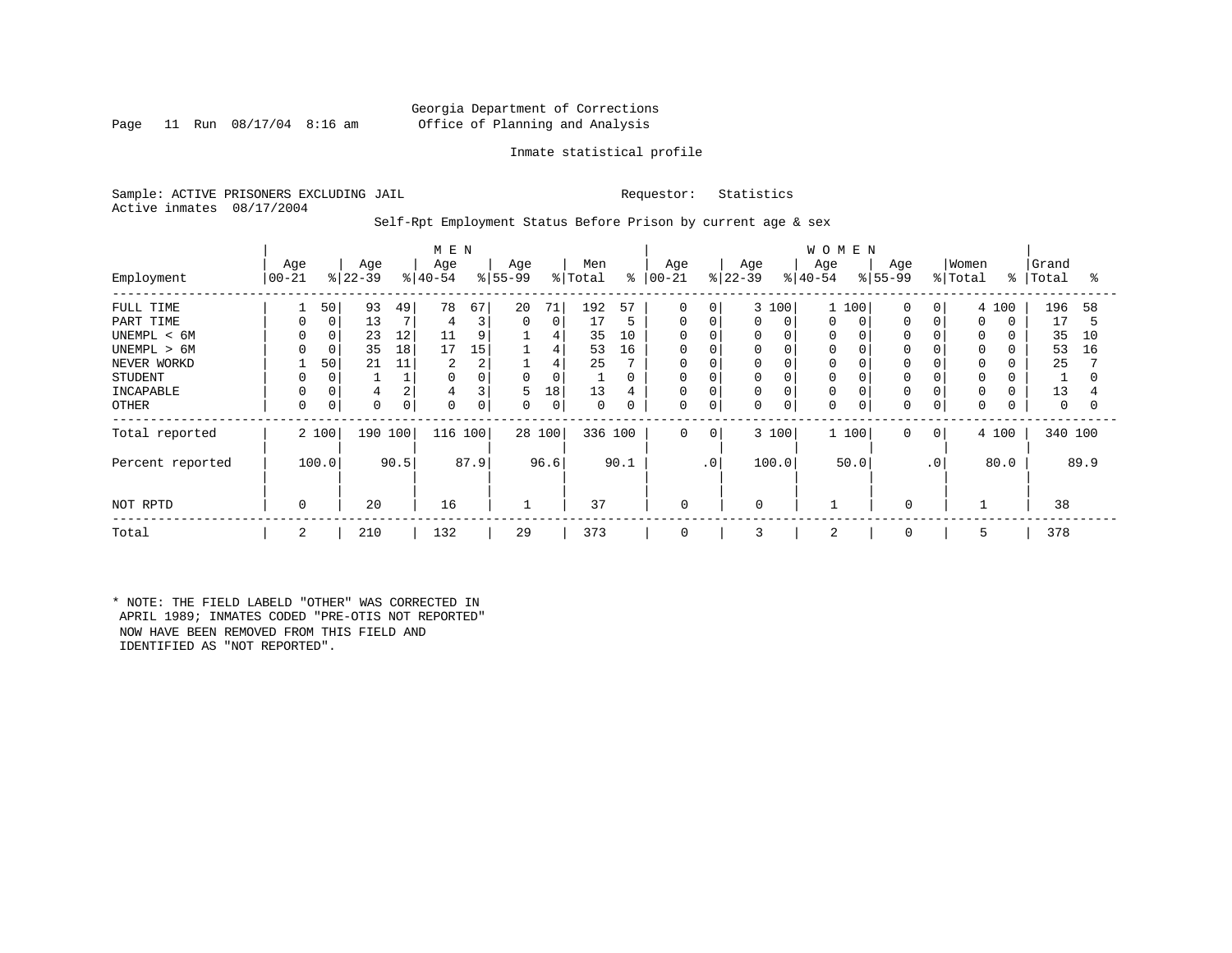Georgia Department of Corrections
Office of Planning and Analysis

Inmate statistical profile

Sample: ACTIVE PRISONERS EXCLUDING JAIL　　　Requestor: Statistics
Active inmates 08/17/2004

Self-Rpt Employment Status Before Prison by current age & sex

| Employment | MEN Age 00-21 | % | Age 22-39 | % | Age 40-54 | % | Age 55-99 | % | Men Total | % | WOMEN Age 00-21 | % | Age 22-39 | % | Age 40-54 | % | Age 55-99 | % | Women Total | % | Grand Total | % |
|---|---|---|---|---|---|---|---|---|---|---|---|---|---|---|---|---|---|---|---|---|---|---|
| FULL TIME | 1 | 50 | 93 | 49 | 78 | 67 | 20 | 71 | 192 | 57 | 0 | 0 | 3 | 100 | 1 | 100 | 0 | 0 | 4 | 100 | 196 | 58 |
| PART TIME | 0 | 0 | 13 | 7 | 4 | 3 | 0 | 0 | 17 | 5 | 0 | 0 | 0 | 0 | 0 | 0 | 0 | 0 | 0 | 0 | 17 | 5 |
| UNEMPL < 6M | 0 | 0 | 23 | 12 | 11 | 9 | 1 | 4 | 35 | 10 | 0 | 0 | 0 | 0 | 0 | 0 | 0 | 0 | 0 | 0 | 35 | 10 |
| UNEMPL > 6M | 0 | 0 | 35 | 18 | 17 | 15 | 1 | 4 | 53 | 16 | 0 | 0 | 0 | 0 | 0 | 0 | 0 | 0 | 0 | 0 | 53 | 16 |
| NEVER WORKD | 1 | 50 | 21 | 11 | 2 | 2 | 1 | 4 | 25 | 7 | 0 | 0 | 0 | 0 | 0 | 0 | 0 | 0 | 0 | 0 | 25 | 7 |
| STUDENT | 0 | 0 | 1 | 1 | 0 | 0 | 0 | 0 | 1 | 0 | 0 | 0 | 0 | 0 | 0 | 0 | 0 | 0 | 0 | 0 | 1 | 0 |
| INCAPABLE | 0 | 0 | 4 | 2 | 4 | 3 | 5 | 18 | 13 | 4 | 0 | 0 | 0 | 0 | 0 | 0 | 0 | 0 | 0 | 0 | 13 | 4 |
| OTHER | 0 | 0 | 0 | 0 | 0 | 0 | 0 | 0 | 0 | 0 | 0 | 0 | 0 | 0 | 0 | 0 | 0 | 0 | 0 | 0 | 0 | 0 |
| Total reported | 2 | 100 | 190 | 100 | 116 | 100 | 28 | 100 | 336 | 100 | 0 | 0 | 3 | 100 | 1 | 100 | 0 | 0 | 4 | 100 | 340 | 100 |
| Percent reported | | 100.0 | | 90.5 | | 87.9 | | 96.6 | | 90.1 | | .0 | | 100.0 | | 50.0 | | .0 | | 80.0 | | 89.9 |
| NOT RPTD | 0 | | 20 | | 16 | | 1 | | 37 | | 0 | | 0 | | 1 | | 0 | | 1 | | 38 | |
| Total | 2 | | 210 | | 132 | | 29 | | 373 | | 0 | | 3 | | 2 | | 0 | | 5 | | 378 | |

* NOTE: THE FIELD LABELD "OTHER" WAS CORRECTED IN APRIL 1989; INMATES CODED "PRE-OTIS NOT REPORTED" NOW HAVE BEEN REMOVED FROM THIS FIELD AND IDENTIFIED AS "NOT REPORTED".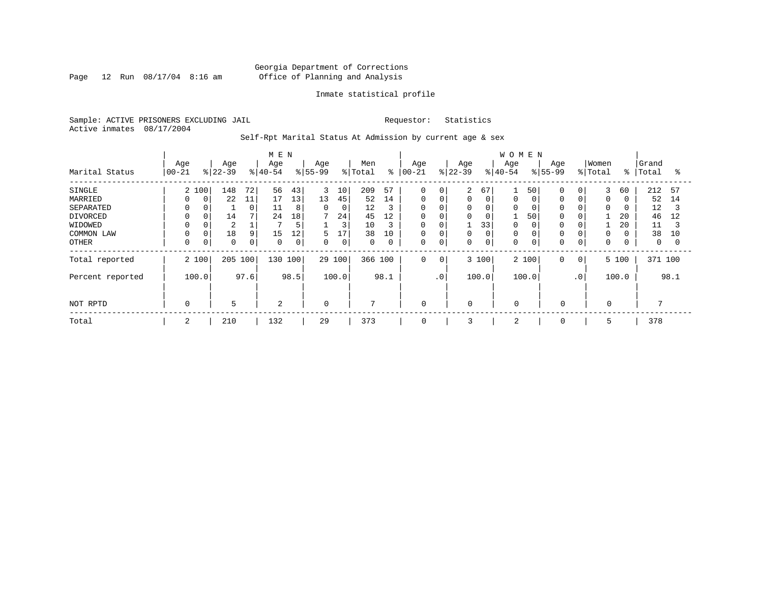Georgia Department of Corrections
Office of Planning and Analysis

Page 12 Run 08/17/04 8:16 am

Inmate statistical profile

Sample: ACTIVE PRISONERS EXCLUDING JAIL    Requestor: Statistics
Active inmates 08/17/2004

Self-Rpt Marital Status At Admission by current age & sex

| Marital Status | MEN Age 00-21 | % | Age 22-39 | % | Age 40-54 | % | Age 55-99 | % | Men Total | % | WOMEN Age 00-21 | % | Age 22-39 | % | Age 40-54 | % | Age 55-99 | % | Women Total | % | Grand Total | % |
|---|---|---|---|---|---|---|---|---|---|---|---|---|---|---|---|---|---|---|---|---|---|---|
| SINGLE | 2 | 100 | 148 | 72 | 56 | 43 | 3 | 10 | 209 | 57 | 0 | 0 | 2 | 67 | 1 | 50 | 0 | 0 | 3 | 60 | 212 | 57 |
| MARRIED | 0 | 0 | 22 | 11 | 17 | 13 | 13 | 45 | 52 | 14 | 0 | 0 | 0 | 0 | 0 | 0 | 0 | 0 | 0 | 0 | 52 | 14 |
| SEPARATED | 0 | 0 | 1 | 0 | 11 | 8 | 0 | 0 | 12 | 3 | 0 | 0 | 0 | 0 | 0 | 0 | 0 | 0 | 0 | 0 | 12 | 3 |
| DIVORCED | 0 | 0 | 14 | 7 | 24 | 18 | 7 | 24 | 45 | 12 | 0 | 0 | 0 | 0 | 1 | 50 | 0 | 0 | 1 | 20 | 46 | 12 |
| WIDOWED | 0 | 0 | 2 | 1 | 7 | 5 | 1 | 3 | 10 | 3 | 0 | 0 | 1 | 33 | 0 | 0 | 0 | 0 | 1 | 20 | 11 | 3 |
| COMMON LAW | 0 | 0 | 18 | 9 | 15 | 12 | 5 | 17 | 38 | 10 | 0 | 0 | 0 | 0 | 0 | 0 | 0 | 0 | 0 | 0 | 38 | 10 |
| OTHER | 0 | 0 | 0 | 0 | 0 | 0 | 0 | 0 | 0 | 0 | 0 | 0 | 0 | 0 | 0 | 0 | 0 | 0 | 0 | 0 | 0 | 0 |
| Total reported | 2 | 100 | 205 | 100 | 130 | 100 | 29 | 100 | 366 | 100 | 0 | 0 | 3 | 100 | 2 | 100 | 0 | 0 | 5 | 100 | 371 | 100 |
| Percent reported | 100.0 | | 97.6 | | 98.5 | | 100.0 | | 98.1 | | .0 | | 100.0 | | 100.0 | | .0 | | 100.0 | | 98.1 | |
| NOT RPTD | 0 | | 5 | | 2 | | 0 | | 7 | | 0 | | 0 | | 0 | | 0 | | 0 | | 7 | |
| Total | 2 | | 210 | | 132 | | 29 | | 373 | | 0 | | 3 | | 2 | | 0 | | 5 | | 378 | |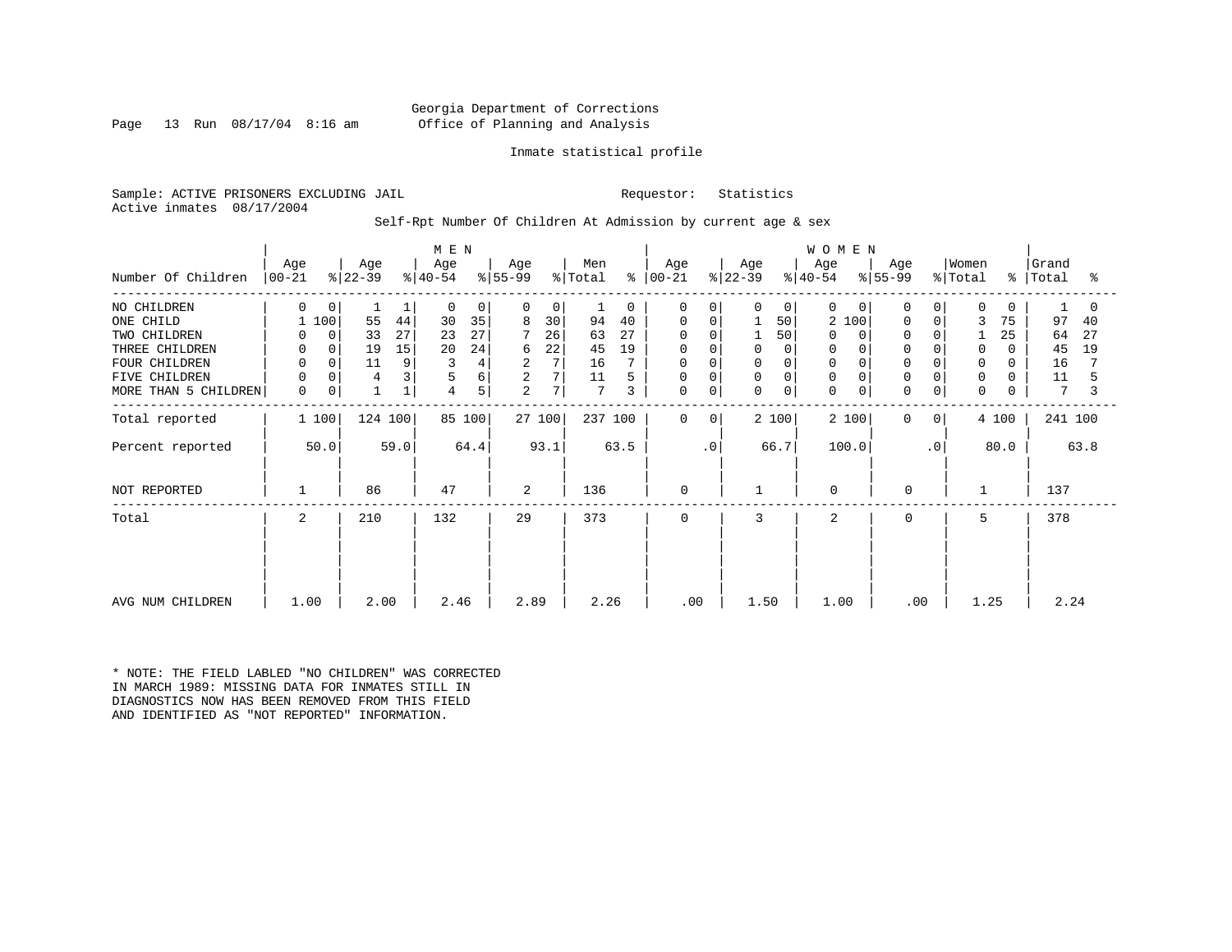Georgia Department of Corrections
Office of Planning and Analysis

Inmate statistical profile

Sample: ACTIVE PRISONERS EXCLUDING JAIL    Requestor: Statistics
Active inmates 08/17/2004

Self-Rpt Number Of Children At Admission by current age & sex

| Number Of Children | MEN Age 00-21 | % | Age 22-39 | % | Age 40-54 | % | Age 55-99 | % | Men Total | % | WOMEN Age 00-21 | % | Age 22-39 | % | Age 40-54 | % | Age 55-99 | % | Women Total | % | Grand Total | % |
|---|---|---|---|---|---|---|---|---|---|---|---|---|---|---|---|---|---|---|---|---|---|---|
| NO CHILDREN | 0 | 0 | 1 | 1 | 0 | 0 | 0 | 0 | 1 | 0 | 0 | 0 | 0 | 0 | 0 | 0 | 0 | 0 | 0 | 0 | 1 | 0 |
| ONE CHILD | 1 | 100 | 55 | 44 | 30 | 35 | 8 | 30 | 94 | 40 | 0 | 0 | 1 | 50 | 2 | 100 | 0 | 0 | 3 | 75 | 97 | 40 |
| TWO CHILDREN | 0 | 0 | 33 | 27 | 23 | 27 | 7 | 26 | 63 | 27 | 0 | 0 | 1 | 50 | 0 | 0 | 0 | 0 | 1 | 25 | 64 | 27 |
| THREE CHILDREN | 0 | 0 | 19 | 15 | 20 | 24 | 6 | 22 | 45 | 19 | 0 | 0 | 0 | 0 | 0 | 0 | 0 | 0 | 0 | 0 | 45 | 19 |
| FOUR CHILDREN | 0 | 0 | 11 | 9 | 3 | 4 | 2 | 7 | 16 | 7 | 0 | 0 | 0 | 0 | 0 | 0 | 0 | 0 | 0 | 0 | 16 | 7 |
| FIVE CHILDREN | 0 | 0 | 4 | 3 | 5 | 6 | 2 | 7 | 11 | 5 | 0 | 0 | 0 | 0 | 0 | 0 | 0 | 0 | 0 | 0 | 11 | 5 |
| MORE THAN 5 CHILDREN | 0 | 0 | 1 | 1 | 4 | 5 | 2 | 7 | 7 | 3 | 0 | 0 | 0 | 0 | 0 | 0 | 0 | 0 | 0 | 0 | 7 | 3 |
| Total reported | 1 | 100 | 124 | 100 | 85 | 100 | 27 | 100 | 237 | 100 | 0 | 0 | 2 | 100 | 2 | 100 | 0 | 0 | 4 | 100 | 241 | 100 |
| Percent reported | 50.0 | | 59.0 | | 64.4 | | 93.1 | | 63.5 | | .0 | | 66.7 | | 100.0 | | .0 | | 80.0 | | 63.8 | |
| NOT REPORTED | 1 | | 86 | | 47 | | 2 | | 136 | | 0 | | 1 | | 0 | | 0 | | 1 | | 137 | |
| Total | 2 | | 210 | | 132 | | 29 | | 373 | | 0 | | 3 | | 2 | | 0 | | 5 | | 378 | |
| AVG NUM CHILDREN | 1.00 | | 2.00 | | 2.46 | | 2.89 | | 2.26 | | .00 | | 1.50 | | 1.00 | | .00 | | 1.25 | | 2.24 | |

* NOTE: THE FIELD LABLED "NO CHILDREN" WAS CORRECTED IN MARCH 1989: MISSING DATA FOR INMATES STILL IN DIAGNOSTICS NOW HAS BEEN REMOVED FROM THIS FIELD AND IDENTIFIED AS "NOT REPORTED" INFORMATION.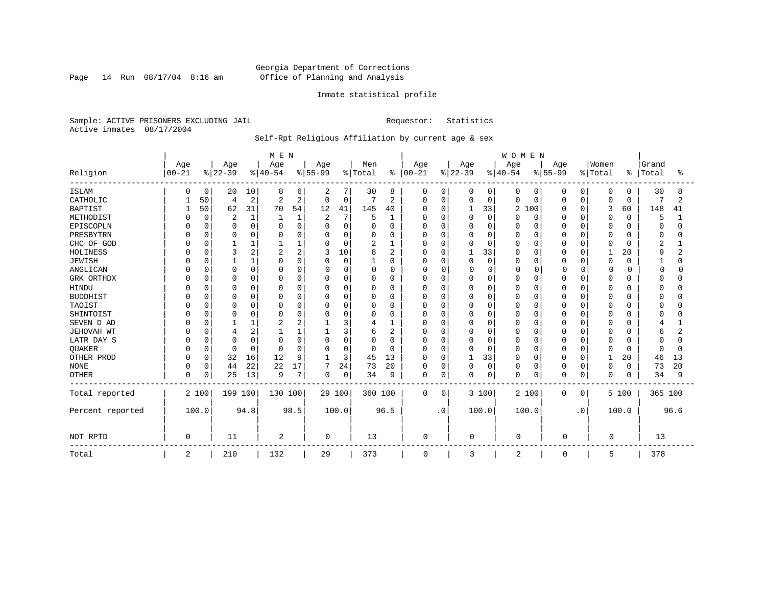Georgia Department of Corrections
Office of Planning and Analysis

Inmate statistical profile

Sample: ACTIVE PRISONERS EXCLUDING JAIL    Requestor: Statistics
Active inmates 08/17/2004

Self-Rpt Religious Affiliation by current age & sex

| Religion | MEN Age 00-21 | % | Age 22-39 | % | Age 40-54 | % | Age 55-99 | % | Men Total | % | WOMEN Age 00-21 | % | Age 22-39 | % | Age 40-54 | % | Age 55-99 | % | Women Total | % | Grand Total | % |
|---|---|---|---|---|---|---|---|---|---|---|---|---|---|---|---|---|---|---|---|---|---|---|
| ISLAM | 0 | 0 | 20 | 10 | 8 | 6 | 2 | 7 | 30 | 8 | 0 | 0 | 0 | 0 | 0 | 0 | 0 | 0 | 0 | 0 | 30 | 8 |
| CATHOLIC | 1 | 50 | 4 | 2 | 2 | 2 | 0 | 0 | 7 | 2 | 0 | 0 | 0 | 0 | 0 | 0 | 0 | 0 | 0 | 0 | 7 | 2 |
| BAPTIST | 1 | 50 | 62 | 31 | 70 | 54 | 12 | 41 | 145 | 40 | 0 | 0 | 1 | 33 | 2 | 100 | 0 | 0 | 3 | 60 | 148 | 41 |
| METHODIST | 0 | 0 | 2 | 1 | 1 | 1 | 2 | 7 | 5 | 1 | 0 | 0 | 0 | 0 | 0 | 0 | 0 | 0 | 0 | 0 | 5 | 1 |
| EPISCOPLN | 0 | 0 | 0 | 0 | 0 | 0 | 0 | 0 | 0 | 0 | 0 | 0 | 0 | 0 | 0 | 0 | 0 | 0 | 0 | 0 | 0 | 0 |
| PRESBYTRN | 0 | 0 | 0 | 0 | 0 | 0 | 0 | 0 | 0 | 0 | 0 | 0 | 0 | 0 | 0 | 0 | 0 | 0 | 0 | 0 | 0 | 0 |
| CHC OF GOD | 0 | 0 | 1 | 1 | 1 | 1 | 0 | 0 | 2 | 1 | 0 | 0 | 0 | 0 | 0 | 0 | 0 | 0 | 0 | 0 | 2 | 1 |
| HOLINESS | 0 | 0 | 3 | 2 | 2 | 2 | 3 | 10 | 8 | 2 | 0 | 0 | 1 | 33 | 0 | 0 | 0 | 0 | 1 | 20 | 9 | 2 |
| JEWISH | 0 | 0 | 1 | 1 | 0 | 0 | 0 | 0 | 1 | 0 | 0 | 0 | 0 | 0 | 0 | 0 | 0 | 0 | 0 | 0 | 1 | 0 |
| ANGLICAN | 0 | 0 | 0 | 0 | 0 | 0 | 0 | 0 | 0 | 0 | 0 | 0 | 0 | 0 | 0 | 0 | 0 | 0 | 0 | 0 | 0 | 0 |
| GRK ORTHDX | 0 | 0 | 0 | 0 | 0 | 0 | 0 | 0 | 0 | 0 | 0 | 0 | 0 | 0 | 0 | 0 | 0 | 0 | 0 | 0 | 0 | 0 |
| HINDU | 0 | 0 | 0 | 0 | 0 | 0 | 0 | 0 | 0 | 0 | 0 | 0 | 0 | 0 | 0 | 0 | 0 | 0 | 0 | 0 | 0 | 0 |
| BUDDHIST | 0 | 0 | 0 | 0 | 0 | 0 | 0 | 0 | 0 | 0 | 0 | 0 | 0 | 0 | 0 | 0 | 0 | 0 | 0 | 0 | 0 | 0 |
| TAOIST | 0 | 0 | 0 | 0 | 0 | 0 | 0 | 0 | 0 | 0 | 0 | 0 | 0 | 0 | 0 | 0 | 0 | 0 | 0 | 0 | 0 | 0 |
| SHINTOIST | 0 | 0 | 0 | 0 | 0 | 0 | 0 | 0 | 0 | 0 | 0 | 0 | 0 | 0 | 0 | 0 | 0 | 0 | 0 | 0 | 0 | 0 |
| SEVEN D AD | 0 | 0 | 1 | 1 | 2 | 2 | 1 | 3 | 4 | 1 | 0 | 0 | 0 | 0 | 0 | 0 | 0 | 0 | 0 | 0 | 4 | 1 |
| JEHOVAH WT | 0 | 0 | 4 | 2 | 1 | 1 | 1 | 3 | 6 | 2 | 0 | 0 | 0 | 0 | 0 | 0 | 0 | 0 | 0 | 0 | 6 | 2 |
| LATR DAY S | 0 | 0 | 0 | 0 | 0 | 0 | 0 | 0 | 0 | 0 | 0 | 0 | 0 | 0 | 0 | 0 | 0 | 0 | 0 | 0 | 0 | 0 |
| QUAKER | 0 | 0 | 0 | 0 | 0 | 0 | 0 | 0 | 0 | 0 | 0 | 0 | 0 | 0 | 0 | 0 | 0 | 0 | 0 | 0 | 0 | 0 |
| OTHER PROD | 0 | 0 | 32 | 16 | 12 | 9 | 1 | 3 | 45 | 13 | 0 | 0 | 1 | 33 | 0 | 0 | 0 | 0 | 1 | 20 | 46 | 13 |
| NONE | 0 | 0 | 44 | 22 | 22 | 17 | 7 | 24 | 73 | 20 | 0 | 0 | 0 | 0 | 0 | 0 | 0 | 0 | 0 | 0 | 73 | 20 |
| OTHER | 0 | 0 | 25 | 13 | 9 | 7 | 0 | 0 | 34 | 9 | 0 | 0 | 0 | 0 | 0 | 0 | 0 | 0 | 0 | 0 | 34 | 9 |
| Total reported | 2 | 100 | 199 | 100 | 130 | 100 | 29 | 100 | 360 | 100 | 0 | 0 | 3 | 100 | 2 | 100 | 0 | 0 | 5 | 100 | 365 | 100 |
| Percent reported | | 100.0 | | 94.8 | | 98.5 | | 100.0 | | 96.5 | | .0 | | 100.0 | | 100.0 | | .0 | | 100.0 | | 96.6 |
| NOT RPTD | 0 | | 11 | | 2 | | 0 | | 13 | | 0 | | 0 | | 0 | | 0 | | 0 | | 13 | |
| Total | 2 | | 210 | | 132 | | 29 | | 373 | | 0 | | 3 | | 2 | | 0 | | 5 | | 378 | |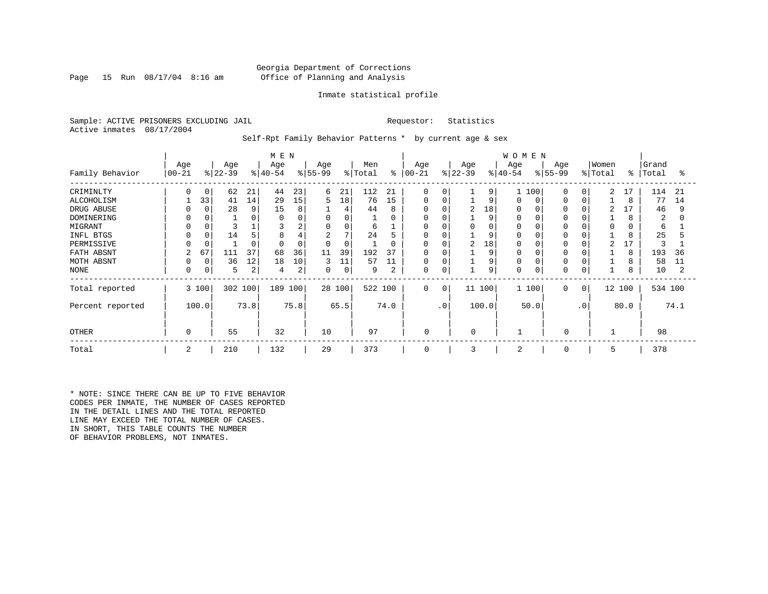Georgia Department of Corrections
Office of Planning and Analysis

Inmate statistical profile

Sample: ACTIVE PRISONERS EXCLUDING JAIL    Requestor: Statistics
Active inmates 08/17/2004

Self-Rpt Family Behavior Patterns * by current age & sex

| Family Behavior | MEN Age 00-21 | % | Age 22-39 | % | Age 40-54 | % | Age 55-99 | % | Men Total | % | WOMEN Age 00-21 | % | Age 22-39 | % | Age 40-54 | % | Age 55-99 | % | Women Total | % | Grand Total | % |
|---|---|---|---|---|---|---|---|---|---|---|---|---|---|---|---|---|---|---|---|---|---|---|
| CRIMINLTY | 0 | 0 | 62 | 21 | 44 | 23 | 6 | 21 | 112 | 21 | 0 | 0 | 1 | 9 | 1 | 100 | 0 | 0 | 2 | 17 | 114 | 21 |
| ALCOHOLISM | 1 | 33 | 41 | 14 | 29 | 15 | 5 | 18 | 76 | 15 | 0 | 0 | 1 | 9 | 0 | 0 | 0 | 0 | 1 | 8 | 77 | 14 |
| DRUG ABUSE | 0 | 0 | 28 | 9 | 15 | 8 | 1 | 4 | 44 | 8 | 0 | 0 | 2 | 18 | 0 | 0 | 0 | 0 | 2 | 17 | 46 | 9 |
| DOMINERING | 0 | 0 | 1 | 0 | 0 | 0 | 0 | 0 | 1 | 0 | 0 | 0 | 1 | 9 | 0 | 0 | 0 | 0 | 1 | 8 | 2 | 0 |
| MIGRANT | 0 | 0 | 3 | 1 | 3 | 2 | 0 | 0 | 6 | 1 | 0 | 0 | 0 | 0 | 0 | 0 | 0 | 0 | 0 | 0 | 6 | 1 |
| INFL BTGS | 0 | 0 | 14 | 5 | 8 | 4 | 2 | 7 | 24 | 5 | 0 | 0 | 1 | 9 | 0 | 0 | 0 | 0 | 1 | 8 | 25 | 5 |
| PERMISSIVE | 0 | 0 | 1 | 0 | 0 | 0 | 0 | 0 | 1 | 0 | 0 | 0 | 2 | 18 | 0 | 0 | 0 | 0 | 2 | 17 | 3 | 1 |
| FATH ABSNT | 2 | 67 | 111 | 37 | 68 | 36 | 11 | 39 | 192 | 37 | 0 | 0 | 1 | 9 | 0 | 0 | 0 | 0 | 1 | 8 | 193 | 36 |
| MOTH ABSNT | 0 | 0 | 36 | 12 | 18 | 10 | 3 | 11 | 57 | 11 | 0 | 0 | 1 | 9 | 0 | 0 | 0 | 0 | 1 | 8 | 58 | 11 |
| NONE | 0 | 0 | 5 | 2 | 4 | 2 | 0 | 0 | 9 | 2 | 0 | 0 | 1 | 9 | 0 | 0 | 0 | 0 | 1 | 8 | 10 | 2 |
| Total reported | 3 | 100 | 302 | 100 | 189 | 100 | 28 | 100 | 522 | 100 | 0 | 0 | 11 | 100 | 1 | 100 | 0 | 0 | 12 | 100 | 534 | 100 |
| Percent reported | | 100.0 | | 73.8 | | 75.8 | | 65.5 | | 74.0 | | .0 | | 100.0 | | 50.0 | | .0 | | 80.0 | | 74.1 |
| OTHER | 0 | | 55 | | 32 | | 10 | | 97 | | 0 | | 0 | | 1 | | 0 | | 1 | | 98 | |
| Total | 2 | | 210 | | 132 | | 29 | | 373 | | 0 | | 3 | | 2 | | 0 | | 5 | | 378 | |

* NOTE: SINCE THERE CAN BE UP TO FIVE BEHAVIOR CODES PER INMATE, THE NUMBER OF CASES REPORTED IN THE DETAIL LINES AND THE TOTAL REPORTED LINE MAY EXCEED THE TOTAL NUMBER OF CASES. IN SHORT, THIS TABLE COUNTS THE NUMBER OF BEHAVIOR PROBLEMS, NOT INMATES.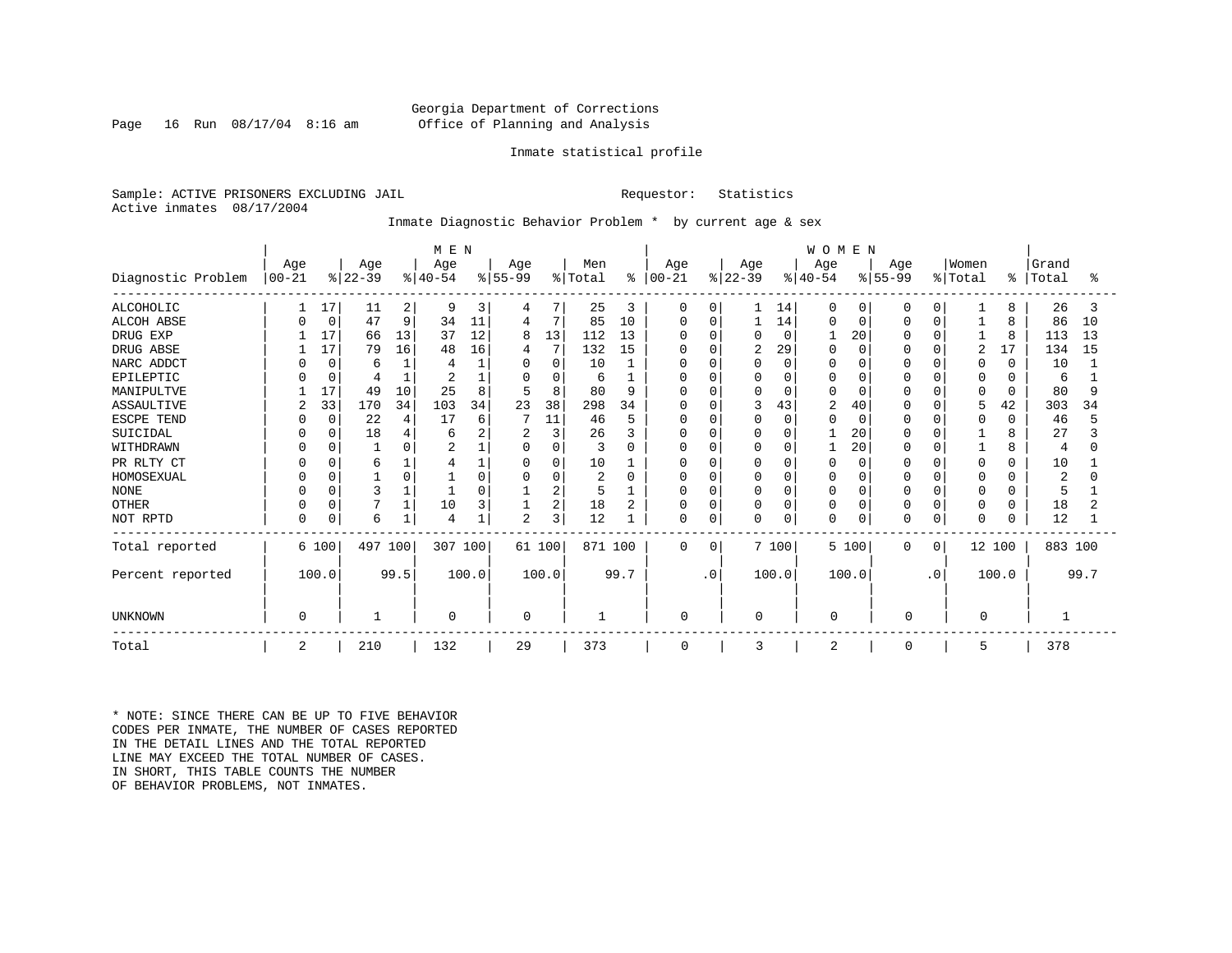Georgia Department of Corrections
Office of Planning and Analysis

Inmate statistical profile

Sample: ACTIVE PRISONERS EXCLUDING JAIL    Requestor: Statistics
Active inmates 08/17/2004

Inmate Diagnostic Behavior Problem * by current age & sex

| Diagnostic Problem | MEN Age 00-21 | % | Age 22-39 | % | Age 40-54 | % | Age 55-99 | % | Men Total | % | WOMEN Age 00-21 | % | Age 22-39 | % | Age 40-54 | % | Age 55-99 | % | Women Total | % | Grand Total | % |
|---|---|---|---|---|---|---|---|---|---|---|---|---|---|---|---|---|---|---|---|---|---|---|
| ALCOHOLIC | 1 | 17 | 11 | 2 | 9 | 3 | 4 | 7 | 25 | 3 | 0 | 0 | 1 | 14 | 0 | 0 | 0 | 0 | 1 | 8 | 26 | 3 |
| ALCOH ABSE | 0 | 0 | 47 | 9 | 34 | 11 | 4 | 7 | 85 | 10 | 0 | 0 | 1 | 14 | 0 | 0 | 0 | 0 | 1 | 8 | 86 | 10 |
| DRUG EXP | 1 | 17 | 66 | 13 | 37 | 12 | 8 | 13 | 112 | 13 | 0 | 0 | 0 | 0 | 1 | 20 | 0 | 0 | 1 | 8 | 113 | 13 |
| DRUG ABSE | 1 | 17 | 79 | 16 | 48 | 16 | 4 | 7 | 132 | 15 | 0 | 0 | 2 | 29 | 0 | 0 | 0 | 0 | 2 | 17 | 134 | 15 |
| NARC ADDCT | 0 | 0 | 6 | 1 | 4 | 1 | 0 | 0 | 10 | 1 | 0 | 0 | 0 | 0 | 0 | 0 | 0 | 0 | 0 | 0 | 10 | 1 |
| EPILEPTIC | 0 | 0 | 4 | 1 | 2 | 1 | 0 | 0 | 6 | 1 | 0 | 0 | 0 | 0 | 0 | 0 | 0 | 0 | 0 | 0 | 6 | 1 |
| MANIPULTVE | 1 | 17 | 49 | 10 | 25 | 8 | 5 | 8 | 80 | 9 | 0 | 0 | 0 | 0 | 0 | 0 | 0 | 0 | 0 | 0 | 80 | 9 |
| ASSAULTIVE | 2 | 33 | 170 | 34 | 103 | 34 | 23 | 38 | 298 | 34 | 0 | 0 | 3 | 43 | 2 | 40 | 0 | 0 | 5 | 42 | 303 | 34 |
| ESCPE TEND | 0 | 0 | 22 | 4 | 17 | 6 | 7 | 11 | 46 | 5 | 0 | 0 | 0 | 0 | 0 | 0 | 0 | 0 | 0 | 0 | 46 | 5 |
| SUICIDAL | 0 | 0 | 18 | 4 | 6 | 2 | 2 | 3 | 26 | 3 | 0 | 0 | 0 | 0 | 1 | 20 | 0 | 0 | 1 | 8 | 27 | 3 |
| WITHDRAWN | 0 | 0 | 1 | 0 | 2 | 1 | 0 | 0 | 3 | 0 | 0 | 0 | 0 | 0 | 1 | 20 | 0 | 0 | 1 | 8 | 4 | 0 |
| PR RLTY CT | 0 | 0 | 6 | 1 | 4 | 1 | 0 | 0 | 10 | 1 | 0 | 0 | 0 | 0 | 0 | 0 | 0 | 0 | 0 | 0 | 10 | 1 |
| HOMOSEXUAL | 0 | 0 | 1 | 0 | 1 | 0 | 0 | 0 | 2 | 0 | 0 | 0 | 0 | 0 | 0 | 0 | 0 | 0 | 0 | 0 | 2 | 0 |
| NONE | 0 | 0 | 3 | 1 | 1 | 0 | 1 | 2 | 5 | 1 | 0 | 0 | 0 | 0 | 0 | 0 | 0 | 0 | 0 | 0 | 5 | 1 |
| OTHER | 0 | 0 | 7 | 1 | 10 | 3 | 1 | 2 | 18 | 2 | 0 | 0 | 0 | 0 | 0 | 0 | 0 | 0 | 0 | 0 | 18 | 2 |
| NOT RPTD | 0 | 0 | 6 | 1 | 4 | 1 | 2 | 3 | 12 | 1 | 0 | 0 | 0 | 0 | 0 | 0 | 0 | 0 | 0 | 0 | 12 | 1 |
| Total reported | 6 | 100 | 497 | 100 | 307 | 100 | 61 | 100 | 871 | 100 | 0 | 0 | 7 | 100 | 5 | 100 | 0 | 0 | 12 | 100 | 883 | 100 |
| Percent reported | 100.0 | | 99.5 | | 100.0 | | 100.0 | | 99.7 | | .0 | | 100.0 | | 100.0 | | .0 | | 100.0 | | 99.7 | |
| UNKNOWN | 0 | | 1 | | 0 | | 0 | | 1 | | 0 | | 0 | | 0 | | 0 | | 0 | | 1 | |
| Total | 2 | | 210 | | 132 | | 29 | | 373 | | 0 | | 3 | | 2 | | 0 | | 5 | | 378 | |

* NOTE: SINCE THERE CAN BE UP TO FIVE BEHAVIOR
CODES PER INMATE, THE NUMBER OF CASES REPORTED
IN THE DETAIL LINES AND THE TOTAL REPORTED
LINE MAY EXCEED THE TOTAL NUMBER OF CASES.
IN SHORT, THIS TABLE COUNTS THE NUMBER
OF BEHAVIOR PROBLEMS, NOT INMATES.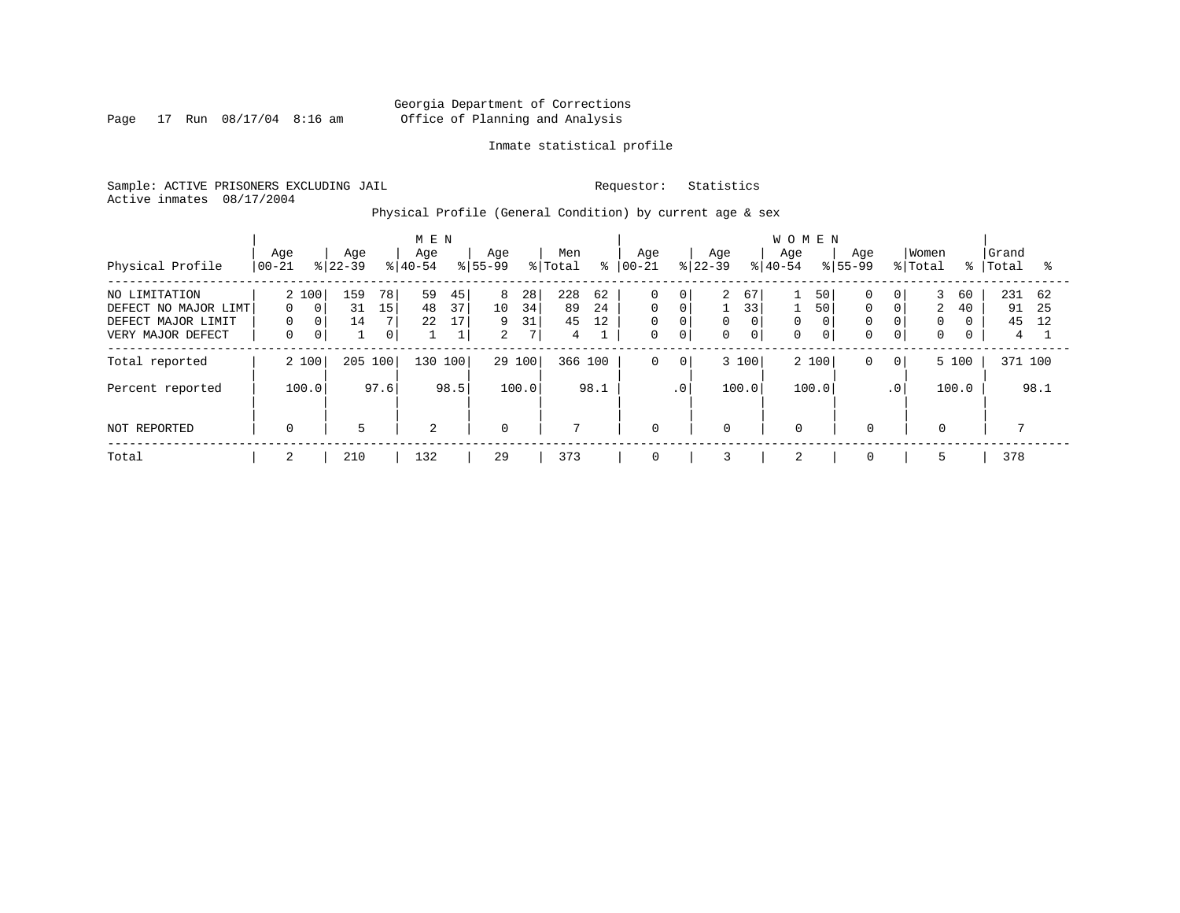Georgia Department of Corrections
Office of Planning and Analysis

Inmate statistical profile

Sample: ACTIVE PRISONERS EXCLUDING JAIL

Requestor: Statistics

Active inmates 08/17/2004

Physical Profile (General Condition) by current age & sex

| Physical Profile | MEN Age 00-21 | % | Age 22-39 | % | Age 40-54 | % | Age 55-99 | % | Men Total | % | WOMEN Age 00-21 | % | Age 22-39 | % | Age 40-54 | % | Age 55-99 | % | Women Total | % | Grand Total | % |
|---|---|---|---|---|---|---|---|---|---|---|---|---|---|---|---|---|---|---|---|---|---|---|
| NO LIMITATION | 2 | 100 | 159 | 78 | 59 | 45 | 8 | 28 | 228 | 62 | 0 | 0 | 2 | 67 | 1 | 50 | 0 | 0 | 3 | 60 | 231 | 62 |
| DEFECT NO MAJOR LIMT | 0 | 0 | 31 | 15 | 48 | 37 | 10 | 34 | 89 | 24 | 0 | 0 | 1 | 33 | 1 | 50 | 0 | 0 | 2 | 40 | 91 | 25 |
| DEFECT MAJOR LIMIT | 0 | 0 | 14 | 7 | 22 | 17 | 9 | 31 | 45 | 12 | 0 | 0 | 0 | 0 | 0 | 0 | 0 | 0 | 0 | 0 | 45 | 12 |
| VERY MAJOR DEFECT | 0 | 0 | 1 | 0 | 1 | 1 | 2 | 7 | 4 | 1 | 0 | 0 | 0 | 0 | 0 | 0 | 0 | 0 | 0 | 0 | 4 | 1 |
| Total reported | 2 | 100 | 205 | 100 | 130 | 100 | 29 | 100 | 366 | 100 | 0 | 0 | 3 | 100 | 2 | 100 | 0 | 0 | 5 | 100 | 371 | 100 |
| Percent reported | 100.0 | | 97.6 | | 98.5 | | 100.0 | | 98.1 | | .0 | | 100.0 | | 100.0 | | .0 | | 100.0 | | 98.1 | |
| NOT REPORTED | 0 | | 5 | | 2 | | 0 | | 7 | | 0 | | 0 | | 0 | | 0 | | 0 | | 7 | |
| Total | 2 | | 210 | | 132 | | 29 | | 373 | | 0 | | 3 | | 2 | | 0 | | 5 | | 378 | |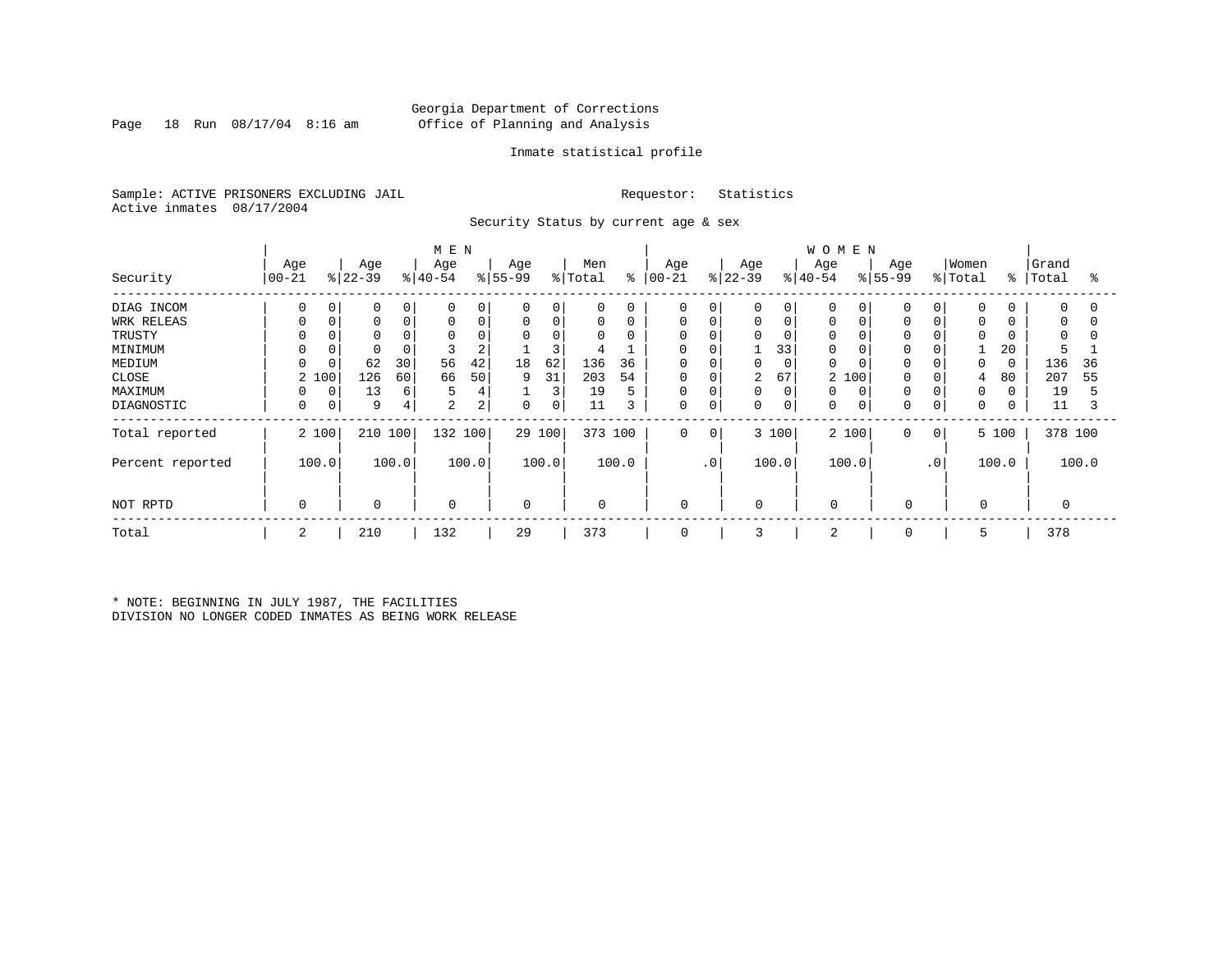Georgia Department of Corrections
Office of Planning and Analysis

Inmate statistical profile

Sample: ACTIVE PRISONERS EXCLUDING JAIL                Requestor: Statistics
Active inmates 08/17/2004

Security Status by current age & sex

| | MEN | | | | | | | | | | WOMEN | | | | | | | | | | | |
|---|---|---|---|---|---|---|---|---|---|---|---|---|---|---|---|---|---|---|---|---|---|---|
| Security | Age 00-21 | % | Age 22-39 | % | Age 40-54 | % | Age 55-99 | % | Men Total | % | Age 00-21 | % | Age 22-39 | % | Age 40-54 | % | Age 55-99 | % | Women Total | % | Grand Total | % |
| DIAG INCOM | 0 | 0 | 0 | 0 | 0 | 0 | 0 | 0 | 0 | 0 | 0 | 0 | 0 | 0 | 0 | 0 | 0 | 0 | 0 | 0 | 0 | 0 |
| WRK RELEAS | 0 | 0 | 0 | 0 | 0 | 0 | 0 | 0 | 0 | 0 | 0 | 0 | 0 | 0 | 0 | 0 | 0 | 0 | 0 | 0 | 0 | 0 |
| TRUSTY | 0 | 0 | 0 | 0 | 0 | 0 | 0 | 0 | 0 | 0 | 0 | 0 | 0 | 0 | 0 | 0 | 0 | 0 | 0 | 0 | 0 | 0 |
| MINIMUM | 0 | 0 | 0 | 0 | 3 | 2 | 1 | 3 | 4 | 1 | 0 | 0 | 1 | 33 | 0 | 0 | 0 | 0 | 1 | 20 | 5 | 1 |
| MEDIUM | 0 | 0 | 62 | 30 | 56 | 42 | 18 | 62 | 136 | 36 | 0 | 0 | 0 | 0 | 0 | 0 | 0 | 0 | 0 | 0 | 136 | 36 |
| CLOSE | 2 | 100 | 126 | 60 | 66 | 50 | 9 | 31 | 203 | 54 | 0 | 0 | 2 | 67 | 2 | 100 | 0 | 0 | 4 | 80 | 207 | 55 |
| MAXIMUM | 0 | 0 | 13 | 6 | 5 | 4 | 1 | 3 | 19 | 5 | 0 | 0 | 0 | 0 | 0 | 0 | 0 | 0 | 0 | 0 | 19 | 5 |
| DIAGNOSTIC | 0 | 0 | 9 | 4 | 2 | 2 | 0 | 0 | 11 | 3 | 0 | 0 | 0 | 0 | 0 | 0 | 0 | 0 | 0 | 0 | 11 | 3 |
| Total reported | 2 | 100 | 210 | 100 | 132 | 100 | 29 | 100 | 373 | 100 | 0 | 0 | 3 | 100 | 2 | 100 | 0 | 0 | 5 | 100 | 378 | 100 |
| Percent reported | | 100.0 | | 100.0 | | 100.0 | | 100.0 | | 100.0 | | .0 | | 100.0 | | 100.0 | | .0 | | 100.0 | | 100.0 |
| NOT RPTD | 0 | | 0 | | 0 | | 0 | | 0 | | 0 | | 0 | | 0 | | 0 | | 0 | | 0 | |
| Total | 2 | | 210 | | 132 | | 29 | | 373 | | 0 | | 3 | | 2 | | 0 | | 5 | | 378 | |

* NOTE: BEGINNING IN JULY 1987, THE FACILITIES DIVISION NO LONGER CODED INMATES AS BEING WORK RELEASE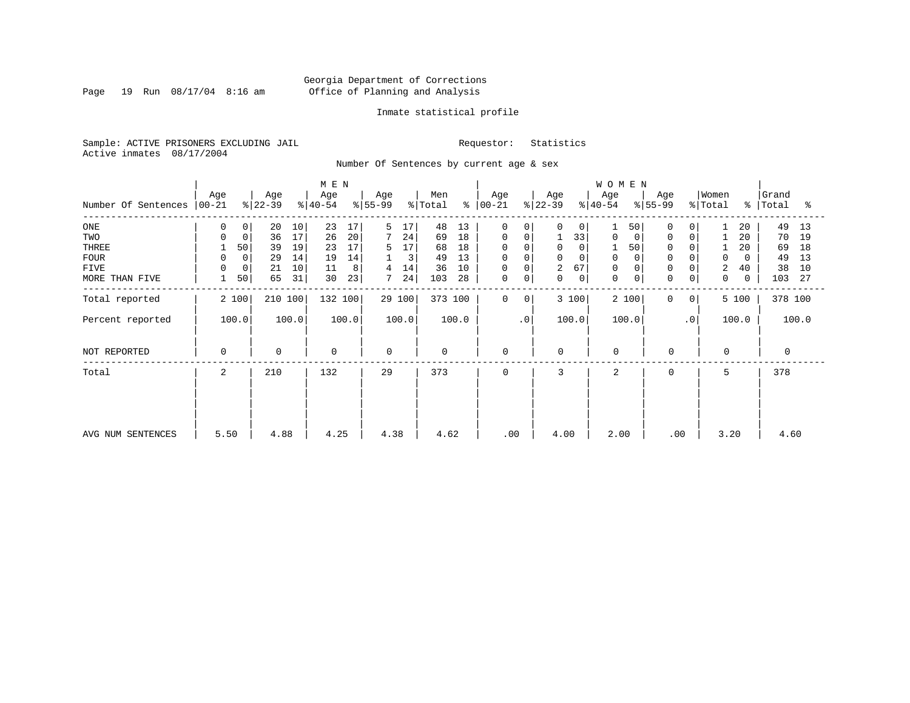Georgia Department of Corrections
Office of Planning and Analysis

Inmate statistical profile

Sample: ACTIVE PRISONERS EXCLUDING JAIL

Active inmates 08/17/2004

Requestor: Statistics

Number Of Sentences by current age & sex

| Number Of Sentences | MEN Age 00-21 | % | Age 22-39 | % | Age 40-54 | % | Age 55-99 | % | Men Total | % | WOMEN Age 00-21 | % | Age 22-39 | % | Age 40-54 | % | Age 55-99 | % | Women Total | % | Grand Total | % |
|---|---|---|---|---|---|---|---|---|---|---|---|---|---|---|---|---|---|---|---|---|---|---|
| ONE | 0 | 0 | 20 | 10 | 23 | 17 | 5 | 17 | 48 | 13 | 0 | 0 | 0 | 0 | 1 | 50 | 0 | 0 | 1 | 20 | 49 | 13 |
| TWO | 0 | 0 | 36 | 17 | 26 | 20 | 7 | 24 | 69 | 18 | 0 | 0 | 1 | 33 | 0 | 0 | 0 | 0 | 1 | 20 | 70 | 19 |
| THREE | 1 | 50 | 39 | 19 | 23 | 17 | 5 | 17 | 68 | 18 | 0 | 0 | 0 | 0 | 1 | 50 | 0 | 0 | 1 | 20 | 69 | 18 |
| FOUR | 0 | 0 | 29 | 14 | 19 | 14 | 1 | 3 | 49 | 13 | 0 | 0 | 0 | 0 | 0 | 0 | 0 | 0 | 0 | 0 | 49 | 13 |
| FIVE | 0 | 0 | 21 | 10 | 11 | 8 | 4 | 14 | 36 | 10 | 0 | 0 | 2 | 67 | 0 | 0 | 0 | 0 | 2 | 40 | 38 | 10 |
| MORE THAN FIVE | 1 | 50 | 65 | 31 | 30 | 23 | 7 | 24 | 103 | 28 | 0 | 0 | 0 | 0 | 0 | 0 | 0 | 0 | 0 | 0 | 103 | 27 |
| Total reported | 2 | 100 | 210 | 100 | 132 | 100 | 29 | 100 | 373 | 100 | 0 | 0 | 3 | 100 | 2 | 100 | 0 | 0 | 5 | 100 | 378 | 100 |
| Percent reported | 100.0 | | 100.0 | | 100.0 | | 100.0 | | 100.0 | | .0 | | 100.0 | | 100.0 | | .0 | | 100.0 | | 100.0 | |
| NOT REPORTED | 0 | | 0 | | 0 | | 0 | | 0 | | 0 | | 0 | | 0 | | 0 | | 0 | | 0 | |
| Total | 2 | | 210 | | 132 | | 29 | | 373 | | 0 | | 3 | | 2 | | 0 | | 5 | | 378 | |
| AVG NUM SENTENCES | 5.50 | | 4.88 | | 4.25 | | 4.38 | | 4.62 | | .00 | | 4.00 | | 2.00 | | .00 | | 3.20 | | 4.60 | |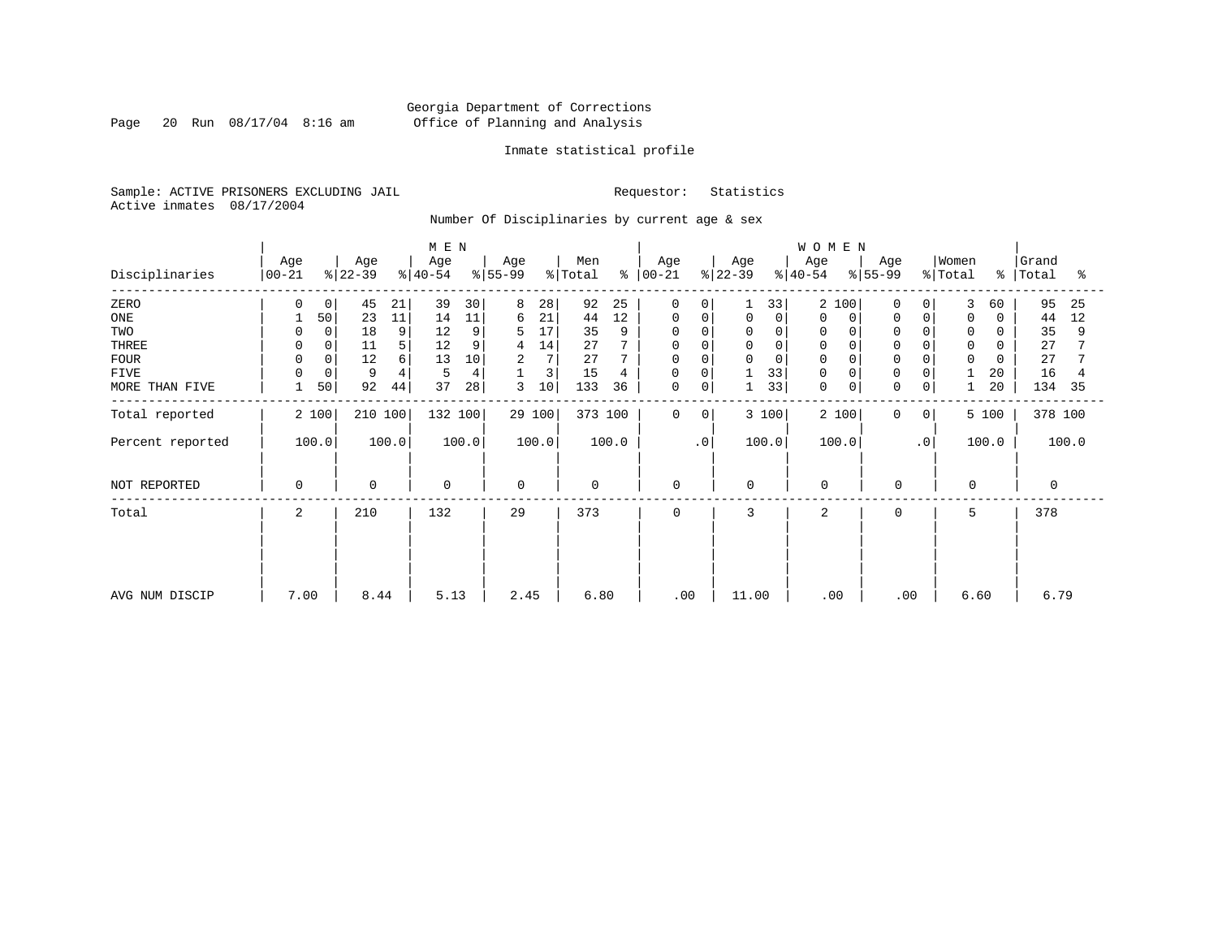Georgia Department of Corrections
Office of Planning and Analysis

Inmate statistical profile

Sample: ACTIVE PRISONERS EXCLUDING JAIL    Requestor: Statistics
Active inmates 08/17/2004

Number Of Disciplinaries by current age & sex

| Disciplinaries | MEN Age 00-21 | % | Age 22-39 | % | Age 40-54 | % | Age 55-99 | % | Men Total | % | WOMEN Age 00-21 | % | Age 22-39 | % | Age 40-54 | % | Age 55-99 | % | Women Total | % | Grand Total | % |
|---|---|---|---|---|---|---|---|---|---|---|---|---|---|---|---|---|---|---|---|---|---|---|
| ZERO | 0 | 0 | 45 | 21 | 39 | 30 | 8 | 28 | 92 | 25 | 0 | 0 | 1 | 33 | 2 | 100 | 0 | 0 | 3 | 60 | 95 | 25 |
| ONE | 1 | 50 | 23 | 11 | 14 | 11 | 6 | 21 | 44 | 12 | 0 | 0 | 0 | 0 | 0 | 0 | 0 | 0 | 0 | 0 | 44 | 12 |
| TWO | 0 | 0 | 18 | 9 | 12 | 9 | 5 | 17 | 35 | 9 | 0 | 0 | 0 | 0 | 0 | 0 | 0 | 0 | 0 | 0 | 35 | 9 |
| THREE | 0 | 0 | 11 | 5 | 12 | 9 | 4 | 14 | 27 | 7 | 0 | 0 | 0 | 0 | 0 | 0 | 0 | 0 | 0 | 0 | 27 | 7 |
| FOUR | 0 | 0 | 12 | 6 | 13 | 10 | 2 | 7 | 27 | 7 | 0 | 0 | 0 | 0 | 0 | 0 | 0 | 0 | 0 | 0 | 27 | 7 |
| FIVE | 0 | 0 | 9 | 4 | 5 | 4 | 1 | 3 | 15 | 4 | 0 | 0 | 1 | 33 | 0 | 0 | 0 | 0 | 1 | 20 | 16 | 4 |
| MORE THAN FIVE | 1 | 50 | 92 | 44 | 37 | 28 | 3 | 10 | 133 | 36 | 0 | 0 | 1 | 33 | 0 | 0 | 0 | 0 | 1 | 20 | 134 | 35 |
| Total reported | 2 | 100 | 210 | 100 | 132 | 100 | 29 | 100 | 373 | 100 | 0 | 0 | 3 | 100 | 2 | 100 | 0 | 0 | 5 | 100 | 378 | 100 |
| Percent reported | 100.0 | | 100.0 | | 100.0 | | 100.0 | | 100.0 | | .0 | | 100.0 | | 100.0 | | .0 | | 100.0 | | 100.0 | |
| NOT REPORTED | 0 | | 0 | | 0 | | 0 | | 0 | | 0 | | 0 | | 0 | | 0 | | 0 | | 0 | |
| Total | 2 | | 210 | | 132 | | 29 | | 373 | | 0 | | 3 | | 2 | | 0 | | 5 | | 378 | |
| AVG NUM DISCIP | 7.00 | | 8.44 | | 5.13 | | 2.45 | | 6.80 | | .00 | | 11.00 | | .00 | | .00 | | 6.60 | | 6.79 | |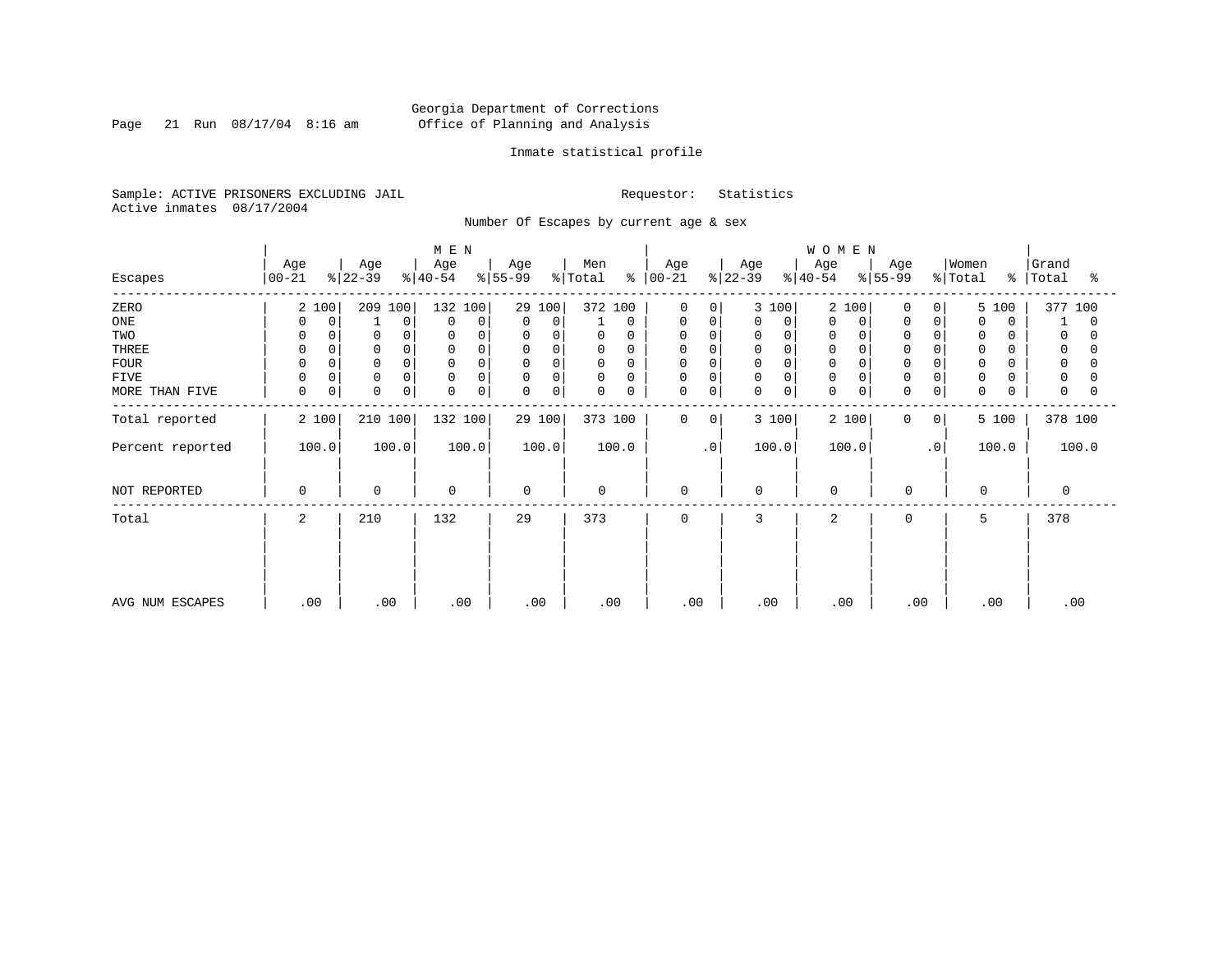Georgia Department of Corrections
Office of Planning and Analysis

Inmate statistical profile

Sample: ACTIVE PRISONERS EXCLUDING JAIL    Requestor: Statistics
Active inmates 08/17/2004

Number Of Escapes by current age & sex

| Escapes | MEN Age 00-21 | % | Age 22-39 | % | Age 40-54 | % | Age 55-99 | % | Men Total | % | WOMEN Age 00-21 | % | Age 22-39 | % | Age 40-54 | % | Age 55-99 | % | Women Total | % | Grand Total | % |
|---|---|---|---|---|---|---|---|---|---|---|---|---|---|---|---|---|---|---|---|---|---|---|
| ZERO | 2 | 100 | 209 | 100 | 132 | 100 | 29 | 100 | 372 | 100 | 0 | 0 | 3 | 100 | 2 | 100 | 0 | 0 | 5 | 100 | 377 | 100 |
| ONE | 0 | 0 | 1 | 0 | 0 | 0 | 0 | 0 | 1 | 0 | 0 | 0 | 0 | 0 | 0 | 0 | 0 | 0 | 0 | 0 | 1 | 0 |
| TWO | 0 | 0 | 0 | 0 | 0 | 0 | 0 | 0 | 0 | 0 | 0 | 0 | 0 | 0 | 0 | 0 | 0 | 0 | 0 | 0 | 0 | 0 |
| THREE | 0 | 0 | 0 | 0 | 0 | 0 | 0 | 0 | 0 | 0 | 0 | 0 | 0 | 0 | 0 | 0 | 0 | 0 | 0 | 0 | 0 | 0 |
| FOUR | 0 | 0 | 0 | 0 | 0 | 0 | 0 | 0 | 0 | 0 | 0 | 0 | 0 | 0 | 0 | 0 | 0 | 0 | 0 | 0 | 0 | 0 |
| FIVE | 0 | 0 | 0 | 0 | 0 | 0 | 0 | 0 | 0 | 0 | 0 | 0 | 0 | 0 | 0 | 0 | 0 | 0 | 0 | 0 | 0 | 0 |
| MORE THAN FIVE | 0 | 0 | 0 | 0 | 0 | 0 | 0 | 0 | 0 | 0 | 0 | 0 | 0 | 0 | 0 | 0 | 0 | 0 | 0 | 0 | 0 | 0 |
| Total reported | 2 | 100 | 210 | 100 | 132 | 100 | 29 | 100 | 373 | 100 | 0 | 0 | 3 | 100 | 2 | 100 | 0 | 0 | 5 | 100 | 378 | 100 |
| Percent reported | 100.0 | | 100.0 | | 100.0 | | 100.0 | | 100.0 | | .0 | | 100.0 | | 100.0 | | .0 | | 100.0 | | 100.0 | |
| NOT REPORTED | 0 | | 0 | | 0 | | 0 | | 0 | | 0 | | 0 | | 0 | | 0 | | 0 | | 0 | |
| Total | 2 | | 210 | | 132 | | 29 | | 373 | | 0 | | 3 | | 2 | | 0 | | 5 | | 378 | |
| AVG NUM ESCAPES | .00 | | .00 | | .00 | | .00 | | .00 | | .00 | | .00 | | .00 | | .00 | | .00 | | .00 | |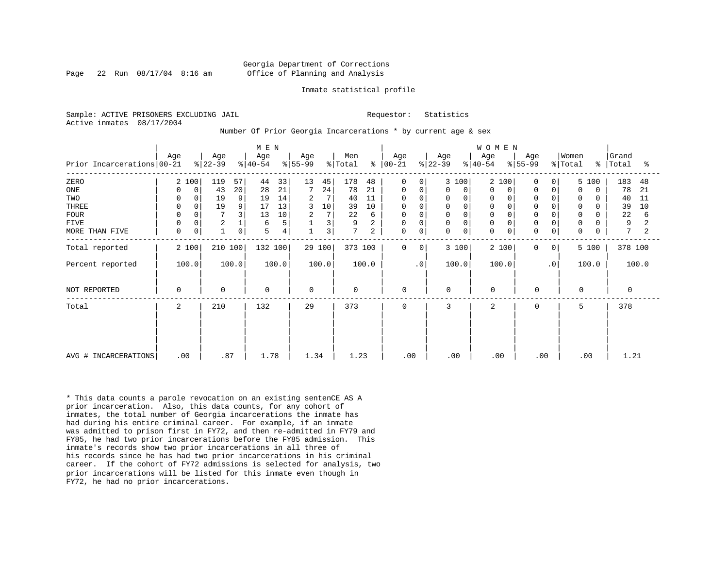Georgia Department of Corrections
Office of Planning and Analysis

Inmate statistical profile

Sample: ACTIVE PRISONERS EXCLUDING JAIL

Requestor: Statistics

Active inmates 08/17/2004

Number Of Prior Georgia Incarcerations * by current age & sex

| | MEN | | | | | | | | | | WOMEN | | | | | | | | | | | |
|---|---|---|---|---|---|---|---|---|---|---|---|---|---|---|---|---|---|---|---|---|---|---|
| Prior Incarcerations | Age 00-21 | % | Age 22-39 | % | Age 40-54 | % | Age 55-99 | % | Men Total | % | Age 00-21 | % | Age 22-39 | % | Age 40-54 | % | Age 55-99 | % | Women Total | % | Grand Total | % |
| ZERO | 2 | 100 | 119 | 57 | 44 | 33 | 13 | 45 | 178 | 48 | 0 | 0 | 3 | 100 | 2 | 100 | 0 | 0 | 5 | 100 | 183 | 48 |
| ONE | 0 | 0 | 43 | 20 | 28 | 21 | 7 | 24 | 78 | 21 | 0 | 0 | 0 | 0 | 0 | 0 | 0 | 0 | 0 | 0 | 78 | 21 |
| TWO | 0 | 0 | 19 | 9 | 19 | 14 | 2 | 7 | 40 | 11 | 0 | 0 | 0 | 0 | 0 | 0 | 0 | 0 | 0 | 0 | 40 | 11 |
| THREE | 0 | 0 | 19 | 9 | 17 | 13 | 3 | 10 | 39 | 10 | 0 | 0 | 0 | 0 | 0 | 0 | 0 | 0 | 0 | 0 | 39 | 10 |
| FOUR | 0 | 0 | 7 | 3 | 13 | 10 | 2 | 7 | 22 | 6 | 0 | 0 | 0 | 0 | 0 | 0 | 0 | 0 | 0 | 0 | 22 | 6 |
| FIVE | 0 | 0 | 2 | 1 | 6 | 5 | 1 | 3 | 9 | 2 | 0 | 0 | 0 | 0 | 0 | 0 | 0 | 0 | 0 | 0 | 9 | 2 |
| MORE THAN FIVE | 0 | 0 | 1 | 0 | 5 | 4 | 1 | 3 | 7 | 2 | 0 | 0 | 0 | 0 | 0 | 0 | 0 | 0 | 0 | 0 | 7 | 2 |
| Total reported | 2 | 100 | 210 | 100 | 132 | 100 | 29 | 100 | 373 | 100 | 0 | 0 | 3 | 100 | 2 | 100 | 0 | 0 | 5 | 100 | 378 | 100 |
| Percent reported | 100.0 | | 100.0 | | 100.0 | | 100.0 | | 100.0 | | .0 | | 100.0 | | 100.0 | | .0 | | 100.0 | | 100.0 | |
| NOT REPORTED | 0 | | 0 | | 0 | | 0 | | 0 | | 0 | | 0 | | 0 | | 0 | | 0 | | 0 | |
| Total | 2 | | 210 | | 132 | | 29 | | 373 | | 0 | | 3 | | 2 | | 0 | | 5 | | 378 | |
| AVG # INCARCERATIONS | .00 | | .87 | | 1.78 | | 1.34 | | 1.23 | | .00 | | .00 | | .00 | | .00 | | .00 | | 1.21 | |

* This data counts a parole revocation on an existing sentenCE AS A prior incarceration. Also, this data counts, for any cohort of inmates, the total number of Georgia incarcerations the inmate has had during his entire criminal career. For example, if an inmate was admitted to prison first in FY72, and then re-admitted in FY79 and FY85, he had two prior incarcerations before the FY85 admission. This inmate's records show two prior incarcerations in all three of his records since he has had two prior incarcerations in his criminal career. If the cohort of FY72 admissions is selected for analysis, two prior incarcerations will be listed for this inmate even though in FY72, he had no prior incarcerations.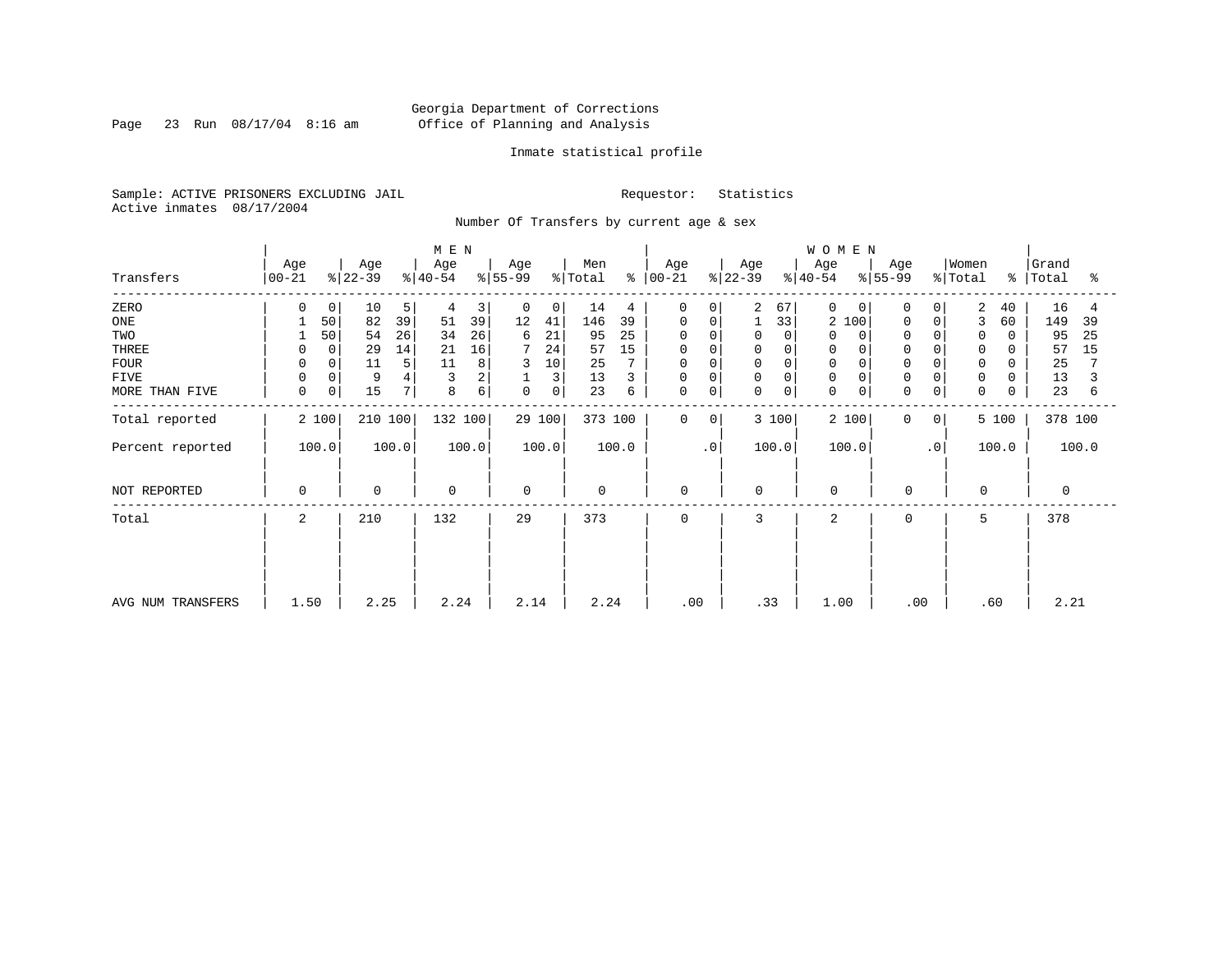Georgia Department of Corrections
Office of Planning and Analysis

Inmate statistical profile

Sample: ACTIVE PRISONERS EXCLUDING JAIL

Requestor: Statistics

Active inmates 08/17/2004

Number Of Transfers by current age & sex

| Transfers | MEN Age 00-21 | % | Age 22-39 | % | Age 40-54 | % | Age 55-99 | % | Men Total | % | WOMEN Age 00-21 | % | Age 22-39 | % | Age 40-54 | % | Age 55-99 | % | Women Total | % | Grand Total | % |
|---|---|---|---|---|---|---|---|---|---|---|---|---|---|---|---|---|---|---|---|---|---|---|
| ZERO | 0 | 0 | 10 | 5 | 4 | 3 | 0 | 0 | 14 | 4 | 0 | 0 | 2 | 67 | 0 | 0 | 0 | 0 | 2 | 40 | 16 | 4 |
| ONE | 1 | 50 | 82 | 39 | 51 | 39 | 12 | 41 | 146 | 39 | 0 | 0 | 1 | 33 | 2 | 100 | 0 | 0 | 3 | 60 | 149 | 39 |
| TWO | 1 | 50 | 54 | 26 | 34 | 26 | 6 | 21 | 95 | 25 | 0 | 0 | 0 | 0 | 0 | 0 | 0 | 0 | 0 | 0 | 95 | 25 |
| THREE | 0 | 0 | 29 | 14 | 21 | 16 | 7 | 24 | 57 | 15 | 0 | 0 | 0 | 0 | 0 | 0 | 0 | 0 | 0 | 0 | 57 | 15 |
| FOUR | 0 | 0 | 11 | 5 | 11 | 8 | 3 | 10 | 25 | 7 | 0 | 0 | 0 | 0 | 0 | 0 | 0 | 0 | 0 | 0 | 25 | 7 |
| FIVE | 0 | 0 | 9 | 4 | 3 | 2 | 1 | 3 | 13 | 3 | 0 | 0 | 0 | 0 | 0 | 0 | 0 | 0 | 0 | 0 | 13 | 3 |
| MORE THAN FIVE | 0 | 0 | 15 | 7 | 8 | 6 | 0 | 0 | 23 | 6 | 0 | 0 | 0 | 0 | 0 | 0 | 0 | 0 | 0 | 0 | 23 | 6 |
| Total reported | 2 | 100 | 210 | 100 | 132 | 100 | 29 | 100 | 373 | 100 | 0 | 0 | 3 | 100 | 2 | 100 | 0 | 0 | 5 | 100 | 378 | 100 |
| Percent reported | 100.0 | | 100.0 | | 100.0 | | 100.0 | | 100.0 | | .0 | | 100.0 | | 100.0 | | .0 | | 100.0 | | 100.0 | |
| NOT REPORTED | 0 | | 0 | | 0 | | 0 | | 0 | | 0 | | 0 | | 0 | | 0 | | 0 | | 0 | |
| Total | 2 | | 210 | | 132 | | 29 | | 373 | | 0 | | 3 | | 2 | | 0 | | 5 | | 378 | |
| AVG NUM TRANSFERS | 1.50 | | 2.25 | | 2.24 | | 2.14 | | 2.24 | | .00 | | .33 | | 1.00 | | .00 | | .60 | | 2.21 | |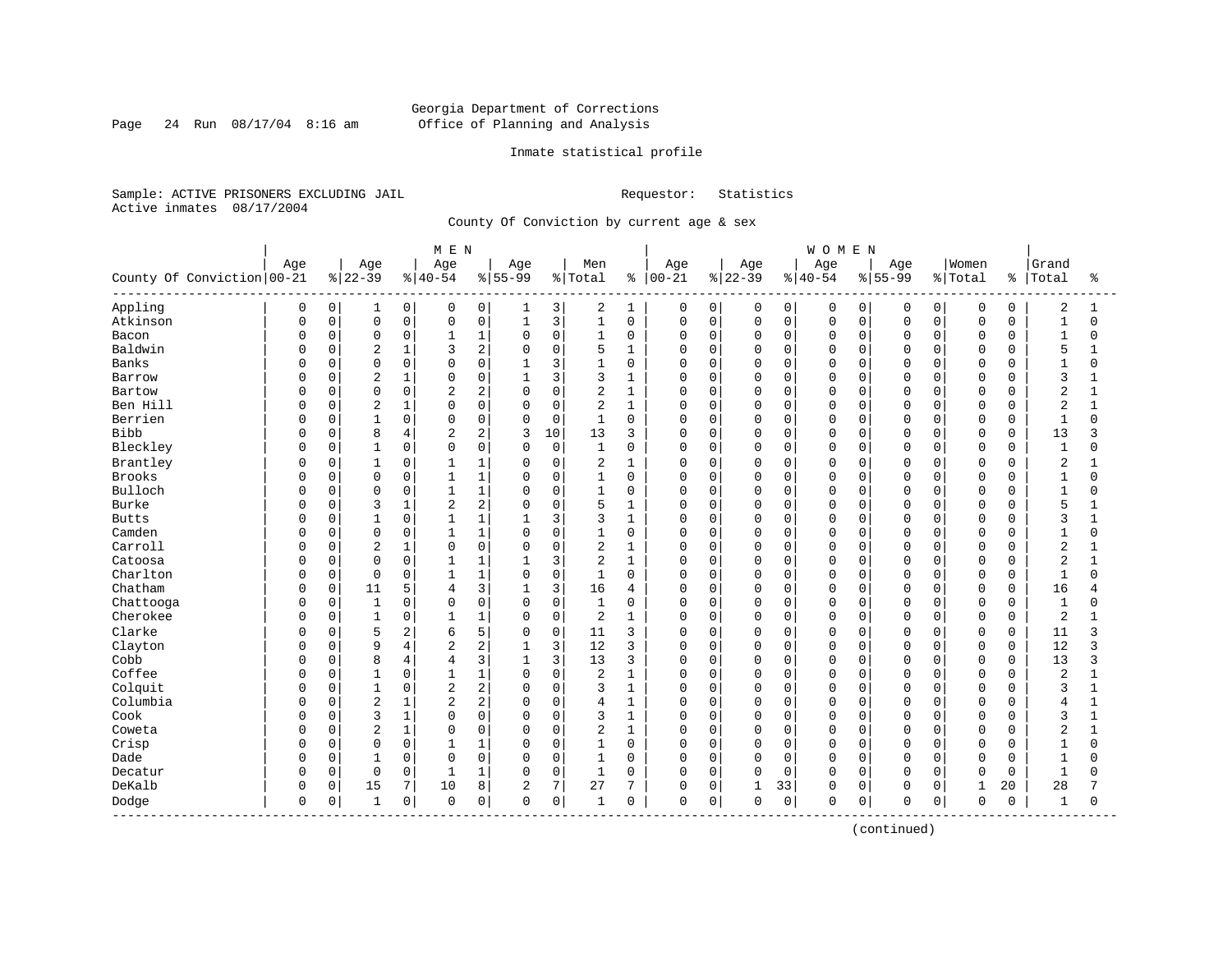Georgia Department of Corrections
Office of Planning and Analysis

Inmate statistical profile

Sample: ACTIVE PRISONERS EXCLUDING JAIL  Requestor: Statistics
Active inmates 08/17/2004

County Of Conviction by current age & sex

| County Of Conviction | MEN Age 00-21 | % | Age 22-39 | % | Age 40-54 | % | Age 55-99 | % | Men Total | % | WOMEN Age 00-21 | % | Age 22-39 | % | Age 40-54 | % | Age 55-99 | % | Women Total | % | Grand Total | % |
|---|---|---|---|---|---|---|---|---|---|---|---|---|---|---|---|---|---|---|---|---|---|---|
| Appling | 0 | 0 | 1 | 0 | 0 | 0 | 1 | 3 | 2 | 1 | 0 | 0 | 0 | 0 | 0 | 0 | 0 | 0 | 0 | 0 | 2 | 1 |
| Atkinson | 0 | 0 | 0 | 0 | 0 | 0 | 1 | 3 | 1 | 0 | 0 | 0 | 0 | 0 | 0 | 0 | 0 | 0 | 0 | 0 | 1 | 0 |
| Bacon | 0 | 0 | 0 | 0 | 1 | 1 | 0 | 0 | 1 | 0 | 0 | 0 | 0 | 0 | 0 | 0 | 0 | 0 | 0 | 0 | 1 | 0 |
| Baldwin | 0 | 0 | 2 | 1 | 3 | 2 | 0 | 0 | 5 | 1 | 0 | 0 | 0 | 0 | 0 | 0 | 0 | 0 | 0 | 0 | 5 | 1 |
| Banks | 0 | 0 | 0 | 0 | 0 | 0 | 1 | 3 | 1 | 0 | 0 | 0 | 0 | 0 | 0 | 0 | 0 | 0 | 0 | 0 | 1 | 0 |
| Barrow | 0 | 0 | 2 | 1 | 0 | 0 | 1 | 3 | 3 | 1 | 0 | 0 | 0 | 0 | 0 | 0 | 0 | 0 | 0 | 0 | 3 | 1 |
| Bartow | 0 | 0 | 0 | 0 | 2 | 2 | 0 | 0 | 2 | 1 | 0 | 0 | 0 | 0 | 0 | 0 | 0 | 0 | 0 | 0 | 2 | 1 |
| Ben Hill | 0 | 0 | 2 | 1 | 0 | 0 | 0 | 0 | 2 | 1 | 0 | 0 | 0 | 0 | 0 | 0 | 0 | 0 | 0 | 0 | 2 | 1 |
| Berrien | 0 | 0 | 1 | 0 | 0 | 0 | 0 | 0 | 1 | 0 | 0 | 0 | 0 | 0 | 0 | 0 | 0 | 0 | 0 | 0 | 1 | 0 |
| Bibb | 0 | 0 | 8 | 4 | 2 | 2 | 3 | 10 | 13 | 3 | 0 | 0 | 0 | 0 | 0 | 0 | 0 | 0 | 0 | 0 | 13 | 3 |
| Bleckley | 0 | 0 | 1 | 0 | 0 | 0 | 0 | 0 | 1 | 0 | 0 | 0 | 0 | 0 | 0 | 0 | 0 | 0 | 0 | 0 | 1 | 0 |
| Brantley | 0 | 0 | 1 | 0 | 1 | 1 | 0 | 0 | 2 | 1 | 0 | 0 | 0 | 0 | 0 | 0 | 0 | 0 | 0 | 0 | 2 | 1 |
| Brooks | 0 | 0 | 0 | 0 | 1 | 1 | 0 | 0 | 1 | 0 | 0 | 0 | 0 | 0 | 0 | 0 | 0 | 0 | 0 | 0 | 1 | 0 |
| Bulloch | 0 | 0 | 0 | 0 | 1 | 1 | 0 | 0 | 1 | 0 | 0 | 0 | 0 | 0 | 0 | 0 | 0 | 0 | 0 | 0 | 1 | 0 |
| Burke | 0 | 0 | 3 | 1 | 2 | 2 | 0 | 0 | 5 | 1 | 0 | 0 | 0 | 0 | 0 | 0 | 0 | 0 | 0 | 0 | 5 | 1 |
| Butts | 0 | 0 | 1 | 0 | 1 | 1 | 1 | 3 | 3 | 1 | 0 | 0 | 0 | 0 | 0 | 0 | 0 | 0 | 0 | 0 | 3 | 1 |
| Camden | 0 | 0 | 0 | 0 | 1 | 1 | 0 | 0 | 1 | 0 | 0 | 0 | 0 | 0 | 0 | 0 | 0 | 0 | 0 | 0 | 1 | 0 |
| Carroll | 0 | 0 | 2 | 1 | 0 | 0 | 0 | 0 | 2 | 1 | 0 | 0 | 0 | 0 | 0 | 0 | 0 | 0 | 0 | 0 | 2 | 1 |
| Catoosa | 0 | 0 | 0 | 0 | 1 | 1 | 1 | 3 | 2 | 1 | 0 | 0 | 0 | 0 | 0 | 0 | 0 | 0 | 0 | 0 | 2 | 1 |
| Charlton | 0 | 0 | 0 | 0 | 1 | 1 | 0 | 0 | 1 | 0 | 0 | 0 | 0 | 0 | 0 | 0 | 0 | 0 | 0 | 0 | 1 | 0 |
| Chatham | 0 | 0 | 11 | 5 | 4 | 3 | 1 | 3 | 16 | 4 | 0 | 0 | 0 | 0 | 0 | 0 | 0 | 0 | 0 | 0 | 16 | 4 |
| Chattooga | 0 | 0 | 1 | 0 | 0 | 0 | 0 | 0 | 1 | 0 | 0 | 0 | 0 | 0 | 0 | 0 | 0 | 0 | 0 | 0 | 1 | 0 |
| Cherokee | 0 | 0 | 1 | 0 | 1 | 1 | 0 | 0 | 2 | 1 | 0 | 0 | 0 | 0 | 0 | 0 | 0 | 0 | 0 | 0 | 2 | 1 |
| Clarke | 0 | 0 | 5 | 2 | 6 | 5 | 0 | 0 | 11 | 3 | 0 | 0 | 0 | 0 | 0 | 0 | 0 | 0 | 0 | 0 | 11 | 3 |
| Clayton | 0 | 0 | 9 | 4 | 2 | 2 | 1 | 3 | 12 | 3 | 0 | 0 | 0 | 0 | 0 | 0 | 0 | 0 | 0 | 0 | 12 | 3 |
| Cobb | 0 | 0 | 8 | 4 | 4 | 3 | 1 | 3 | 13 | 3 | 0 | 0 | 0 | 0 | 0 | 0 | 0 | 0 | 0 | 0 | 13 | 3 |
| Coffee | 0 | 0 | 1 | 0 | 1 | 1 | 0 | 0 | 2 | 1 | 0 | 0 | 0 | 0 | 0 | 0 | 0 | 0 | 0 | 0 | 2 | 1 |
| Colquit | 0 | 0 | 1 | 0 | 2 | 2 | 0 | 0 | 3 | 1 | 0 | 0 | 0 | 0 | 0 | 0 | 0 | 0 | 0 | 0 | 3 | 1 |
| Columbia | 0 | 0 | 2 | 1 | 2 | 2 | 0 | 0 | 4 | 1 | 0 | 0 | 0 | 0 | 0 | 0 | 0 | 0 | 0 | 0 | 4 | 1 |
| Cook | 0 | 0 | 3 | 1 | 0 | 0 | 0 | 0 | 3 | 1 | 0 | 0 | 0 | 0 | 0 | 0 | 0 | 0 | 0 | 0 | 3 | 1 |
| Coweta | 0 | 0 | 2 | 1 | 0 | 0 | 0 | 0 | 2 | 1 | 0 | 0 | 0 | 0 | 0 | 0 | 0 | 0 | 0 | 0 | 2 | 1 |
| Crisp | 0 | 0 | 0 | 0 | 1 | 1 | 0 | 0 | 1 | 0 | 0 | 0 | 0 | 0 | 0 | 0 | 0 | 0 | 0 | 0 | 1 | 0 |
| Dade | 0 | 0 | 1 | 0 | 0 | 0 | 0 | 0 | 1 | 0 | 0 | 0 | 0 | 0 | 0 | 0 | 0 | 0 | 0 | 0 | 1 | 0 |
| Decatur | 0 | 0 | 0 | 0 | 1 | 1 | 0 | 0 | 1 | 0 | 0 | 0 | 0 | 0 | 0 | 0 | 0 | 0 | 0 | 0 | 1 | 0 |
| DeKalb | 0 | 0 | 15 | 7 | 10 | 8 | 2 | 7 | 27 | 7 | 0 | 0 | 1 | 33 | 0 | 0 | 0 | 0 | 1 | 20 | 28 | 7 |
| Dodge | 0 | 0 | 1 | 0 | 0 | 0 | 0 | 0 | 1 | 0 | 0 | 0 | 0 | 0 | 0 | 0 | 0 | 0 | 0 | 0 | 1 | 0 |

(continued)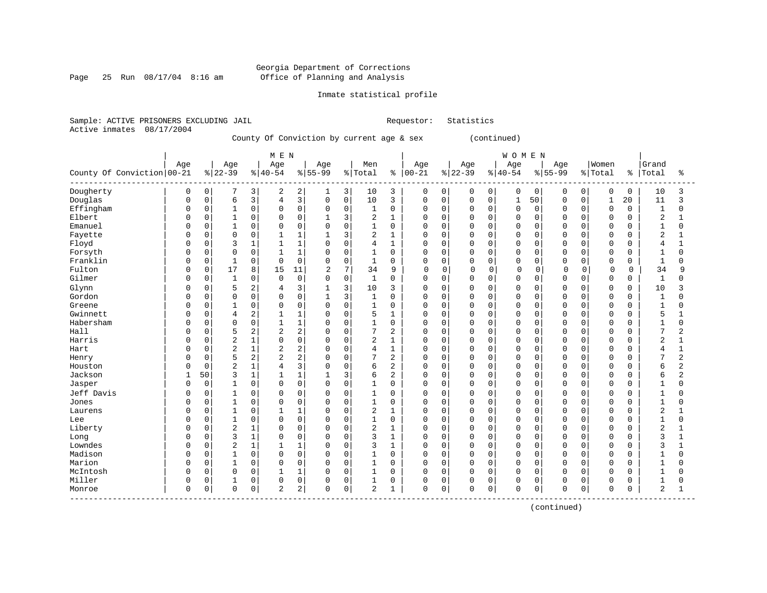Georgia Department of Corrections
Office of Planning and Analysis

Inmate statistical profile

Sample: ACTIVE PRISONERS EXCLUDING JAIL    Requestor: Statistics
Active inmates 08/17/2004

County Of Conviction by current age & sex (continued)

| County Of Conviction | MEN Age 00-21 | % | Age 22-39 | % | Age 40-54 | % | Age 55-99 | % | Men Total | % | WOMEN Age 00-21 | % | Age 22-39 | % | Age 40-54 | % | Age 55-99 | % | Women Total | % | Grand Total | % |
|---|---|---|---|---|---|---|---|---|---|---|---|---|---|---|---|---|---|---|---|---|---|---|
| Dougherty | 0 | 0 | 7 | 3 | 2 | 2 | 1 | 3 | 10 | 3 | 0 | 0 | 0 | 0 | 0 | 0 | 0 | 0 | 0 | 0 | 10 | 3 |
| Douglas | 0 | 0 | 6 | 3 | 4 | 3 | 0 | 0 | 10 | 3 | 0 | 0 | 0 | 0 | 1 | 50 | 0 | 0 | 1 | 20 | 11 | 3 |
| Effingham | 0 | 0 | 1 | 0 | 0 | 0 | 0 | 0 | 1 | 0 | 0 | 0 | 0 | 0 | 0 | 0 | 0 | 0 | 0 | 0 | 1 | 0 |
| Elbert | 0 | 0 | 1 | 0 | 0 | 0 | 1 | 3 | 2 | 1 | 0 | 0 | 0 | 0 | 0 | 0 | 0 | 0 | 0 | 0 | 2 | 1 |
| Emanuel | 0 | 0 | 1 | 0 | 0 | 0 | 0 | 0 | 1 | 0 | 0 | 0 | 0 | 0 | 0 | 0 | 0 | 0 | 0 | 0 | 1 | 0 |
| Fayette | 0 | 0 | 0 | 0 | 1 | 1 | 1 | 3 | 2 | 1 | 0 | 0 | 0 | 0 | 0 | 0 | 0 | 0 | 0 | 0 | 2 | 1 |
| Floyd | 0 | 0 | 3 | 1 | 1 | 1 | 0 | 0 | 4 | 1 | 0 | 0 | 0 | 0 | 0 | 0 | 0 | 0 | 0 | 0 | 4 | 1 |
| Forsyth | 0 | 0 | 0 | 0 | 1 | 1 | 0 | 0 | 1 | 0 | 0 | 0 | 0 | 0 | 0 | 0 | 0 | 0 | 0 | 0 | 1 | 0 |
| Franklin | 0 | 0 | 1 | 0 | 0 | 0 | 0 | 0 | 1 | 0 | 0 | 0 | 0 | 0 | 0 | 0 | 0 | 0 | 0 | 0 | 1 | 0 |
| Fulton | 0 | 0 | 17 | 8 | 15 | 11 | 2 | 7 | 34 | 9 | 0 | 0 | 0 | 0 | 0 | 0 | 0 | 0 | 0 | 0 | 34 | 9 |
| Gilmer | 0 | 0 | 1 | 0 | 0 | 0 | 0 | 0 | 1 | 0 | 0 | 0 | 0 | 0 | 0 | 0 | 0 | 0 | 0 | 0 | 1 | 0 |
| Glynn | 0 | 0 | 5 | 2 | 4 | 3 | 1 | 3 | 10 | 3 | 0 | 0 | 0 | 0 | 0 | 0 | 0 | 0 | 0 | 0 | 10 | 3 |
| Gordon | 0 | 0 | 0 | 0 | 0 | 0 | 1 | 3 | 1 | 0 | 0 | 0 | 0 | 0 | 0 | 0 | 0 | 0 | 0 | 0 | 1 | 0 |
| Greene | 0 | 0 | 1 | 0 | 0 | 0 | 0 | 0 | 1 | 0 | 0 | 0 | 0 | 0 | 0 | 0 | 0 | 0 | 0 | 0 | 1 | 0 |
| Gwinnett | 0 | 0 | 4 | 2 | 1 | 1 | 0 | 0 | 5 | 1 | 0 | 0 | 0 | 0 | 0 | 0 | 0 | 0 | 0 | 0 | 5 | 1 |
| Habersham | 0 | 0 | 0 | 0 | 1 | 1 | 0 | 0 | 1 | 0 | 0 | 0 | 0 | 0 | 0 | 0 | 0 | 0 | 0 | 0 | 1 | 0 |
| Hall | 0 | 0 | 5 | 2 | 2 | 2 | 0 | 0 | 7 | 2 | 0 | 0 | 0 | 0 | 0 | 0 | 0 | 0 | 0 | 0 | 7 | 2 |
| Harris | 0 | 0 | 2 | 1 | 0 | 0 | 0 | 0 | 2 | 1 | 0 | 0 | 0 | 0 | 0 | 0 | 0 | 0 | 0 | 0 | 2 | 1 |
| Hart | 0 | 0 | 2 | 1 | 2 | 2 | 0 | 0 | 4 | 1 | 0 | 0 | 0 | 0 | 0 | 0 | 0 | 0 | 0 | 0 | 4 | 1 |
| Henry | 0 | 0 | 5 | 2 | 2 | 2 | 0 | 0 | 7 | 2 | 0 | 0 | 0 | 0 | 0 | 0 | 0 | 0 | 0 | 0 | 7 | 2 |
| Houston | 0 | 0 | 2 | 1 | 4 | 3 | 0 | 0 | 6 | 2 | 0 | 0 | 0 | 0 | 0 | 0 | 0 | 0 | 0 | 0 | 6 | 2 |
| Jackson | 1 | 50 | 3 | 1 | 1 | 1 | 1 | 3 | 6 | 2 | 0 | 0 | 0 | 0 | 0 | 0 | 0 | 0 | 0 | 0 | 6 | 2 |
| Jasper | 0 | 0 | 1 | 0 | 0 | 0 | 0 | 0 | 1 | 0 | 0 | 0 | 0 | 0 | 0 | 0 | 0 | 0 | 0 | 0 | 1 | 0 |
| Jeff Davis | 0 | 0 | 1 | 0 | 0 | 0 | 0 | 0 | 1 | 0 | 0 | 0 | 0 | 0 | 0 | 0 | 0 | 0 | 0 | 0 | 1 | 0 |
| Jones | 0 | 0 | 1 | 0 | 0 | 0 | 0 | 0 | 1 | 0 | 0 | 0 | 0 | 0 | 0 | 0 | 0 | 0 | 0 | 0 | 1 | 0 |
| Laurens | 0 | 0 | 1 | 0 | 1 | 1 | 0 | 0 | 2 | 1 | 0 | 0 | 0 | 0 | 0 | 0 | 0 | 0 | 0 | 0 | 2 | 1 |
| Lee | 0 | 0 | 1 | 0 | 0 | 0 | 0 | 0 | 1 | 0 | 0 | 0 | 0 | 0 | 0 | 0 | 0 | 0 | 0 | 0 | 1 | 0 |
| Liberty | 0 | 0 | 2 | 1 | 0 | 0 | 0 | 0 | 2 | 1 | 0 | 0 | 0 | 0 | 0 | 0 | 0 | 0 | 0 | 0 | 2 | 1 |
| Long | 0 | 0 | 3 | 1 | 0 | 0 | 0 | 0 | 3 | 1 | 0 | 0 | 0 | 0 | 0 | 0 | 0 | 0 | 0 | 0 | 3 | 1 |
| Lowndes | 0 | 0 | 2 | 1 | 1 | 1 | 0 | 0 | 3 | 1 | 0 | 0 | 0 | 0 | 0 | 0 | 0 | 0 | 0 | 0 | 3 | 1 |
| Madison | 0 | 0 | 1 | 0 | 0 | 0 | 0 | 0 | 1 | 0 | 0 | 0 | 0 | 0 | 0 | 0 | 0 | 0 | 0 | 0 | 1 | 0 |
| Marion | 0 | 0 | 1 | 0 | 0 | 0 | 0 | 0 | 1 | 0 | 0 | 0 | 0 | 0 | 0 | 0 | 0 | 0 | 0 | 0 | 1 | 0 |
| McIntosh | 0 | 0 | 0 | 0 | 1 | 1 | 0 | 0 | 1 | 0 | 0 | 0 | 0 | 0 | 0 | 0 | 0 | 0 | 0 | 0 | 1 | 0 |
| Miller | 0 | 0 | 1 | 0 | 0 | 0 | 0 | 0 | 1 | 0 | 0 | 0 | 0 | 0 | 0 | 0 | 0 | 0 | 0 | 0 | 1 | 0 |
| Monroe | 0 | 0 | 0 | 0 | 2 | 2 | 0 | 0 | 2 | 1 | 0 | 0 | 0 | 0 | 0 | 0 | 0 | 0 | 0 | 0 | 2 | 1 |

(continued)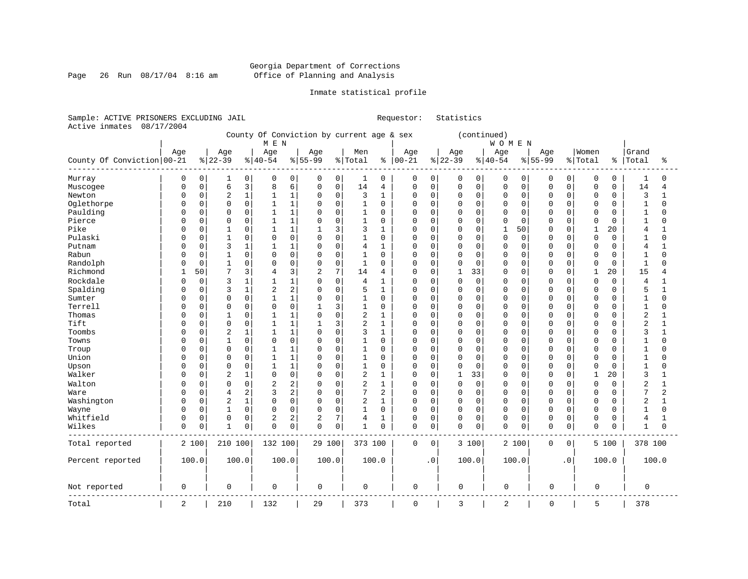Georgia Department of Corrections
Office of Planning and Analysis

Inmate statistical profile

Sample: ACTIVE PRISONERS EXCLUDING JAIL  Requestor: Statistics
Active inmates 08/17/2004

County Of Conviction by current age & sex (continued)

| County Of Conviction | MEN Age 00-21 | % | Age 22-39 | % | Age 40-54 | % | Age 55-99 | % | Men Total | % | WOMEN Age 00-21 | % | Age 22-39 | % | Age 40-54 | % | Age 55-99 | % | Women Total | % | Grand Total | % |
|---|---|---|---|---|---|---|---|---|---|---|---|---|---|---|---|---|---|---|---|---|---|---|
| Murray | 0 | 0 | 1 | 0 | 0 | 0 | 0 | 0 | 1 | 0 | 0 | 0 | 0 | 0 | 0 | 0 | 0 | 0 | 0 | 0 | 1 | 0 |
| Muscogee | 0 | 0 | 6 | 3 | 8 | 6 | 0 | 0 | 14 | 4 | 0 | 0 | 0 | 0 | 0 | 0 | 0 | 0 | 0 | 0 | 14 | 4 |
| Newton | 0 | 0 | 2 | 1 | 1 | 1 | 0 | 0 | 3 | 1 | 0 | 0 | 0 | 0 | 0 | 0 | 0 | 0 | 0 | 0 | 3 | 1 |
| Oglethorpe | 0 | 0 | 0 | 0 | 1 | 1 | 0 | 0 | 1 | 0 | 0 | 0 | 0 | 0 | 0 | 0 | 0 | 0 | 0 | 0 | 1 | 0 |
| Paulding | 0 | 0 | 0 | 0 | 1 | 1 | 0 | 0 | 1 | 0 | 0 | 0 | 0 | 0 | 0 | 0 | 0 | 0 | 0 | 0 | 1 | 0 |
| Pierce | 0 | 0 | 0 | 0 | 1 | 1 | 0 | 0 | 1 | 0 | 0 | 0 | 0 | 0 | 0 | 0 | 0 | 0 | 0 | 0 | 1 | 0 |
| Pike | 0 | 0 | 1 | 0 | 1 | 1 | 1 | 3 | 3 | 1 | 0 | 0 | 0 | 0 | 1 | 50 | 0 | 0 | 1 | 20 | 4 | 1 |
| Pulaski | 0 | 0 | 1 | 0 | 0 | 0 | 0 | 0 | 1 | 0 | 0 | 0 | 0 | 0 | 0 | 0 | 0 | 0 | 0 | 0 | 1 | 0 |
| Putnam | 0 | 0 | 3 | 1 | 1 | 1 | 0 | 0 | 4 | 1 | 0 | 0 | 0 | 0 | 0 | 0 | 0 | 0 | 0 | 0 | 4 | 1 |
| Rabun | 0 | 0 | 1 | 0 | 0 | 0 | 0 | 0 | 1 | 0 | 0 | 0 | 0 | 0 | 0 | 0 | 0 | 0 | 0 | 0 | 1 | 0 |
| Randolph | 0 | 0 | 1 | 0 | 0 | 0 | 0 | 0 | 1 | 0 | 0 | 0 | 0 | 0 | 0 | 0 | 0 | 0 | 0 | 0 | 1 | 0 |
| Richmond | 1 | 50 | 7 | 3 | 4 | 3 | 2 | 7 | 14 | 4 | 0 | 0 | 1 | 33 | 0 | 0 | 0 | 0 | 1 | 20 | 15 | 4 |
| Rockdale | 0 | 0 | 3 | 1 | 1 | 1 | 0 | 0 | 4 | 1 | 0 | 0 | 0 | 0 | 0 | 0 | 0 | 0 | 0 | 0 | 4 | 1 |
| Spalding | 0 | 0 | 3 | 1 | 2 | 2 | 0 | 0 | 5 | 1 | 0 | 0 | 0 | 0 | 0 | 0 | 0 | 0 | 0 | 0 | 5 | 1 |
| Sumter | 0 | 0 | 0 | 0 | 1 | 1 | 0 | 0 | 1 | 0 | 0 | 0 | 0 | 0 | 0 | 0 | 0 | 0 | 0 | 0 | 1 | 0 |
| Terrell | 0 | 0 | 0 | 0 | 0 | 0 | 1 | 3 | 1 | 0 | 0 | 0 | 0 | 0 | 0 | 0 | 0 | 0 | 0 | 0 | 1 | 0 |
| Thomas | 0 | 0 | 1 | 0 | 1 | 1 | 0 | 0 | 2 | 1 | 0 | 0 | 0 | 0 | 0 | 0 | 0 | 0 | 0 | 0 | 2 | 1 |
| Tift | 0 | 0 | 0 | 0 | 1 | 1 | 1 | 3 | 2 | 1 | 0 | 0 | 0 | 0 | 0 | 0 | 0 | 0 | 0 | 0 | 2 | 1 |
| Toombs | 0 | 0 | 2 | 1 | 1 | 1 | 0 | 0 | 3 | 1 | 0 | 0 | 0 | 0 | 0 | 0 | 0 | 0 | 0 | 0 | 3 | 1 |
| Towns | 0 | 0 | 1 | 0 | 0 | 0 | 0 | 0 | 1 | 0 | 0 | 0 | 0 | 0 | 0 | 0 | 0 | 0 | 0 | 0 | 1 | 0 |
| Troup | 0 | 0 | 0 | 0 | 1 | 1 | 0 | 0 | 1 | 0 | 0 | 0 | 0 | 0 | 0 | 0 | 0 | 0 | 0 | 0 | 1 | 0 |
| Union | 0 | 0 | 0 | 0 | 1 | 1 | 0 | 0 | 1 | 0 | 0 | 0 | 0 | 0 | 0 | 0 | 0 | 0 | 0 | 0 | 1 | 0 |
| Upson | 0 | 0 | 0 | 0 | 1 | 1 | 0 | 0 | 1 | 0 | 0 | 0 | 0 | 0 | 0 | 0 | 0 | 0 | 0 | 0 | 1 | 0 |
| Walker | 0 | 0 | 2 | 1 | 0 | 0 | 0 | 0 | 2 | 1 | 0 | 0 | 1 | 33 | 0 | 0 | 0 | 0 | 1 | 20 | 3 | 1 |
| Walton | 0 | 0 | 0 | 0 | 2 | 2 | 0 | 0 | 2 | 1 | 0 | 0 | 0 | 0 | 0 | 0 | 0 | 0 | 0 | 0 | 2 | 1 |
| Ware | 0 | 0 | 4 | 2 | 3 | 2 | 0 | 0 | 7 | 2 | 0 | 0 | 0 | 0 | 0 | 0 | 0 | 0 | 0 | 0 | 7 | 2 |
| Washington | 0 | 0 | 2 | 1 | 0 | 0 | 0 | 0 | 2 | 1 | 0 | 0 | 0 | 0 | 0 | 0 | 0 | 0 | 0 | 0 | 2 | 1 |
| Wayne | 0 | 0 | 1 | 0 | 0 | 0 | 0 | 0 | 1 | 0 | 0 | 0 | 0 | 0 | 0 | 0 | 0 | 0 | 0 | 0 | 1 | 0 |
| Whitfield | 0 | 0 | 0 | 0 | 2 | 2 | 2 | 7 | 4 | 1 | 0 | 0 | 0 | 0 | 0 | 0 | 0 | 0 | 0 | 0 | 4 | 1 |
| Wilkes | 0 | 0 | 1 | 0 | 0 | 0 | 0 | 0 | 1 | 0 | 0 | 0 | 0 | 0 | 0 | 0 | 0 | 0 | 0 | 0 | 1 | 0 |
| Total reported | 2 | 100 | 210 | 100 | 132 | 100 | 29 | 100 | 373 | 100 | 0 | 0 | 3 | 100 | 2 | 100 | 0 | 0 | 5 | 100 | 378 | 100 |
| Percent reported | 100.0 | | 100.0 | | 100.0 | | 100.0 | | 100.0 | | .0 | | 100.0 | | 100.0 | | .0 | | 100.0 | | 100.0 | |
| Not reported | 0 | | 0 | | 0 | | 0 | | 0 | | 0 | | 0 | | 0 | | 0 | | 0 | | 0 | |
| Total | 2 | | 210 | | 132 | | 29 | | 373 | | 0 | | 3 | | 2 | | 0 | | 5 | | 378 | |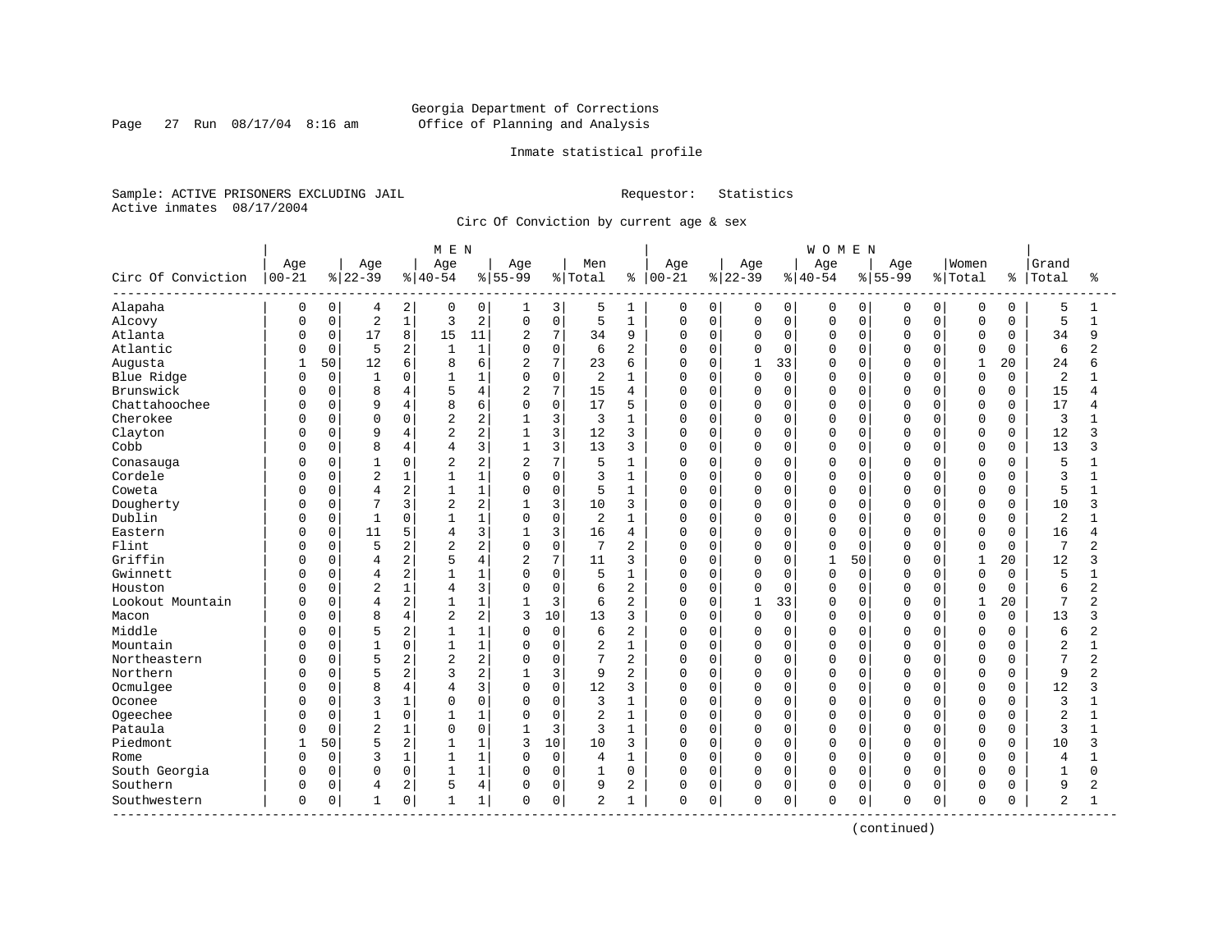Georgia Department of Corrections
Office of Planning and Analysis

Inmate statistical profile

Sample: ACTIVE PRISONERS EXCLUDING JAIL　　　　Requestor: Statistics
Active inmates 08/17/2004

Circ Of Conviction by current age & sex

| Circ Of Conviction | MEN Age 00-21 | % | Age 22-39 | % | Age 40-54 | % | Age 55-99 | % | Men Total | % | WOMEN Age 00-21 | % | Age 22-39 | % | Age 40-54 | % | Age 55-99 | % | Women Total | % | Grand Total | % |
|---|---|---|---|---|---|---|---|---|---|---|---|---|---|---|---|---|---|---|---|---|---|---|
| Alapaha | 0 | 0 | 4 | 2 | 0 | 0 | 1 | 3 | 5 | 1 | 0 | 0 | 0 | 0 | 0 | 0 | 0 | 0 | 0 | 0 | 5 | 1 |
| Alcovy | 0 | 0 | 2 | 1 | 3 | 2 | 0 | 0 | 5 | 1 | 0 | 0 | 0 | 0 | 0 | 0 | 0 | 0 | 0 | 0 | 5 | 1 |
| Atlanta | 0 | 0 | 17 | 8 | 15 | 11 | 2 | 7 | 34 | 9 | 0 | 0 | 0 | 0 | 0 | 0 | 0 | 0 | 0 | 0 | 34 | 9 |
| Atlantic | 0 | 0 | 5 | 2 | 1 | 1 | 0 | 0 | 6 | 2 | 0 | 0 | 0 | 0 | 0 | 0 | 0 | 0 | 0 | 0 | 6 | 2 |
| Augusta | 1 | 50 | 12 | 6 | 8 | 6 | 2 | 7 | 23 | 6 | 0 | 0 | 1 | 33 | 0 | 0 | 0 | 0 | 1 | 20 | 24 | 6 |
| Blue Ridge | 0 | 0 | 1 | 0 | 1 | 1 | 0 | 0 | 2 | 1 | 0 | 0 | 0 | 0 | 0 | 0 | 0 | 0 | 0 | 0 | 2 | 1 |
| Brunswick | 0 | 0 | 8 | 4 | 5 | 4 | 2 | 7 | 15 | 4 | 0 | 0 | 0 | 0 | 0 | 0 | 0 | 0 | 0 | 0 | 15 | 4 |
| Chattahoochee | 0 | 0 | 9 | 4 | 8 | 6 | 0 | 0 | 17 | 5 | 0 | 0 | 0 | 0 | 0 | 0 | 0 | 0 | 0 | 0 | 17 | 4 |
| Cherokee | 0 | 0 | 0 | 0 | 2 | 2 | 1 | 3 | 3 | 1 | 0 | 0 | 0 | 0 | 0 | 0 | 0 | 0 | 0 | 0 | 3 | 1 |
| Clayton | 0 | 0 | 9 | 4 | 2 | 2 | 1 | 3 | 12 | 3 | 0 | 0 | 0 | 0 | 0 | 0 | 0 | 0 | 0 | 0 | 12 | 3 |
| Cobb | 0 | 0 | 8 | 4 | 4 | 3 | 1 | 3 | 13 | 3 | 0 | 0 | 0 | 0 | 0 | 0 | 0 | 0 | 0 | 0 | 13 | 3 |
| Conasauga | 0 | 0 | 1 | 0 | 2 | 2 | 2 | 7 | 5 | 1 | 0 | 0 | 0 | 0 | 0 | 0 | 0 | 0 | 0 | 0 | 5 | 1 |
| Cordele | 0 | 0 | 2 | 1 | 1 | 1 | 0 | 0 | 3 | 1 | 0 | 0 | 0 | 0 | 0 | 0 | 0 | 0 | 0 | 0 | 3 | 1 |
| Coweta | 0 | 0 | 4 | 2 | 1 | 1 | 0 | 0 | 5 | 1 | 0 | 0 | 0 | 0 | 0 | 0 | 0 | 0 | 0 | 0 | 5 | 1 |
| Dougherty | 0 | 0 | 7 | 3 | 2 | 2 | 1 | 3 | 10 | 3 | 0 | 0 | 0 | 0 | 0 | 0 | 0 | 0 | 0 | 0 | 10 | 3 |
| Dublin | 0 | 0 | 1 | 0 | 1 | 1 | 0 | 0 | 2 | 1 | 0 | 0 | 0 | 0 | 0 | 0 | 0 | 0 | 0 | 0 | 2 | 1 |
| Eastern | 0 | 0 | 11 | 5 | 4 | 3 | 1 | 3 | 16 | 4 | 0 | 0 | 0 | 0 | 0 | 0 | 0 | 0 | 0 | 0 | 16 | 4 |
| Flint | 0 | 0 | 5 | 2 | 2 | 2 | 0 | 0 | 7 | 2 | 0 | 0 | 0 | 0 | 0 | 0 | 0 | 0 | 0 | 0 | 7 | 2 |
| Griffin | 0 | 0 | 4 | 2 | 5 | 4 | 2 | 7 | 11 | 3 | 0 | 0 | 0 | 0 | 1 | 50 | 0 | 0 | 1 | 20 | 12 | 3 |
| Gwinnett | 0 | 0 | 4 | 2 | 1 | 1 | 0 | 0 | 5 | 1 | 0 | 0 | 0 | 0 | 0 | 0 | 0 | 0 | 0 | 0 | 5 | 1 |
| Houston | 0 | 0 | 2 | 1 | 4 | 3 | 0 | 0 | 6 | 2 | 0 | 0 | 0 | 0 | 0 | 0 | 0 | 0 | 0 | 0 | 6 | 2 |
| Lookout Mountain | 0 | 0 | 4 | 2 | 1 | 1 | 1 | 3 | 6 | 2 | 0 | 0 | 1 | 33 | 0 | 0 | 0 | 0 | 1 | 20 | 7 | 2 |
| Macon | 0 | 0 | 8 | 4 | 2 | 2 | 3 | 10 | 13 | 3 | 0 | 0 | 0 | 0 | 0 | 0 | 0 | 0 | 0 | 0 | 13 | 3 |
| Middle | 0 | 0 | 5 | 2 | 1 | 1 | 0 | 0 | 6 | 2 | 0 | 0 | 0 | 0 | 0 | 0 | 0 | 0 | 0 | 0 | 6 | 2 |
| Mountain | 0 | 0 | 1 | 0 | 1 | 1 | 0 | 0 | 2 | 1 | 0 | 0 | 0 | 0 | 0 | 0 | 0 | 0 | 0 | 0 | 2 | 1 |
| Northeastern | 0 | 0 | 5 | 2 | 2 | 2 | 0 | 0 | 7 | 2 | 0 | 0 | 0 | 0 | 0 | 0 | 0 | 0 | 0 | 0 | 7 | 2 |
| Northern | 0 | 0 | 5 | 2 | 3 | 2 | 1 | 3 | 9 | 2 | 0 | 0 | 0 | 0 | 0 | 0 | 0 | 0 | 0 | 0 | 9 | 2 |
| Ocmulgee | 0 | 0 | 8 | 4 | 4 | 3 | 0 | 0 | 12 | 3 | 0 | 0 | 0 | 0 | 0 | 0 | 0 | 0 | 0 | 0 | 12 | 3 |
| Oconee | 0 | 0 | 3 | 1 | 0 | 0 | 0 | 0 | 3 | 1 | 0 | 0 | 0 | 0 | 0 | 0 | 0 | 0 | 0 | 0 | 3 | 1 |
| Ogeechee | 0 | 0 | 1 | 0 | 1 | 1 | 0 | 0 | 2 | 1 | 0 | 0 | 0 | 0 | 0 | 0 | 0 | 0 | 0 | 0 | 2 | 1 |
| Pataula | 0 | 0 | 2 | 1 | 0 | 0 | 1 | 3 | 3 | 1 | 0 | 0 | 0 | 0 | 0 | 0 | 0 | 0 | 0 | 0 | 3 | 1 |
| Piedmont | 1 | 50 | 5 | 2 | 1 | 1 | 3 | 10 | 10 | 3 | 0 | 0 | 0 | 0 | 0 | 0 | 0 | 0 | 0 | 0 | 10 | 3 |
| Rome | 0 | 0 | 3 | 1 | 1 | 1 | 0 | 0 | 4 | 1 | 0 | 0 | 0 | 0 | 0 | 0 | 0 | 0 | 0 | 0 | 4 | 1 |
| South Georgia | 0 | 0 | 0 | 0 | 1 | 1 | 0 | 0 | 1 | 0 | 0 | 0 | 0 | 0 | 0 | 0 | 0 | 0 | 0 | 0 | 1 | 0 |
| Southern | 0 | 0 | 4 | 2 | 5 | 4 | 0 | 0 | 9 | 2 | 0 | 0 | 0 | 0 | 0 | 0 | 0 | 0 | 0 | 0 | 9 | 2 |
| Southwestern | 0 | 0 | 1 | 0 | 1 | 1 | 0 | 0 | 2 | 1 | 0 | 0 | 0 | 0 | 0 | 0 | 0 | 0 | 0 | 0 | 2 | 1 |

(continued)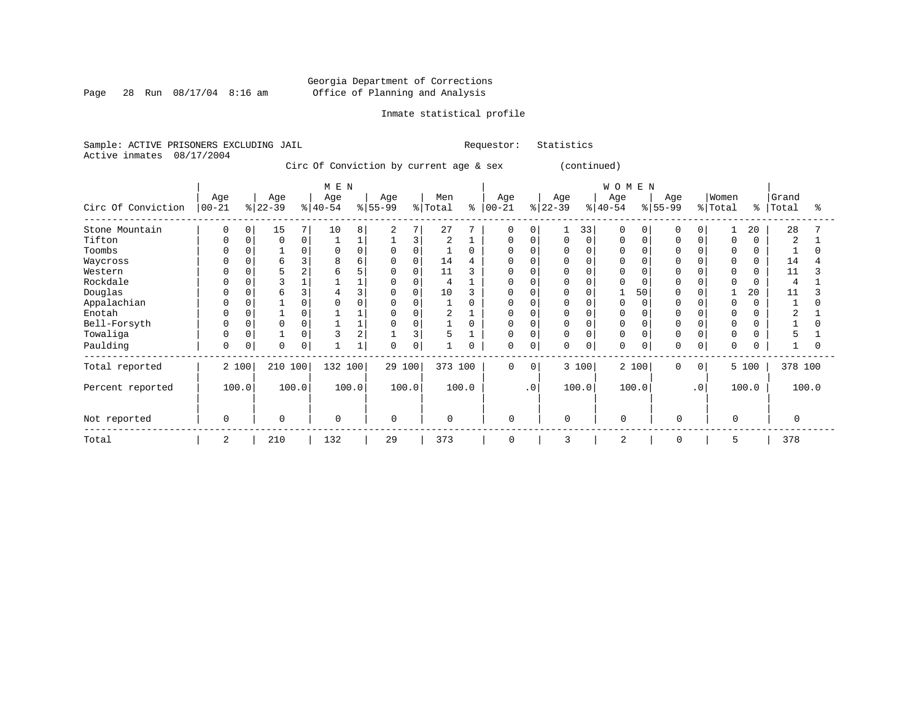Georgia Department of Corrections
Office of Planning and Analysis

Inmate statistical profile

Sample: ACTIVE PRISONERS EXCLUDING JAIL　　　　Requestor: Statistics
Active inmates 08/17/2004

Circ Of Conviction by current age & sex (continued)

| Circ Of Conviction | MEN Age 00-21 | % | Age 22-39 | % | Age 40-54 | % | Age 55-99 | % | Men Total | % | WOMEN Age 00-21 | % | Age 22-39 | % | Age 40-54 | % | Age 55-99 | % | Women Total | % | Grand Total | % |
|---|---|---|---|---|---|---|---|---|---|---|---|---|---|---|---|---|---|---|---|---|---|---|
| Stone Mountain | 0 | 0 | 15 | 7 | 10 | 8 | 2 | 7 | 27 | 7 | 0 | 0 | 1 | 33 | 0 | 0 | 0 | 0 | 1 | 20 | 28 | 7 |
| Tifton | 0 | 0 | 0 | 0 | 1 | 1 | 1 | 3 | 2 | 1 | 0 | 0 | 0 | 0 | 0 | 0 | 0 | 0 | 0 | 0 | 2 | 1 |
| Toombs | 0 | 0 | 1 | 0 | 0 | 0 | 0 | 0 | 1 | 0 | 0 | 0 | 0 | 0 | 0 | 0 | 0 | 0 | 0 | 0 | 1 | 0 |
| Waycross | 0 | 0 | 6 | 3 | 8 | 6 | 0 | 0 | 14 | 4 | 0 | 0 | 0 | 0 | 0 | 0 | 0 | 0 | 0 | 0 | 14 | 4 |
| Western | 0 | 0 | 5 | 2 | 6 | 5 | 0 | 0 | 11 | 3 | 0 | 0 | 0 | 0 | 0 | 0 | 0 | 0 | 0 | 0 | 11 | 3 |
| Rockdale | 0 | 0 | 3 | 1 | 1 | 1 | 0 | 0 | 4 | 1 | 0 | 0 | 0 | 0 | 0 | 0 | 0 | 0 | 0 | 0 | 4 | 1 |
| Douglas | 0 | 0 | 6 | 3 | 4 | 3 | 0 | 0 | 10 | 3 | 0 | 0 | 0 | 0 | 1 | 50 | 0 | 0 | 1 | 20 | 11 | 3 |
| Appalachian | 0 | 0 | 1 | 0 | 0 | 0 | 0 | 0 | 1 | 0 | 0 | 0 | 0 | 0 | 0 | 0 | 0 | 0 | 0 | 0 | 1 | 0 |
| Enotah | 0 | 0 | 1 | 0 | 1 | 1 | 0 | 0 | 2 | 1 | 0 | 0 | 0 | 0 | 0 | 0 | 0 | 0 | 0 | 0 | 2 | 1 |
| Bell-Forsyth | 0 | 0 | 0 | 0 | 1 | 1 | 0 | 0 | 1 | 0 | 0 | 0 | 0 | 0 | 0 | 0 | 0 | 0 | 0 | 0 | 1 | 0 |
| Towaliga | 0 | 0 | 1 | 0 | 3 | 2 | 1 | 3 | 5 | 1 | 0 | 0 | 0 | 0 | 0 | 0 | 0 | 0 | 0 | 0 | 5 | 1 |
| Paulding | 0 | 0 | 0 | 0 | 1 | 1 | 0 | 0 | 1 | 0 | 0 | 0 | 0 | 0 | 0 | 0 | 0 | 0 | 0 | 0 | 1 | 0 |
| Total reported | 2 | 100 | 210 | 100 | 132 | 100 | 29 | 100 | 373 | 100 | 0 | 0 | 3 | 100 | 2 | 100 | 0 | 0 | 5 | 100 | 378 | 100 |
| Percent reported | 100.0 | | 100.0 | | 100.0 | | 100.0 | | 100.0 | | .0 | | 100.0 | | 100.0 | | .0 | | 100.0 | | 100.0 | |
| Not reported | 0 | | 0 | | 0 | | 0 | | 0 | | 0 | | 0 | | 0 | | 0 | | 0 | | 0 | |
| Total | 2 | | 210 | | 132 | | 29 | | 373 | | 0 | | 3 | | 2 | | 0 | | 5 | | 378 | |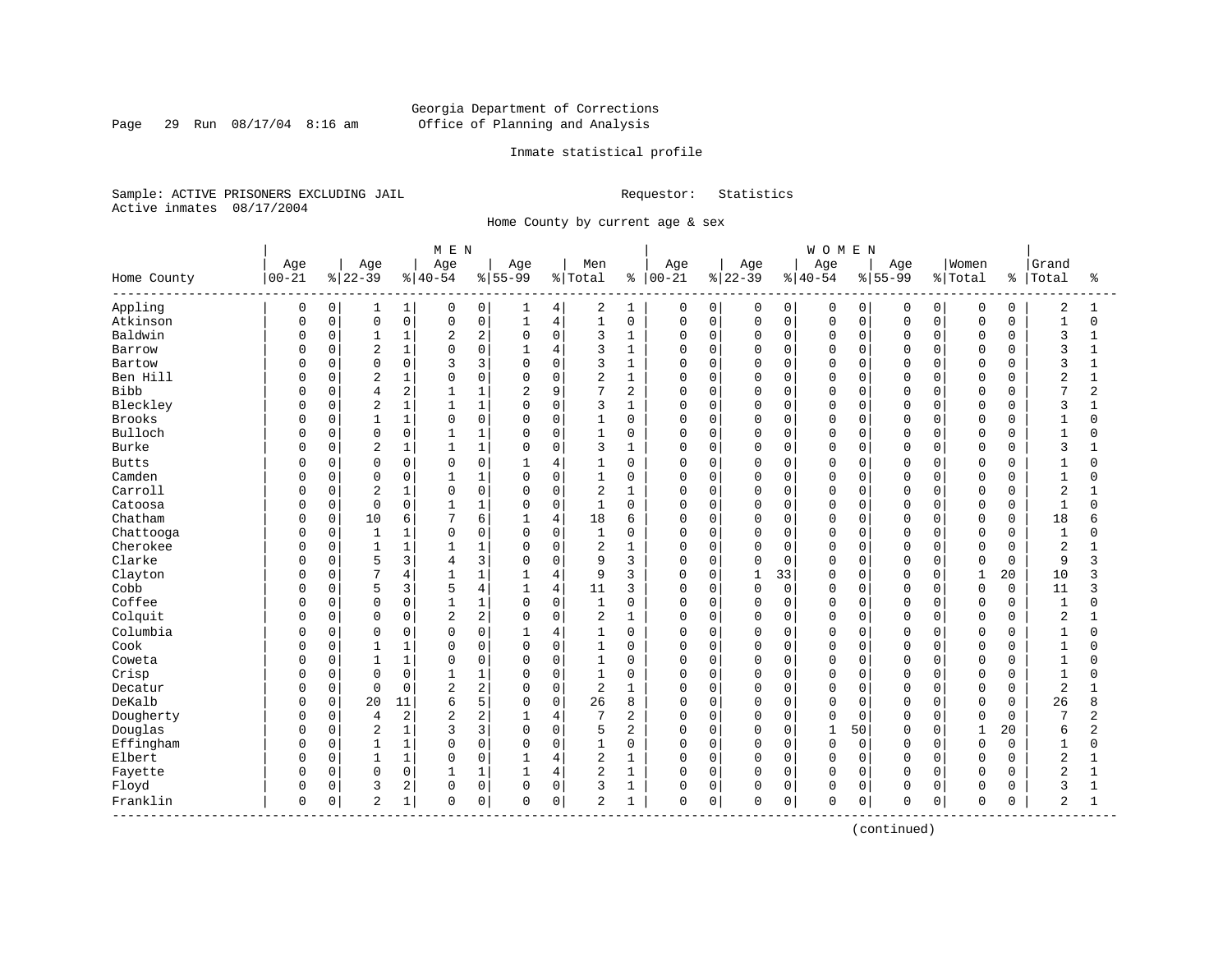Georgia Department of Corrections
Office of Planning and Analysis

Inmate statistical profile

Sample: ACTIVE PRISONERS EXCLUDING JAIL    Requestor: Statistics
Active inmates 08/17/2004

Home County by current age & sex

| Home County | MEN Age 00-21 | % | Age 22-39 | % | Age 40-54 | % | Age 55-99 | % | Men Total | % | WOMEN Age 00-21 | % | Age 22-39 | % | Age 40-54 | % | Age 55-99 | % | Women Total | % | Grand Total | % |
|---|---|---|---|---|---|---|---|---|---|---|---|---|---|---|---|---|---|---|---|---|---|---|
| Appling | 0 | 0 | 1 | 1 | 0 | 0 | 1 | 4 | 2 | 1 | 0 | 0 | 0 | 0 | 0 | 0 | 0 | 0 | 0 | 0 | 2 | 1 |
| Atkinson | 0 | 0 | 0 | 0 | 0 | 0 | 1 | 4 | 1 | 0 | 0 | 0 | 0 | 0 | 0 | 0 | 0 | 0 | 0 | 0 | 1 | 0 |
| Baldwin | 0 | 0 | 1 | 1 | 2 | 2 | 0 | 0 | 3 | 1 | 0 | 0 | 0 | 0 | 0 | 0 | 0 | 0 | 0 | 0 | 3 | 1 |
| Barrow | 0 | 0 | 2 | 1 | 0 | 0 | 1 | 4 | 3 | 1 | 0 | 0 | 0 | 0 | 0 | 0 | 0 | 0 | 0 | 0 | 3 | 1 |
| Bartow | 0 | 0 | 0 | 0 | 3 | 3 | 0 | 0 | 3 | 1 | 0 | 0 | 0 | 0 | 0 | 0 | 0 | 0 | 0 | 0 | 3 | 1 |
| Ben Hill | 0 | 0 | 2 | 1 | 0 | 0 | 0 | 0 | 2 | 1 | 0 | 0 | 0 | 0 | 0 | 0 | 0 | 0 | 0 | 0 | 2 | 1 |
| Bibb | 0 | 0 | 4 | 2 | 1 | 1 | 2 | 9 | 7 | 2 | 0 | 0 | 0 | 0 | 0 | 0 | 0 | 0 | 0 | 0 | 7 | 2 |
| Bleckley | 0 | 0 | 2 | 1 | 1 | 1 | 0 | 0 | 3 | 1 | 0 | 0 | 0 | 0 | 0 | 0 | 0 | 0 | 0 | 0 | 3 | 1 |
| Brooks | 0 | 0 | 1 | 1 | 0 | 0 | 0 | 0 | 1 | 0 | 0 | 0 | 0 | 0 | 0 | 0 | 0 | 0 | 0 | 0 | 1 | 0 |
| Bulloch | 0 | 0 | 0 | 0 | 1 | 1 | 0 | 0 | 1 | 0 | 0 | 0 | 0 | 0 | 0 | 0 | 0 | 0 | 0 | 0 | 1 | 0 |
| Burke | 0 | 0 | 2 | 1 | 1 | 1 | 0 | 0 | 3 | 1 | 0 | 0 | 0 | 0 | 0 | 0 | 0 | 0 | 0 | 0 | 3 | 1 |
| Butts | 0 | 0 | 0 | 0 | 0 | 0 | 1 | 4 | 1 | 0 | 0 | 0 | 0 | 0 | 0 | 0 | 0 | 0 | 0 | 0 | 1 | 0 |
| Camden | 0 | 0 | 0 | 0 | 1 | 1 | 0 | 0 | 1 | 0 | 0 | 0 | 0 | 0 | 0 | 0 | 0 | 0 | 0 | 0 | 1 | 0 |
| Carroll | 0 | 0 | 2 | 1 | 0 | 0 | 0 | 0 | 2 | 1 | 0 | 0 | 0 | 0 | 0 | 0 | 0 | 0 | 0 | 0 | 2 | 1 |
| Catoosa | 0 | 0 | 0 | 0 | 1 | 1 | 0 | 0 | 1 | 0 | 0 | 0 | 0 | 0 | 0 | 0 | 0 | 0 | 0 | 0 | 1 | 0 |
| Chatham | 0 | 0 | 10 | 6 | 7 | 6 | 1 | 4 | 18 | 6 | 0 | 0 | 0 | 0 | 0 | 0 | 0 | 0 | 0 | 0 | 18 | 6 |
| Chattooga | 0 | 0 | 1 | 1 | 0 | 0 | 0 | 0 | 1 | 0 | 0 | 0 | 0 | 0 | 0 | 0 | 0 | 0 | 0 | 0 | 1 | 0 |
| Cherokee | 0 | 0 | 1 | 1 | 1 | 1 | 0 | 0 | 2 | 1 | 0 | 0 | 0 | 0 | 0 | 0 | 0 | 0 | 0 | 0 | 2 | 1 |
| Clarke | 0 | 0 | 5 | 3 | 4 | 3 | 0 | 0 | 9 | 3 | 0 | 0 | 0 | 0 | 0 | 0 | 0 | 0 | 0 | 0 | 9 | 3 |
| Clayton | 0 | 0 | 7 | 4 | 1 | 1 | 1 | 4 | 9 | 3 | 0 | 0 | 1 | 33 | 0 | 0 | 0 | 0 | 1 | 20 | 10 | 3 |
| Cobb | 0 | 0 | 5 | 3 | 5 | 4 | 1 | 4 | 11 | 3 | 0 | 0 | 0 | 0 | 0 | 0 | 0 | 0 | 0 | 0 | 11 | 3 |
| Coffee | 0 | 0 | 0 | 0 | 1 | 1 | 0 | 0 | 1 | 0 | 0 | 0 | 0 | 0 | 0 | 0 | 0 | 0 | 0 | 0 | 1 | 0 |
| Colquit | 0 | 0 | 0 | 0 | 2 | 2 | 0 | 0 | 2 | 1 | 0 | 0 | 0 | 0 | 0 | 0 | 0 | 0 | 0 | 0 | 2 | 1 |
| Columbia | 0 | 0 | 0 | 0 | 0 | 0 | 1 | 4 | 1 | 0 | 0 | 0 | 0 | 0 | 0 | 0 | 0 | 0 | 0 | 0 | 1 | 0 |
| Cook | 0 | 0 | 1 | 1 | 0 | 0 | 0 | 0 | 1 | 0 | 0 | 0 | 0 | 0 | 0 | 0 | 0 | 0 | 0 | 0 | 1 | 0 |
| Coweta | 0 | 0 | 1 | 1 | 0 | 0 | 0 | 0 | 1 | 0 | 0 | 0 | 0 | 0 | 0 | 0 | 0 | 0 | 0 | 0 | 1 | 0 |
| Crisp | 0 | 0 | 0 | 0 | 1 | 1 | 0 | 0 | 1 | 0 | 0 | 0 | 0 | 0 | 0 | 0 | 0 | 0 | 0 | 0 | 1 | 0 |
| Decatur | 0 | 0 | 0 | 0 | 2 | 2 | 0 | 0 | 2 | 1 | 0 | 0 | 0 | 0 | 0 | 0 | 0 | 0 | 0 | 0 | 2 | 1 |
| DeKalb | 0 | 0 | 20 | 11 | 6 | 5 | 0 | 0 | 26 | 8 | 0 | 0 | 0 | 0 | 0 | 0 | 0 | 0 | 0 | 0 | 26 | 8 |
| Dougherty | 0 | 0 | 4 | 2 | 2 | 2 | 1 | 4 | 7 | 2 | 0 | 0 | 0 | 0 | 0 | 0 | 0 | 0 | 0 | 0 | 7 | 2 |
| Douglas | 0 | 0 | 2 | 1 | 3 | 3 | 0 | 0 | 5 | 2 | 0 | 0 | 0 | 0 | 1 | 50 | 0 | 0 | 1 | 20 | 6 | 2 |
| Effingham | 0 | 0 | 1 | 1 | 0 | 0 | 0 | 0 | 1 | 0 | 0 | 0 | 0 | 0 | 0 | 0 | 0 | 0 | 0 | 0 | 1 | 0 |
| Elbert | 0 | 0 | 1 | 1 | 0 | 0 | 1 | 4 | 2 | 1 | 0 | 0 | 0 | 0 | 0 | 0 | 0 | 0 | 0 | 0 | 2 | 1 |
| Fayette | 0 | 0 | 0 | 0 | 1 | 1 | 1 | 4 | 2 | 1 | 0 | 0 | 0 | 0 | 0 | 0 | 0 | 0 | 0 | 0 | 2 | 1 |
| Floyd | 0 | 0 | 3 | 2 | 0 | 0 | 0 | 0 | 3 | 1 | 0 | 0 | 0 | 0 | 0 | 0 | 0 | 0 | 0 | 0 | 3 | 1 |
| Franklin | 0 | 0 | 2 | 1 | 0 | 0 | 0 | 0 | 2 | 1 | 0 | 0 | 0 | 0 | 0 | 0 | 0 | 0 | 0 | 0 | 2 | 1 |

(continued)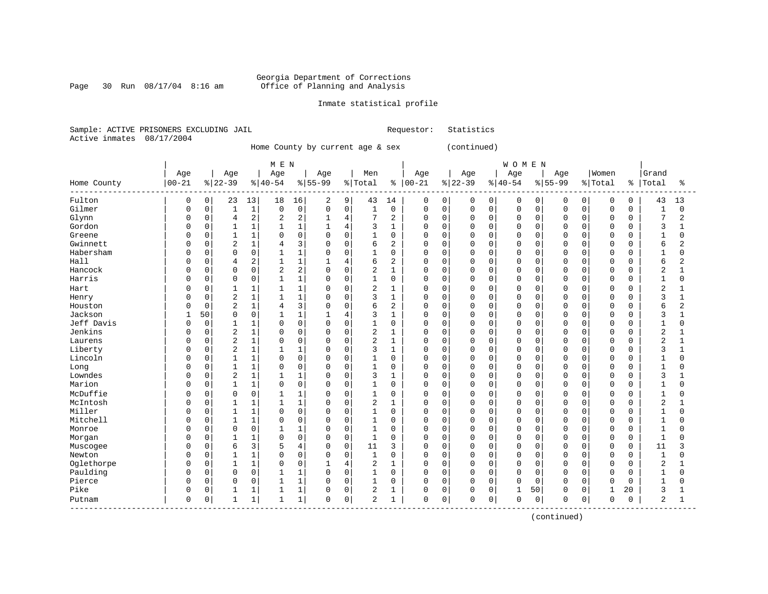Georgia Department of Corrections
Office of Planning and Analysis

Inmate statistical profile

Sample: ACTIVE PRISONERS EXCLUDING JAIL    Requestor: Statistics
Active inmates 08/17/2004

Home County by current age & sex (continued)

| Home County | MEN Age 00-21 | % | Age 22-39 | % | Age 40-54 | % | Age 55-99 | % | Men Total | % | WOMEN Age 00-21 | % | Age 22-39 | % | Age 40-54 | % | Age 55-99 | % | Women Total | % | Grand Total | % |
|---|---|---|---|---|---|---|---|---|---|---|---|---|---|---|---|---|---|---|---|---|---|---|
| Fulton | 0 | 0 | 23 | 13 | 18 | 16 | 2 | 9 | 43 | 14 | 0 | 0 | 0 | 0 | 0 | 0 | 0 | 0 | 0 | 0 | 43 | 13 |
| Gilmer | 0 | 0 | 1 | 1 | 0 | 0 | 0 | 0 | 1 | 0 | 0 | 0 | 0 | 0 | 0 | 0 | 0 | 0 | 0 | 0 | 1 | 0 |
| Glynn | 0 | 0 | 4 | 2 | 2 | 2 | 1 | 4 | 7 | 2 | 0 | 0 | 0 | 0 | 0 | 0 | 0 | 0 | 0 | 0 | 7 | 2 |
| Gordon | 0 | 0 | 1 | 1 | 1 | 1 | 1 | 4 | 3 | 1 | 0 | 0 | 0 | 0 | 0 | 0 | 0 | 0 | 0 | 0 | 3 | 1 |
| Greene | 0 | 0 | 1 | 1 | 0 | 0 | 0 | 0 | 1 | 0 | 0 | 0 | 0 | 0 | 0 | 0 | 0 | 0 | 0 | 0 | 1 | 0 |
| Gwinnett | 0 | 0 | 2 | 1 | 4 | 3 | 0 | 0 | 6 | 2 | 0 | 0 | 0 | 0 | 0 | 0 | 0 | 0 | 0 | 0 | 6 | 2 |
| Habersham | 0 | 0 | 0 | 0 | 1 | 1 | 0 | 0 | 1 | 0 | 0 | 0 | 0 | 0 | 0 | 0 | 0 | 0 | 0 | 0 | 1 | 0 |
| Hall | 0 | 0 | 4 | 2 | 1 | 1 | 1 | 4 | 6 | 2 | 0 | 0 | 0 | 0 | 0 | 0 | 0 | 0 | 0 | 0 | 6 | 2 |
| Hancock | 0 | 0 | 0 | 0 | 2 | 2 | 0 | 0 | 2 | 1 | 0 | 0 | 0 | 0 | 0 | 0 | 0 | 0 | 0 | 0 | 2 | 1 |
| Harris | 0 | 0 | 0 | 0 | 1 | 1 | 0 | 0 | 1 | 0 | 0 | 0 | 0 | 0 | 0 | 0 | 0 | 0 | 0 | 0 | 1 | 0 |
| Hart | 0 | 0 | 1 | 1 | 1 | 1 | 0 | 0 | 2 | 1 | 0 | 0 | 0 | 0 | 0 | 0 | 0 | 0 | 0 | 0 | 2 | 1 |
| Henry | 0 | 0 | 2 | 1 | 1 | 1 | 0 | 0 | 3 | 1 | 0 | 0 | 0 | 0 | 0 | 0 | 0 | 0 | 0 | 0 | 3 | 1 |
| Houston | 0 | 0 | 2 | 1 | 4 | 3 | 0 | 0 | 6 | 2 | 0 | 0 | 0 | 0 | 0 | 0 | 0 | 0 | 0 | 0 | 6 | 2 |
| Jackson | 1 | 50 | 0 | 0 | 1 | 1 | 1 | 4 | 3 | 1 | 0 | 0 | 0 | 0 | 0 | 0 | 0 | 0 | 0 | 0 | 3 | 1 |
| Jeff Davis | 0 | 0 | 1 | 1 | 0 | 0 | 0 | 0 | 1 | 0 | 0 | 0 | 0 | 0 | 0 | 0 | 0 | 0 | 0 | 0 | 1 | 0 |
| Jenkins | 0 | 0 | 2 | 1 | 0 | 0 | 0 | 0 | 2 | 1 | 0 | 0 | 0 | 0 | 0 | 0 | 0 | 0 | 0 | 0 | 2 | 1 |
| Laurens | 0 | 0 | 2 | 1 | 0 | 0 | 0 | 0 | 2 | 1 | 0 | 0 | 0 | 0 | 0 | 0 | 0 | 0 | 0 | 0 | 2 | 1 |
| Liberty | 0 | 0 | 2 | 1 | 1 | 1 | 0 | 0 | 3 | 1 | 0 | 0 | 0 | 0 | 0 | 0 | 0 | 0 | 0 | 0 | 3 | 1 |
| Lincoln | 0 | 0 | 1 | 1 | 0 | 0 | 0 | 0 | 1 | 0 | 0 | 0 | 0 | 0 | 0 | 0 | 0 | 0 | 0 | 0 | 1 | 0 |
| Long | 0 | 0 | 1 | 1 | 0 | 0 | 0 | 0 | 1 | 0 | 0 | 0 | 0 | 0 | 0 | 0 | 0 | 0 | 0 | 0 | 1 | 0 |
| Lowndes | 0 | 0 | 2 | 1 | 1 | 1 | 0 | 0 | 3 | 1 | 0 | 0 | 0 | 0 | 0 | 0 | 0 | 0 | 0 | 0 | 3 | 1 |
| Marion | 0 | 0 | 1 | 1 | 0 | 0 | 0 | 0 | 1 | 0 | 0 | 0 | 0 | 0 | 0 | 0 | 0 | 0 | 0 | 0 | 1 | 0 |
| McDuffie | 0 | 0 | 0 | 0 | 1 | 1 | 0 | 0 | 1 | 0 | 0 | 0 | 0 | 0 | 0 | 0 | 0 | 0 | 0 | 0 | 1 | 0 |
| McIntosh | 0 | 0 | 1 | 1 | 1 | 1 | 0 | 0 | 2 | 1 | 0 | 0 | 0 | 0 | 0 | 0 | 0 | 0 | 0 | 0 | 2 | 1 |
| Miller | 0 | 0 | 1 | 1 | 0 | 0 | 0 | 0 | 1 | 0 | 0 | 0 | 0 | 0 | 0 | 0 | 0 | 0 | 0 | 0 | 1 | 0 |
| Mitchell | 0 | 0 | 1 | 1 | 0 | 0 | 0 | 0 | 1 | 0 | 0 | 0 | 0 | 0 | 0 | 0 | 0 | 0 | 0 | 0 | 1 | 0 |
| Monroe | 0 | 0 | 0 | 0 | 1 | 1 | 0 | 0 | 1 | 0 | 0 | 0 | 0 | 0 | 0 | 0 | 0 | 0 | 0 | 0 | 1 | 0 |
| Morgan | 0 | 0 | 1 | 1 | 0 | 0 | 0 | 0 | 1 | 0 | 0 | 0 | 0 | 0 | 0 | 0 | 0 | 0 | 0 | 0 | 1 | 0 |
| Muscogee | 0 | 0 | 6 | 3 | 5 | 4 | 0 | 0 | 11 | 3 | 0 | 0 | 0 | 0 | 0 | 0 | 0 | 0 | 0 | 0 | 11 | 3 |
| Newton | 0 | 0 | 1 | 1 | 0 | 0 | 0 | 0 | 1 | 0 | 0 | 0 | 0 | 0 | 0 | 0 | 0 | 0 | 0 | 0 | 1 | 0 |
| Oglethorpe | 0 | 0 | 1 | 1 | 0 | 0 | 1 | 4 | 2 | 1 | 0 | 0 | 0 | 0 | 0 | 0 | 0 | 0 | 0 | 0 | 2 | 1 |
| Paulding | 0 | 0 | 0 | 0 | 1 | 1 | 0 | 0 | 1 | 0 | 0 | 0 | 0 | 0 | 0 | 0 | 0 | 0 | 0 | 0 | 1 | 0 |
| Pierce | 0 | 0 | 0 | 0 | 1 | 1 | 0 | 0 | 1 | 0 | 0 | 0 | 0 | 0 | 0 | 0 | 0 | 0 | 0 | 0 | 1 | 0 |
| Pike | 0 | 0 | 1 | 1 | 1 | 1 | 0 | 0 | 2 | 1 | 0 | 0 | 0 | 0 | 1 | 50 | 0 | 0 | 1 | 20 | 3 | 1 |
| Putnam | 0 | 0 | 1 | 1 | 1 | 1 | 0 | 0 | 2 | 1 | 0 | 0 | 0 | 0 | 0 | 0 | 0 | 0 | 0 | 0 | 2 | 1 |

(continued)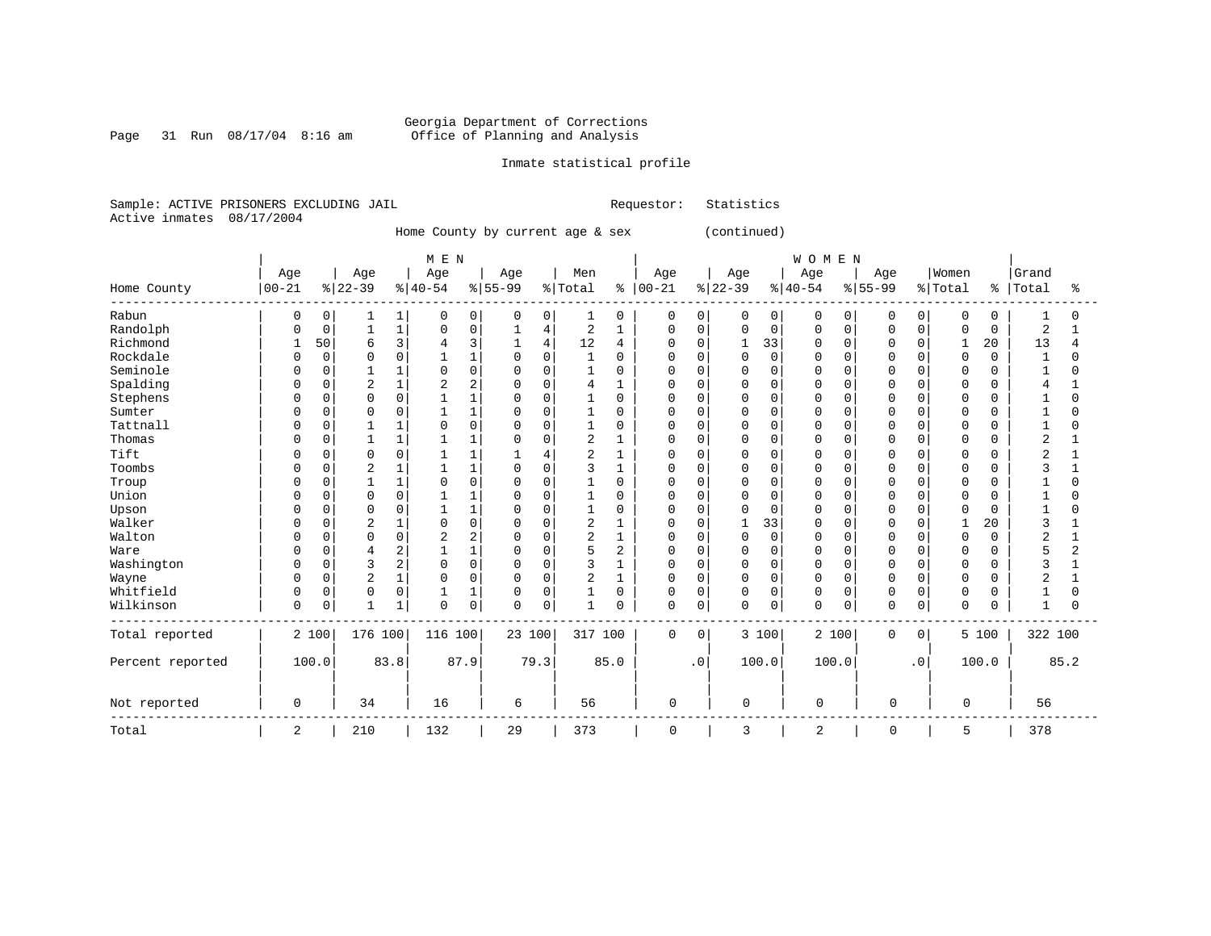Georgia Department of Corrections
Office of Planning and Analysis

Inmate statistical profile

Sample: ACTIVE PRISONERS EXCLUDING JAIL    Requestor: Statistics
Active inmates 08/17/2004

Home County by current age & sex (continued)

| Home County | MEN Age 00-21 | % | Age 22-39 | % | Age 40-54 | % | Age 55-99 | % | Men Total | % | WOMEN Age 00-21 | % | Age 22-39 | % | Age 40-54 | % | Age 55-99 | % | Women Total | % | Grand Total | % |
|---|---|---|---|---|---|---|---|---|---|---|---|---|---|---|---|---|---|---|---|---|---|---|
| Rabun | 0 | 0 | 1 | 1 | 0 | 0 | 0 | 0 | 1 | 0 | 0 | 0 | 0 | 0 | 0 | 0 | 0 | 0 | 0 | 0 | 1 | 0 |
| Randolph | 0 | 0 | 1 | 1 | 0 | 0 | 1 | 4 | 2 | 1 | 0 | 0 | 0 | 0 | 0 | 0 | 0 | 0 | 0 | 0 | 2 | 1 |
| Richmond | 1 | 50 | 6 | 3 | 4 | 3 | 1 | 4 | 12 | 4 | 0 | 0 | 1 | 33 | 0 | 0 | 0 | 0 | 1 | 20 | 13 | 4 |
| Rockdale | 0 | 0 | 0 | 0 | 1 | 1 | 0 | 0 | 1 | 0 | 0 | 0 | 0 | 0 | 0 | 0 | 0 | 0 | 0 | 0 | 1 | 0 |
| Seminole | 0 | 0 | 1 | 1 | 0 | 0 | 0 | 0 | 1 | 0 | 0 | 0 | 0 | 0 | 0 | 0 | 0 | 0 | 0 | 0 | 1 | 0 |
| Spalding | 0 | 0 | 2 | 1 | 2 | 2 | 0 | 0 | 4 | 1 | 0 | 0 | 0 | 0 | 0 | 0 | 0 | 0 | 0 | 0 | 4 | 1 |
| Stephens | 0 | 0 | 0 | 0 | 1 | 1 | 0 | 0 | 1 | 0 | 0 | 0 | 0 | 0 | 0 | 0 | 0 | 0 | 0 | 0 | 1 | 0 |
| Sumter | 0 | 0 | 0 | 0 | 1 | 1 | 0 | 0 | 1 | 0 | 0 | 0 | 0 | 0 | 0 | 0 | 0 | 0 | 0 | 0 | 1 | 0 |
| Tattnall | 0 | 0 | 1 | 1 | 0 | 0 | 0 | 0 | 1 | 0 | 0 | 0 | 0 | 0 | 0 | 0 | 0 | 0 | 0 | 0 | 1 | 0 |
| Thomas | 0 | 0 | 1 | 1 | 1 | 1 | 0 | 0 | 2 | 1 | 0 | 0 | 0 | 0 | 0 | 0 | 0 | 0 | 0 | 0 | 2 | 1 |
| Tift | 0 | 0 | 0 | 0 | 1 | 1 | 1 | 4 | 2 | 1 | 0 | 0 | 0 | 0 | 0 | 0 | 0 | 0 | 0 | 0 | 2 | 1 |
| Toombs | 0 | 0 | 2 | 1 | 1 | 1 | 0 | 0 | 3 | 1 | 0 | 0 | 0 | 0 | 0 | 0 | 0 | 0 | 0 | 0 | 3 | 1 |
| Troup | 0 | 0 | 1 | 1 | 0 | 0 | 0 | 0 | 1 | 0 | 0 | 0 | 0 | 0 | 0 | 0 | 0 | 0 | 0 | 0 | 1 | 0 |
| Union | 0 | 0 | 0 | 0 | 1 | 1 | 0 | 0 | 1 | 0 | 0 | 0 | 0 | 0 | 0 | 0 | 0 | 0 | 0 | 0 | 1 | 0 |
| Upson | 0 | 0 | 0 | 0 | 1 | 1 | 0 | 0 | 1 | 0 | 0 | 0 | 0 | 0 | 0 | 0 | 0 | 0 | 0 | 0 | 1 | 0 |
| Walker | 0 | 0 | 2 | 1 | 0 | 0 | 0 | 0 | 2 | 1 | 0 | 0 | 1 | 33 | 0 | 0 | 0 | 0 | 1 | 20 | 3 | 1 |
| Walton | 0 | 0 | 0 | 0 | 2 | 2 | 0 | 0 | 2 | 1 | 0 | 0 | 0 | 0 | 0 | 0 | 0 | 0 | 0 | 0 | 2 | 1 |
| Ware | 0 | 0 | 4 | 2 | 1 | 1 | 0 | 0 | 5 | 2 | 0 | 0 | 0 | 0 | 0 | 0 | 0 | 0 | 0 | 0 | 5 | 2 |
| Washington | 0 | 0 | 3 | 2 | 0 | 0 | 0 | 0 | 3 | 1 | 0 | 0 | 0 | 0 | 0 | 0 | 0 | 0 | 0 | 0 | 3 | 1 |
| Wayne | 0 | 0 | 2 | 1 | 0 | 0 | 0 | 0 | 2 | 1 | 0 | 0 | 0 | 0 | 0 | 0 | 0 | 0 | 0 | 0 | 2 | 1 |
| Whitfield | 0 | 0 | 0 | 0 | 1 | 1 | 0 | 0 | 1 | 0 | 0 | 0 | 0 | 0 | 0 | 0 | 0 | 0 | 0 | 0 | 1 | 0 |
| Wilkinson | 0 | 0 | 1 | 1 | 0 | 0 | 0 | 0 | 1 | 0 | 0 | 0 | 0 | 0 | 0 | 0 | 0 | 0 | 0 | 0 | 1 | 0 |
| Total reported | 2 | 100 | 176 | 100 | 116 | 100 | 23 | 100 | 317 | 100 | 0 | 0 | 3 | 100 | 2 | 100 | 0 | 0 | 5 | 100 | 322 | 100 |
| Percent reported | | 100.0 | | 83.8 | | 87.9 | | 79.3 | | 85.0 | | .0 | | 100.0 | | 100.0 | | .0 | | 100.0 | | 85.2 |
| Not reported | 0 | | 34 | | 16 | | 6 | | 56 | | 0 | | 0 | | 0 | | 0 | | 0 | | 56 | |
| Total | 2 | | 210 | | 132 | | 29 | | 373 | | 0 | | 3 | | 2 | | 0 | | 5 | | 378 | |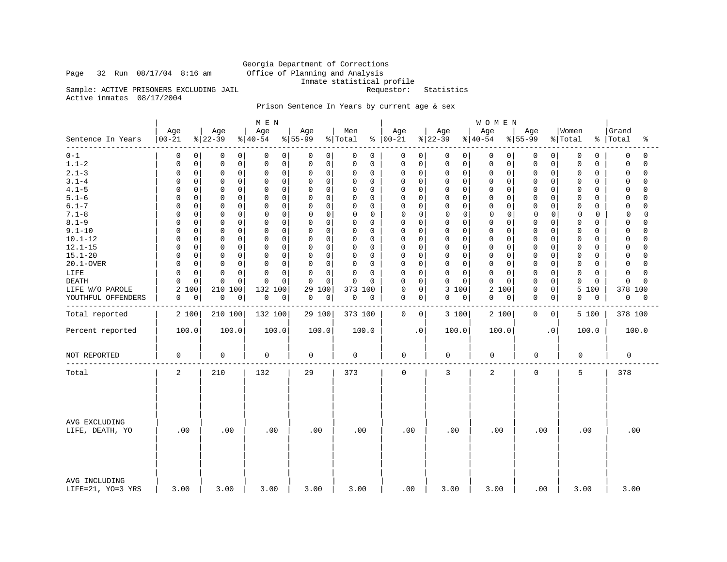Georgia Department of Corrections
Office of Planning and Analysis
Inmate statistical profile

Run 08/17/04 8:16 am

Sample: ACTIVE PRISONERS EXCLUDING JAIL
Requestor: Statistics
Active inmates 08/17/2004

Prison Sentence In Years by current age & sex

| Sentence In Years | MEN Age 00-21 | % | Age 22-39 | % | Age 40-54 | % | Age 55-99 | % | Men Total | % | WOMEN Age 00-21 | % | Age 22-39 | % | Age 40-54 | % | Age 55-99 | % | Women Total | % | Grand Total | % |
|---|---|---|---|---|---|---|---|---|---|---|---|---|---|---|---|---|---|---|---|---|---|---|
| 0-1 | 0 | 0 | 0 | 0 | 0 | 0 | 0 | 0 | 0 | 0 | 0 | 0 | 0 | 0 | 0 | 0 | 0 | 0 | 0 | 0 | 0 | 0 |
| 1.1-2 | 0 | 0 | 0 | 0 | 0 | 0 | 0 | 0 | 0 | 0 | 0 | 0 | 0 | 0 | 0 | 0 | 0 | 0 | 0 | 0 | 0 | 0 |
| 2.1-3 | 0 | 0 | 0 | 0 | 0 | 0 | 0 | 0 | 0 | 0 | 0 | 0 | 0 | 0 | 0 | 0 | 0 | 0 | 0 | 0 | 0 | 0 |
| 3.1-4 | 0 | 0 | 0 | 0 | 0 | 0 | 0 | 0 | 0 | 0 | 0 | 0 | 0 | 0 | 0 | 0 | 0 | 0 | 0 | 0 | 0 | 0 |
| 4.1-5 | 0 | 0 | 0 | 0 | 0 | 0 | 0 | 0 | 0 | 0 | 0 | 0 | 0 | 0 | 0 | 0 | 0 | 0 | 0 | 0 | 0 | 0 |
| 5.1-6 | 0 | 0 | 0 | 0 | 0 | 0 | 0 | 0 | 0 | 0 | 0 | 0 | 0 | 0 | 0 | 0 | 0 | 0 | 0 | 0 | 0 | 0 |
| 6.1-7 | 0 | 0 | 0 | 0 | 0 | 0 | 0 | 0 | 0 | 0 | 0 | 0 | 0 | 0 | 0 | 0 | 0 | 0 | 0 | 0 | 0 | 0 |
| 7.1-8 | 0 | 0 | 0 | 0 | 0 | 0 | 0 | 0 | 0 | 0 | 0 | 0 | 0 | 0 | 0 | 0 | 0 | 0 | 0 | 0 | 0 | 0 |
| 8.1-9 | 0 | 0 | 0 | 0 | 0 | 0 | 0 | 0 | 0 | 0 | 0 | 0 | 0 | 0 | 0 | 0 | 0 | 0 | 0 | 0 | 0 | 0 |
| 9.1-10 | 0 | 0 | 0 | 0 | 0 | 0 | 0 | 0 | 0 | 0 | 0 | 0 | 0 | 0 | 0 | 0 | 0 | 0 | 0 | 0 | 0 | 0 |
| 10.1-12 | 0 | 0 | 0 | 0 | 0 | 0 | 0 | 0 | 0 | 0 | 0 | 0 | 0 | 0 | 0 | 0 | 0 | 0 | 0 | 0 | 0 | 0 |
| 12.1-15 | 0 | 0 | 0 | 0 | 0 | 0 | 0 | 0 | 0 | 0 | 0 | 0 | 0 | 0 | 0 | 0 | 0 | 0 | 0 | 0 | 0 | 0 |
| 15.1-20 | 0 | 0 | 0 | 0 | 0 | 0 | 0 | 0 | 0 | 0 | 0 | 0 | 0 | 0 | 0 | 0 | 0 | 0 | 0 | 0 | 0 | 0 |
| 20.1-OVER | 0 | 0 | 0 | 0 | 0 | 0 | 0 | 0 | 0 | 0 | 0 | 0 | 0 | 0 | 0 | 0 | 0 | 0 | 0 | 0 | 0 | 0 |
| LIFE | 0 | 0 | 0 | 0 | 0 | 0 | 0 | 0 | 0 | 0 | 0 | 0 | 0 | 0 | 0 | 0 | 0 | 0 | 0 | 0 | 0 | 0 |
| DEATH | 0 | 0 | 0 | 0 | 0 | 0 | 0 | 0 | 0 | 0 | 0 | 0 | 0 | 0 | 0 | 0 | 0 | 0 | 0 | 0 | 0 | 0 |
| LIFE W/O PAROLE | 2 | 100 | 210 | 100 | 132 | 100 | 29 | 100 | 373 | 100 | 0 | 0 | 3 | 100 | 2 | 100 | 0 | 0 | 5 | 100 | 378 | 100 |
| YOUTHFUL OFFENDERS | 0 | 0 | 0 | 0 | 0 | 0 | 0 | 0 | 0 | 0 | 0 | 0 | 0 | 0 | 0 | 0 | 0 | 0 | 0 | 0 | 0 | 0 |
| Total reported | 2 | 100 | 210 | 100 | 132 | 100 | 29 | 100 | 373 | 100 | 0 | 0 | 3 | 100 | 2 | 100 | 0 | 0 | 5 | 100 | 378 | 100 |
| Percent reported | 100.0 | | 100.0 | | 100.0 | | 100.0 | | 100.0 | | .0 | | 100.0 | | 100.0 | | .0 | | 100.0 | | 100.0 | |
| NOT REPORTED | 0 | | 0 | | 0 | | 0 | | 0 | | 0 | | 0 | | 0 | | 0 | | 0 | | 0 | |
| Total | 2 | | 210 | | 132 | | 29 | | 373 | | 0 | | 3 | | 2 | | 0 | | 5 | | 378 | |
| AVG EXCLUDING LIFE, DEATH, YO | .00 | | .00 | | .00 | | .00 | | .00 | | .00 | | .00 | | .00 | | .00 | | .00 | | .00 | |
| AVG INCLUDING LIFE=21, YO=3 YRS | 3.00 | | 3.00 | | 3.00 | | 3.00 | | 3.00 | | .00 | | 3.00 | | 3.00 | | .00 | | 3.00 | | 3.00 | |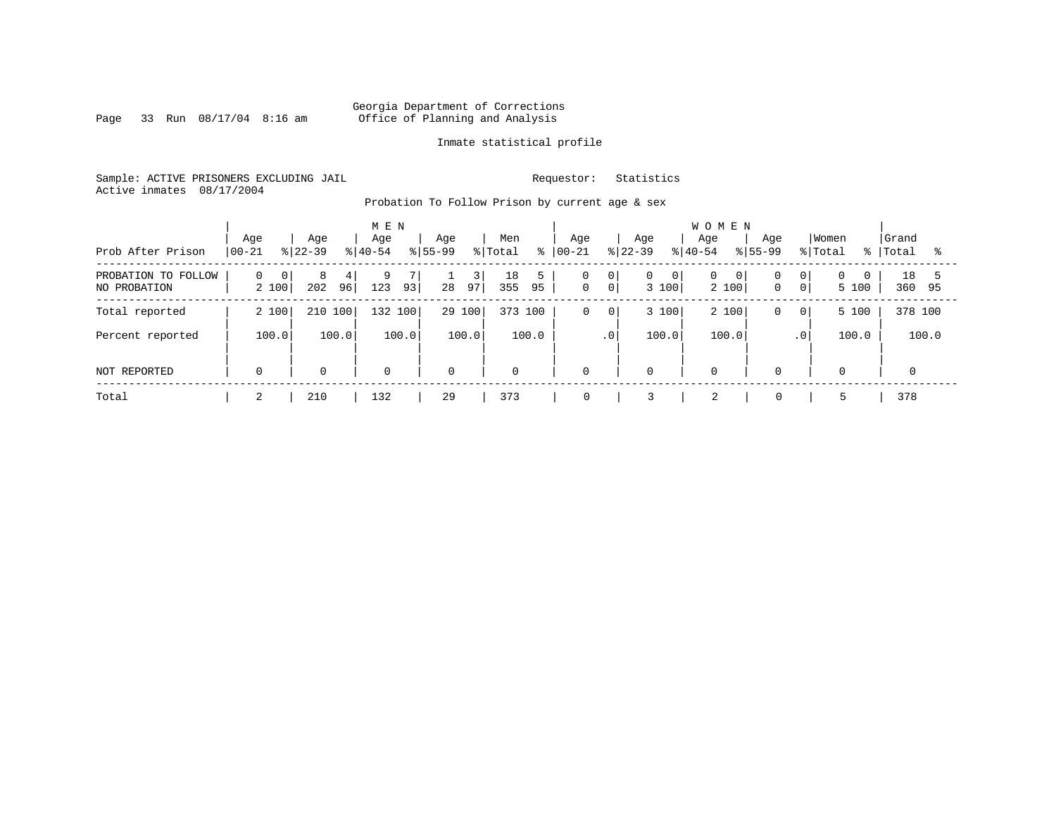Georgia Department of Corrections
Office of Planning and Analysis

Inmate statistical profile

Sample: ACTIVE PRISONERS EXCLUDING JAIL

Requestor: Statistics

Active inmates 08/17/2004

Probation To Follow Prison by current age & sex

| Prob After Prison | MEN Age 00-21 | % | Age 22-39 | % | Age 40-54 | % | Age 55-99 | % | Men Total | % | WOMEN Age 00-21 | % | Age 22-39 | % | Age 40-54 | % | Age 55-99 | % | Women Total | % | Grand Total | % |
|---|---|---|---|---|---|---|---|---|---|---|---|---|---|---|---|---|---|---|---|---|---|---|
| PROBATION TO FOLLOW | 0 | 0 | 8 | 4 | 9 | 7 | 1 | 3 | 18 | 5 | 0 | 0 | 0 | 0 | 0 | 0 | 0 | 0 | 0 | 0 | 18 | 5 |
| NO PROBATION | 2 | 100 | 202 | 96 | 123 | 93 | 28 | 97 | 355 | 95 | 0 | 0 | 3 | 100 | 2 | 100 | 0 | 0 | 5 | 100 | 360 | 95 |
| Total reported | 2 | 100 | 210 | 100 | 132 | 100 | 29 | 100 | 373 | 100 | 0 | 0 | 3 | 100 | 2 | 100 | 0 | 0 | 5 | 100 | 378 | 100 |
| Percent reported | | 100.0 | | 100.0 | | 100.0 | | 100.0 | | 100.0 | | .0 | | 100.0 | | 100.0 | | .0 | | 100.0 | | 100.0 |
| NOT REPORTED | 0 | | 0 | | 0 | | 0 | | 0 | | 0 | | 0 | | 0 | | 0 | | 0 | | 0 | |
| Total | 2 | | 210 | | 132 | | 29 | | 373 | | 0 | | 3 | | 2 | | 0 | | 5 | | 378 | |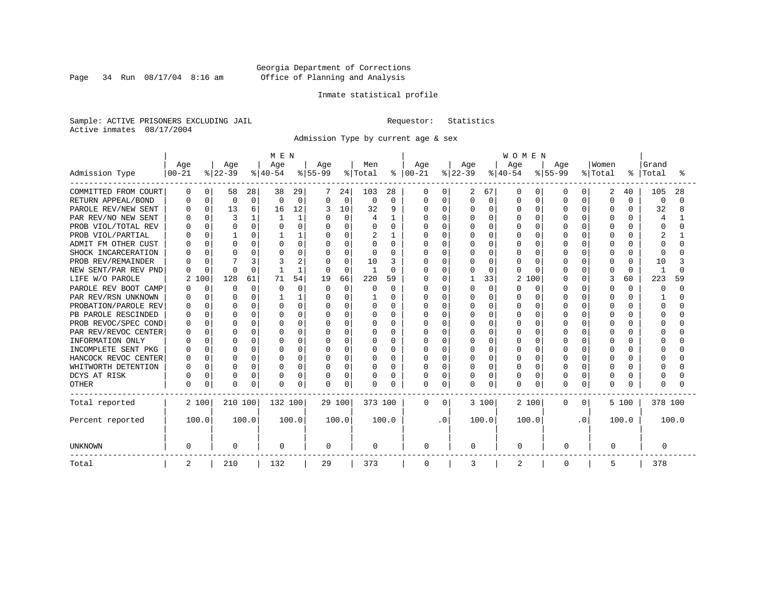Georgia Department of Corrections
Office of Planning and Analysis

Inmate statistical profile

Sample: ACTIVE PRISONERS EXCLUDING JAIL    Requestor: Statistics
Active inmates 08/17/2004

Admission Type by current age & sex

| Admission Type | MEN Age 00-21 | % | Age 22-39 | % | Age 40-54 | % | Age 55-99 | % | Men Total | % | WOMEN Age 00-21 | % | Age 22-39 | % | Age 40-54 | % | Age 55-99 | % | Women Total | % | Grand Total | % |
|---|---|---|---|---|---|---|---|---|---|---|---|---|---|---|---|---|---|---|---|---|---|---|
| COMMITTED FROM COURT | 0 | 0 | 58 | 28 | 38 | 29 | 7 | 24 | 103 | 28 | 0 | 0 | 2 | 67 | 0 | 0 | 0 | 0 | 2 | 40 | 105 | 28 |
| RETURN APPEAL/BOND | 0 | 0 | 0 | 0 | 0 | 0 | 0 | 0 | 0 | 0 | 0 | 0 | 0 | 0 | 0 | 0 | 0 | 0 | 0 | 0 | 0 | 0 |
| PAROLE REV/NEW SENT | 0 | 0 | 13 | 6 | 16 | 12 | 3 | 10 | 32 | 9 | 0 | 0 | 0 | 0 | 0 | 0 | 0 | 0 | 0 | 0 | 32 | 8 |
| PAR REV/NO NEW SENT | 0 | 0 | 3 | 1 | 1 | 1 | 0 | 0 | 4 | 1 | 0 | 0 | 0 | 0 | 0 | 0 | 0 | 0 | 0 | 0 | 4 | 1 |
| PROB VIOL/TOTAL REV | 0 | 0 | 0 | 0 | 0 | 0 | 0 | 0 | 0 | 0 | 0 | 0 | 0 | 0 | 0 | 0 | 0 | 0 | 0 | 0 | 0 | 0 |
| PROB VIOL/PARTIAL | 0 | 0 | 1 | 0 | 1 | 1 | 0 | 0 | 2 | 1 | 0 | 0 | 0 | 0 | 0 | 0 | 0 | 0 | 0 | 0 | 2 | 1 |
| ADMIT FM OTHER CUST | 0 | 0 | 0 | 0 | 0 | 0 | 0 | 0 | 0 | 0 | 0 | 0 | 0 | 0 | 0 | 0 | 0 | 0 | 0 | 0 | 0 | 0 |
| SHOCK INCARCERATION | 0 | 0 | 0 | 0 | 0 | 0 | 0 | 0 | 0 | 0 | 0 | 0 | 0 | 0 | 0 | 0 | 0 | 0 | 0 | 0 | 0 | 0 |
| PROB REV/REMAINDER | 0 | 0 | 7 | 3 | 3 | 2 | 0 | 0 | 10 | 3 | 0 | 0 | 0 | 0 | 0 | 0 | 0 | 0 | 0 | 0 | 10 | 3 |
| NEW SENT/PAR REV PND | 0 | 0 | 0 | 0 | 1 | 1 | 0 | 0 | 1 | 0 | 0 | 0 | 0 | 0 | 0 | 0 | 0 | 0 | 0 | 0 | 1 | 0 |
| LIFE W/O PAROLE | 2 | 100 | 128 | 61 | 71 | 54 | 19 | 66 | 220 | 59 | 0 | 0 | 1 | 33 | 2 | 100 | 0 | 0 | 3 | 60 | 223 | 59 |
| PAROLE REV BOOT CAMP | 0 | 0 | 0 | 0 | 0 | 0 | 0 | 0 | 0 | 0 | 0 | 0 | 0 | 0 | 0 | 0 | 0 | 0 | 0 | 0 | 0 | 0 |
| PAR REV/RSN UNKNOWN | 0 | 0 | 0 | 0 | 1 | 1 | 0 | 0 | 1 | 0 | 0 | 0 | 0 | 0 | 0 | 0 | 0 | 0 | 0 | 0 | 1 | 0 |
| PROBATION/PAROLE REV | 0 | 0 | 0 | 0 | 0 | 0 | 0 | 0 | 0 | 0 | 0 | 0 | 0 | 0 | 0 | 0 | 0 | 0 | 0 | 0 | 0 | 0 |
| PB PAROLE RESCINDED | 0 | 0 | 0 | 0 | 0 | 0 | 0 | 0 | 0 | 0 | 0 | 0 | 0 | 0 | 0 | 0 | 0 | 0 | 0 | 0 | 0 | 0 |
| PROB REVOC/SPEC COND | 0 | 0 | 0 | 0 | 0 | 0 | 0 | 0 | 0 | 0 | 0 | 0 | 0 | 0 | 0 | 0 | 0 | 0 | 0 | 0 | 0 | 0 |
| PAR REV/REVOC CENTER | 0 | 0 | 0 | 0 | 0 | 0 | 0 | 0 | 0 | 0 | 0 | 0 | 0 | 0 | 0 | 0 | 0 | 0 | 0 | 0 | 0 | 0 |
| INFORMATION ONLY | 0 | 0 | 0 | 0 | 0 | 0 | 0 | 0 | 0 | 0 | 0 | 0 | 0 | 0 | 0 | 0 | 0 | 0 | 0 | 0 | 0 | 0 |
| INCOMPLETE SENT PKG | 0 | 0 | 0 | 0 | 0 | 0 | 0 | 0 | 0 | 0 | 0 | 0 | 0 | 0 | 0 | 0 | 0 | 0 | 0 | 0 | 0 | 0 |
| HANCOCK REVOC CENTER | 0 | 0 | 0 | 0 | 0 | 0 | 0 | 0 | 0 | 0 | 0 | 0 | 0 | 0 | 0 | 0 | 0 | 0 | 0 | 0 | 0 | 0 |
| WHITWORTH DETENTION | 0 | 0 | 0 | 0 | 0 | 0 | 0 | 0 | 0 | 0 | 0 | 0 | 0 | 0 | 0 | 0 | 0 | 0 | 0 | 0 | 0 | 0 |
| DCYS AT RISK | 0 | 0 | 0 | 0 | 0 | 0 | 0 | 0 | 0 | 0 | 0 | 0 | 0 | 0 | 0 | 0 | 0 | 0 | 0 | 0 | 0 | 0 |
| OTHER | 0 | 0 | 0 | 0 | 0 | 0 | 0 | 0 | 0 | 0 | 0 | 0 | 0 | 0 | 0 | 0 | 0 | 0 | 0 | 0 | 0 | 0 |
| Total reported | 2 | 100 | 210 | 100 | 132 | 100 | 29 | 100 | 373 | 100 | 0 | 0 | 3 | 100 | 2 | 100 | 0 | 0 | 5 | 100 | 378 | 100 |
| Percent reported | 100.0 | | 100.0 | | 100.0 | | 100.0 | | 100.0 | | .0 | | 100.0 | | 100.0 | | .0 | | 100.0 | | 100.0 | |
| UNKNOWN | 0 | | 0 | | 0 | | 0 | | 0 | | 0 | | 0 | | 0 | | 0 | | 0 | | 0 | |
| Total | 2 | | 210 | | 132 | | 29 | | 373 | | 0 | | 3 | | 2 | | 0 | | 5 | | 378 | |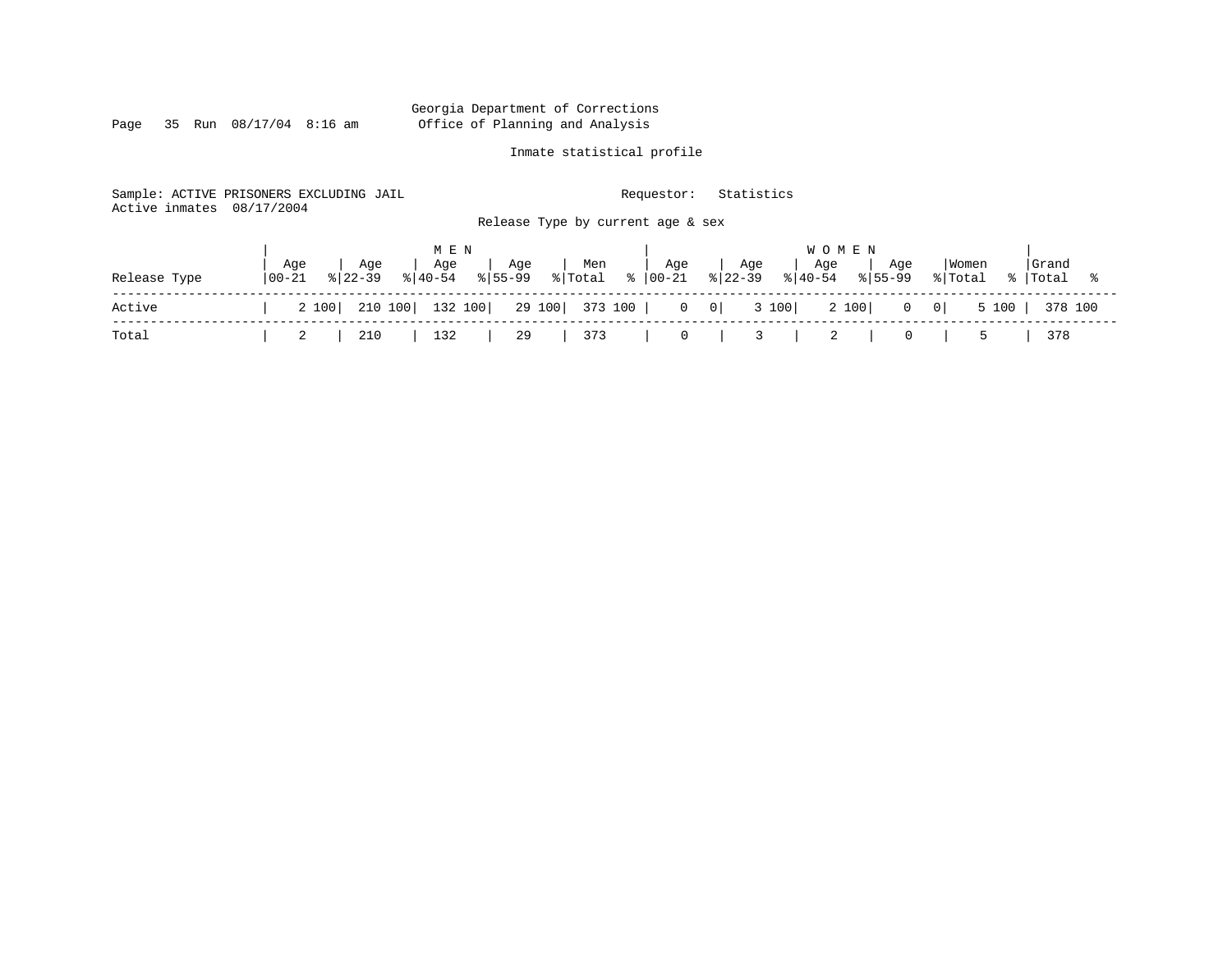Georgia Department of Corrections
Office of Planning and Analysis

Inmate statistical profile

Sample: ACTIVE PRISONERS EXCLUDING JAIL    Requestor: Statistics
Active inmates 08/17/2004

Release Type by current age & sex

| Release Type | MEN Age 00-21 | % | Age 22-39 | % | Age 40-54 | % | Age 55-99 | % | Men Total | % | WOMEN Age 00-21 | % | Age 22-39 | % | Age 40-54 | % | Age 55-99 | % | Women Total | % | Grand Total | % |
|---|---|---|---|---|---|---|---|---|---|---|---|---|---|---|---|---|---|---|---|---|---|---|
| Active | 2 | 100 | 210 | 100 | 132 | 100 | 29 | 100 | 373 | 100 | 0 | 0 | 3 | 100 | 2 | 100 | 0 | 0 | 5 | 100 | 378 | 100 |
| Total | 2 | | 210 | | 132 | | 29 | | 373 | | 0 | | 3 | | 2 | | 0 | | 5 | | 378 | |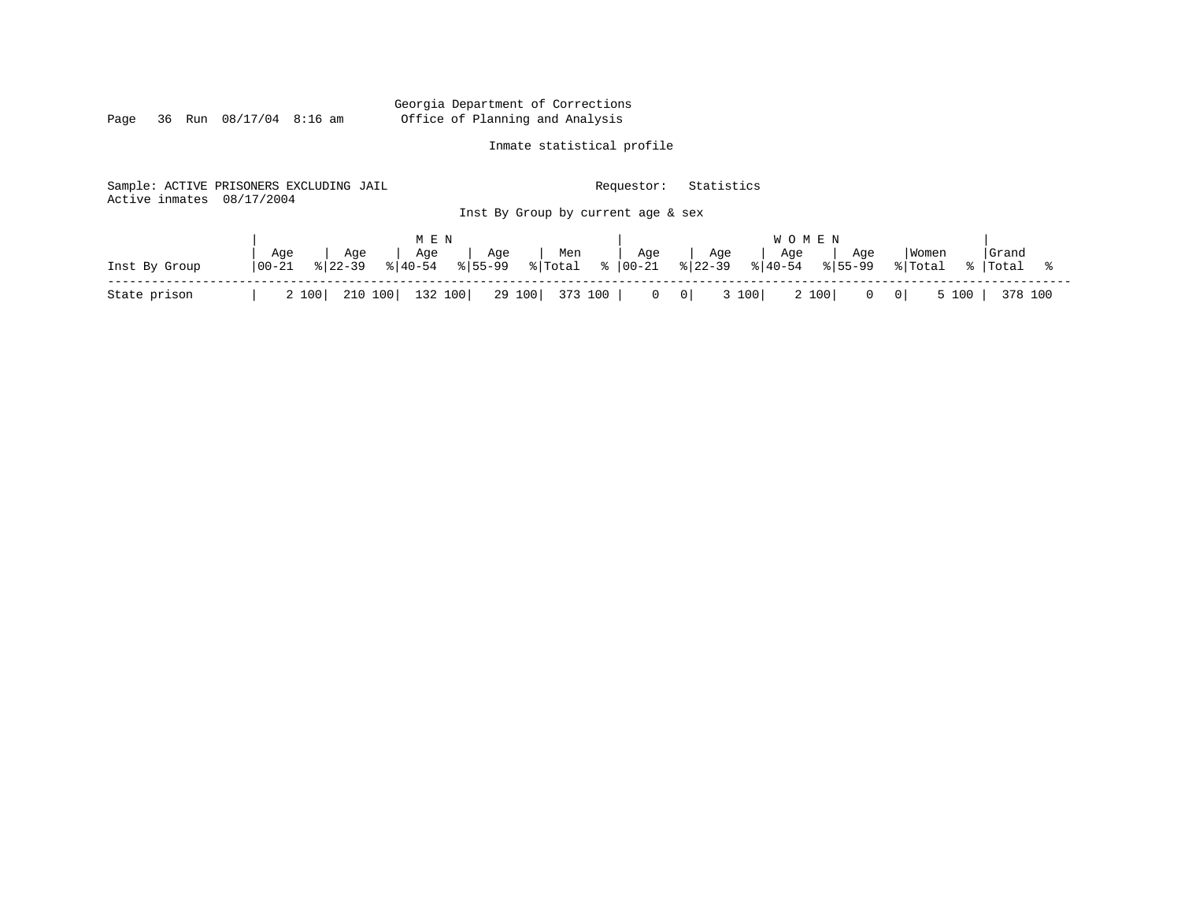Georgia Department of Corrections
Office of Planning and Analysis

Inmate statistical profile

Sample: ACTIVE PRISONERS EXCLUDING JAIL                    Requestor: Statistics
Active inmates 08/17/2004

Inst By Group by current age & sex

| Inst By Group | MEN Age 00-21 | % | Age 22-39 | % | Age 40-54 | % | Age 55-99 | % | Men Total | % | WOMEN Age 00-21 | % | Age 22-39 | % | Age 40-54 | % | Age 55-99 | % | Women Total | % | Grand Total | % |
|---|---|---|---|---|---|---|---|---|---|---|---|---|---|---|---|---|---|---|---|---|---|---|
| State prison | 2 | 100 | 210 | 100 | 132 | 100 | 29 | 100 | 373 | 100 | 0 | 0 | 3 | 100 | 2 | 100 | 0 | 0 | 5 | 100 | 378 | 100 |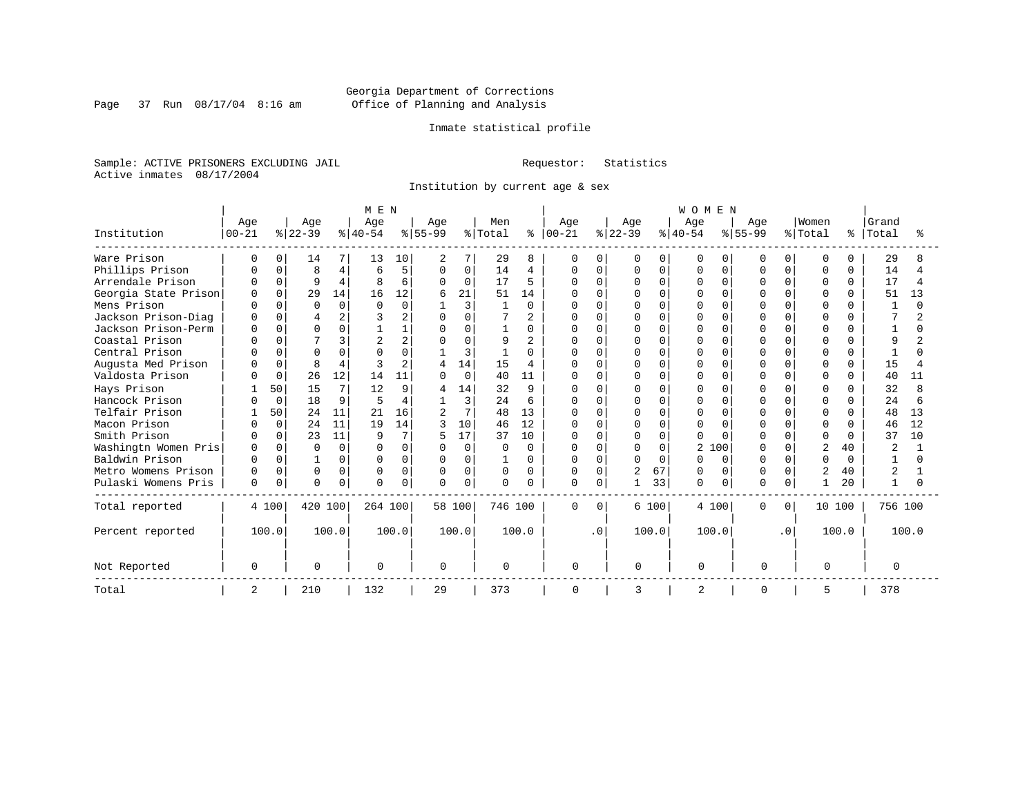Georgia Department of Corrections
Office of Planning and Analysis

Page 37 Run 08/17/04 8:16 am

Inmate statistical profile

Sample: ACTIVE PRISONERS EXCLUDING JAIL

Requestor: Statistics

Active inmates 08/17/2004

Institution by current age & sex

| Institution | MEN Age 00-21 | % | Age 22-39 | % | Age 40-54 | % | Age 55-99 | % | Men Total | % | WOMEN Age 00-21 | % | Age 22-39 | % | Age 40-54 | % | Age 55-99 | % | Women Total | % | Grand Total | % |
|---|---|---|---|---|---|---|---|---|---|---|---|---|---|---|---|---|---|---|---|---|---|---|
| Ware Prison | 0 | 0 | 14 | 7 | 13 | 10 | 2 | 7 | 29 | 8 | 0 | 0 | 0 | 0 | 0 | 0 | 0 | 0 | 0 | 0 | 29 | 8 |
| Phillips Prison | 0 | 0 | 8 | 4 | 6 | 5 | 0 | 0 | 14 | 4 | 0 | 0 | 0 | 0 | 0 | 0 | 0 | 0 | 0 | 0 | 14 | 4 |
| Arrendale Prison | 0 | 0 | 9 | 4 | 8 | 6 | 0 | 0 | 17 | 5 | 0 | 0 | 0 | 0 | 0 | 0 | 0 | 0 | 0 | 0 | 17 | 4 |
| Georgia State Prison | 0 | 0 | 29 | 14 | 16 | 12 | 6 | 21 | 51 | 14 | 0 | 0 | 0 | 0 | 0 | 0 | 0 | 0 | 0 | 0 | 51 | 13 |
| Mens Prison | 0 | 0 | 0 | 0 | 0 | 0 | 1 | 3 | 1 | 0 | 0 | 0 | 0 | 0 | 0 | 0 | 0 | 0 | 0 | 0 | 1 | 0 |
| Jackson Prison-Diag | 0 | 0 | 4 | 2 | 3 | 2 | 0 | 0 | 7 | 2 | 0 | 0 | 0 | 0 | 0 | 0 | 0 | 0 | 0 | 0 | 7 | 2 |
| Jackson Prison-Perm | 0 | 0 | 0 | 0 | 1 | 1 | 0 | 0 | 1 | 0 | 0 | 0 | 0 | 0 | 0 | 0 | 0 | 0 | 0 | 0 | 1 | 0 |
| Coastal Prison | 0 | 0 | 7 | 3 | 2 | 2 | 0 | 0 | 9 | 2 | 0 | 0 | 0 | 0 | 0 | 0 | 0 | 0 | 0 | 0 | 9 | 2 |
| Central Prison | 0 | 0 | 0 | 0 | 0 | 0 | 1 | 3 | 1 | 0 | 0 | 0 | 0 | 0 | 0 | 0 | 0 | 0 | 0 | 0 | 1 | 0 |
| Augusta Med Prison | 0 | 0 | 8 | 4 | 3 | 2 | 4 | 14 | 15 | 4 | 0 | 0 | 0 | 0 | 0 | 0 | 0 | 0 | 0 | 0 | 15 | 4 |
| Valdosta Prison | 0 | 0 | 26 | 12 | 14 | 11 | 0 | 0 | 40 | 11 | 0 | 0 | 0 | 0 | 0 | 0 | 0 | 0 | 0 | 0 | 40 | 11 |
| Hays Prison | 1 | 50 | 15 | 7 | 12 | 9 | 4 | 14 | 32 | 9 | 0 | 0 | 0 | 0 | 0 | 0 | 0 | 0 | 0 | 0 | 32 | 8 |
| Hancock Prison | 0 | 0 | 18 | 9 | 5 | 4 | 1 | 3 | 24 | 6 | 0 | 0 | 0 | 0 | 0 | 0 | 0 | 0 | 0 | 0 | 24 | 6 |
| Telfair Prison | 1 | 50 | 24 | 11 | 21 | 16 | 2 | 7 | 48 | 13 | 0 | 0 | 0 | 0 | 0 | 0 | 0 | 0 | 0 | 0 | 48 | 13 |
| Macon Prison | 0 | 0 | 24 | 11 | 19 | 14 | 3 | 10 | 46 | 12 | 0 | 0 | 0 | 0 | 0 | 0 | 0 | 0 | 0 | 0 | 46 | 12 |
| Smith Prison | 0 | 0 | 23 | 11 | 9 | 7 | 5 | 17 | 37 | 10 | 0 | 0 | 0 | 0 | 0 | 0 | 0 | 0 | 0 | 0 | 37 | 10 |
| Washingtn Women Pris | 0 | 0 | 0 | 0 | 0 | 0 | 0 | 0 | 0 | 0 | 0 | 0 | 0 | 0 | 2 | 100 | 0 | 0 | 2 | 40 | 2 | 1 |
| Baldwin Prison | 0 | 0 | 1 | 0 | 0 | 0 | 0 | 0 | 1 | 0 | 0 | 0 | 0 | 0 | 0 | 0 | 0 | 0 | 0 | 0 | 1 | 0 |
| Metro Womens Prison | 0 | 0 | 0 | 0 | 0 | 0 | 0 | 0 | 0 | 0 | 0 | 0 | 2 | 67 | 0 | 0 | 0 | 0 | 2 | 40 | 2 | 1 |
| Pulaski Womens Pris | 0 | 0 | 0 | 0 | 0 | 0 | 0 | 0 | 0 | 0 | 0 | 0 | 1 | 33 | 0 | 0 | 0 | 0 | 1 | 20 | 1 | 0 |
| Total reported | 4 | 100 | 420 | 100 | 264 | 100 | 58 | 100 | 746 | 100 | 0 | 0 | 6 | 100 | 4 | 100 | 0 | 0 | 10 | 100 | 756 | 100 |
| Percent reported | 100.0 | | 100.0 | | 100.0 | | 100.0 | | 100.0 | | .0 | | 100.0 | | 100.0 | | .0 | | 100.0 | | 100.0 | |
| Not Reported | 0 | | 0 | | 0 | | 0 | | 0 | | 0 | | 0 | | 0 | | 0 | | 0 | | 0 | |
| Total | 2 | | 210 | | 132 | | 29 | | 373 | | 0 | | 3 | | 2 | | 0 | | 5 | | 378 | |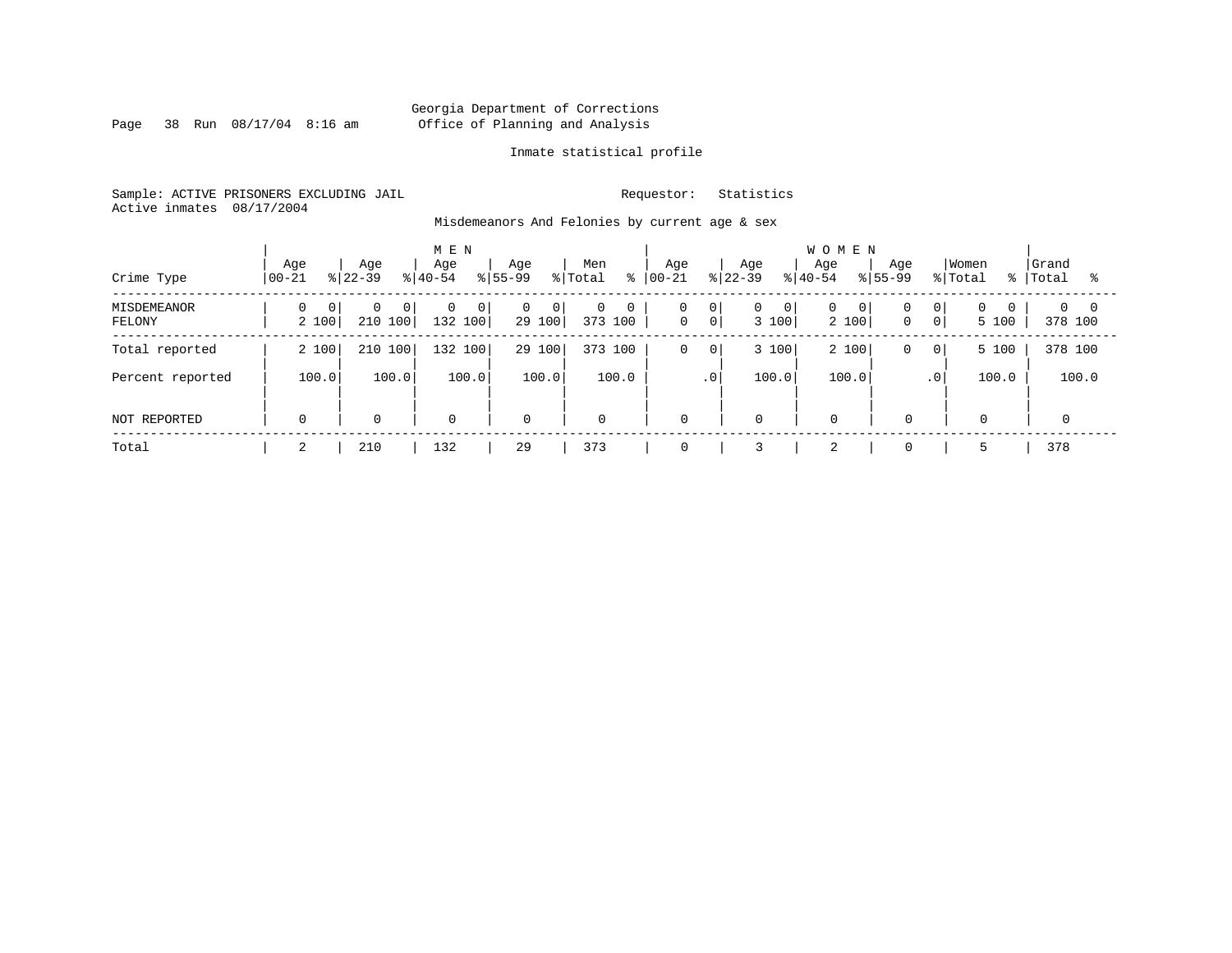Georgia Department of Corrections
Office of Planning and Analysis

Inmate statistical profile

Sample: ACTIVE PRISONERS EXCLUDING JAIL

Requestor: Statistics

Active inmates 08/17/2004

Misdemeanors And Felonies by current age & sex

| Crime Type | MEN Age 00-21 | % | Age 22-39 | % | Age 40-54 | % | Age 55-99 | % | Men Total | % | WOMEN Age 00-21 | % | Age 22-39 | % | Age 40-54 | % | Age 55-99 | % | Women Total | % | Grand Total | % |
|---|---|---|---|---|---|---|---|---|---|---|---|---|---|---|---|---|---|---|---|---|---|---|
| MISDEMEANOR | 0 | 0 | 0 | 0 | 0 | 0 | 0 | 0 | 0 | 0 | 0 | 0 | 0 | 0 | 0 | 0 | 0 | 0 | 0 | 0 | 0 | 0 |
| FELONY | 2 | 100 | 210 | 100 | 132 | 100 | 29 | 100 | 373 | 100 | 0 | 0 | 3 | 100 | 2 | 100 | 0 | 0 | 5 | 100 | 378 | 100 |
| Total reported | 2 | 100 | 210 | 100 | 132 | 100 | 29 | 100 | 373 | 100 | 0 | 0 | 3 | 100 | 2 | 100 | 0 | 0 | 5 | 100 | 378 | 100 |
| Percent reported | 100.0 | | 100.0 | | 100.0 | | 100.0 | | 100.0 | | .0 | | 100.0 | | 100.0 | | .0 | | 100.0 | | 100.0 | |
| NOT REPORTED | 0 | | 0 | | 0 | | 0 | | 0 | | 0 | | 0 | | 0 | | 0 | | 0 | | 0 | |
| Total | 2 | | 210 | | 132 | | 29 | | 373 | | 0 | | 3 | | 2 | | 0 | | 5 | | 378 | |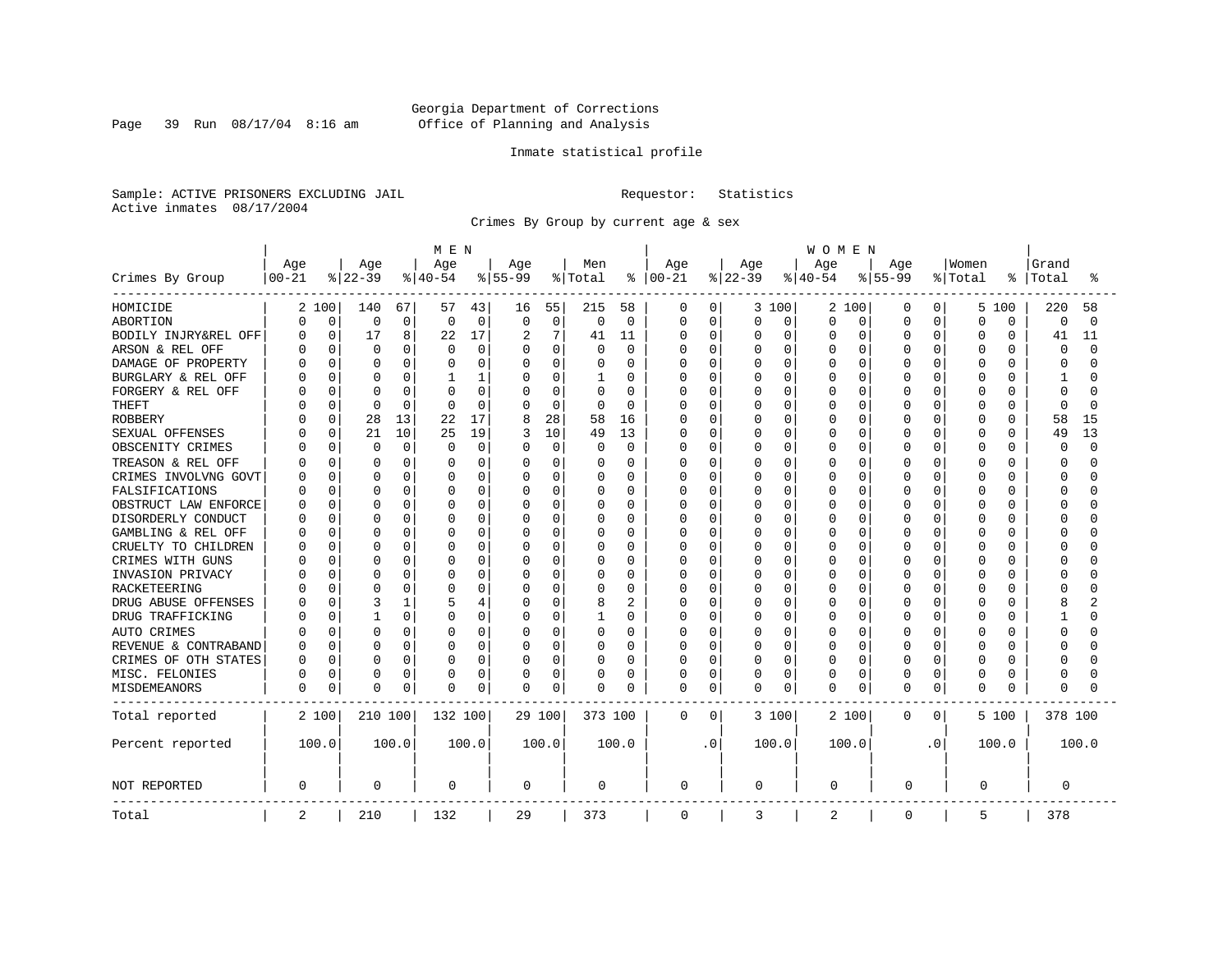Georgia Department of Corrections
Office of Planning and Analysis

Inmate statistical profile

Sample: ACTIVE PRISONERS EXCLUDING JAIL    Requestor: Statistics
Active inmates 08/17/2004

Crimes By Group by current age & sex

| Crimes By Group | MEN Age 00-21 | % | Age 22-39 | % | Age 40-54 | % | Age 55-99 | % | Men Total | % | WOMEN Age 00-21 | % | Age 22-39 | % | Age 40-54 | % | Age 55-99 | % | Women Total | % | Grand Total | % |
|---|---|---|---|---|---|---|---|---|---|---|---|---|---|---|---|---|---|---|---|---|---|---|
| HOMICIDE | 2 | 100 | 140 | 67 | 57 | 43 | 16 | 55 | 215 | 58 | 0 | 0 | 3 | 100 | 2 | 100 | 0 | 0 | 5 | 100 | 220 | 58 |
| ABORTION | 0 | 0 | 0 | 0 | 0 | 0 | 0 | 0 | 0 | 0 | 0 | 0 | 0 | 0 | 0 | 0 | 0 | 0 | 0 | 0 | 0 | 0 |
| BODILY INJRY&REL OFF | 0 | 0 | 17 | 8 | 22 | 17 | 2 | 7 | 41 | 11 | 0 | 0 | 0 | 0 | 0 | 0 | 0 | 0 | 0 | 0 | 41 | 11 |
| ARSON & REL OFF | 0 | 0 | 0 | 0 | 0 | 0 | 0 | 0 | 0 | 0 | 0 | 0 | 0 | 0 | 0 | 0 | 0 | 0 | 0 | 0 | 0 | 0 |
| DAMAGE OF PROPERTY | 0 | 0 | 0 | 0 | 0 | 0 | 0 | 0 | 0 | 0 | 0 | 0 | 0 | 0 | 0 | 0 | 0 | 0 | 0 | 0 | 0 | 0 |
| BURGLARY & REL OFF | 0 | 0 | 0 | 0 | 1 | 1 | 0 | 0 | 1 | 0 | 0 | 0 | 0 | 0 | 0 | 0 | 0 | 0 | 0 | 0 | 1 | 0 |
| FORGERY & REL OFF | 0 | 0 | 0 | 0 | 0 | 0 | 0 | 0 | 0 | 0 | 0 | 0 | 0 | 0 | 0 | 0 | 0 | 0 | 0 | 0 | 0 | 0 |
| THEFT | 0 | 0 | 0 | 0 | 0 | 0 | 0 | 0 | 0 | 0 | 0 | 0 | 0 | 0 | 0 | 0 | 0 | 0 | 0 | 0 | 0 | 0 |
| ROBBERY | 0 | 0 | 28 | 13 | 22 | 17 | 8 | 28 | 58 | 16 | 0 | 0 | 0 | 0 | 0 | 0 | 0 | 0 | 0 | 0 | 58 | 15 |
| SEXUAL OFFENSES | 0 | 0 | 21 | 10 | 25 | 19 | 3 | 10 | 49 | 13 | 0 | 0 | 0 | 0 | 0 | 0 | 0 | 0 | 0 | 0 | 49 | 13 |
| OBSCENITY CRIMES | 0 | 0 | 0 | 0 | 0 | 0 | 0 | 0 | 0 | 0 | 0 | 0 | 0 | 0 | 0 | 0 | 0 | 0 | 0 | 0 | 0 | 0 |
| TREASON & REL OFF | 0 | 0 | 0 | 0 | 0 | 0 | 0 | 0 | 0 | 0 | 0 | 0 | 0 | 0 | 0 | 0 | 0 | 0 | 0 | 0 | 0 | 0 |
| CRIMES INVOLVNG GOVT | 0 | 0 | 0 | 0 | 0 | 0 | 0 | 0 | 0 | 0 | 0 | 0 | 0 | 0 | 0 | 0 | 0 | 0 | 0 | 0 | 0 | 0 |
| FALSIFICATIONS | 0 | 0 | 0 | 0 | 0 | 0 | 0 | 0 | 0 | 0 | 0 | 0 | 0 | 0 | 0 | 0 | 0 | 0 | 0 | 0 | 0 | 0 |
| OBSTRUCT LAW ENFORCE | 0 | 0 | 0 | 0 | 0 | 0 | 0 | 0 | 0 | 0 | 0 | 0 | 0 | 0 | 0 | 0 | 0 | 0 | 0 | 0 | 0 | 0 |
| DISORDERLY CONDUCT | 0 | 0 | 0 | 0 | 0 | 0 | 0 | 0 | 0 | 0 | 0 | 0 | 0 | 0 | 0 | 0 | 0 | 0 | 0 | 0 | 0 | 0 |
| GAMBLING & REL OFF | 0 | 0 | 0 | 0 | 0 | 0 | 0 | 0 | 0 | 0 | 0 | 0 | 0 | 0 | 0 | 0 | 0 | 0 | 0 | 0 | 0 | 0 |
| CRUELTY TO CHILDREN | 0 | 0 | 0 | 0 | 0 | 0 | 0 | 0 | 0 | 0 | 0 | 0 | 0 | 0 | 0 | 0 | 0 | 0 | 0 | 0 | 0 | 0 |
| CRIMES WITH GUNS | 0 | 0 | 0 | 0 | 0 | 0 | 0 | 0 | 0 | 0 | 0 | 0 | 0 | 0 | 0 | 0 | 0 | 0 | 0 | 0 | 0 | 0 |
| INVASION PRIVACY | 0 | 0 | 0 | 0 | 0 | 0 | 0 | 0 | 0 | 0 | 0 | 0 | 0 | 0 | 0 | 0 | 0 | 0 | 0 | 0 | 0 | 0 |
| RACKETEERING | 0 | 0 | 0 | 0 | 0 | 0 | 0 | 0 | 0 | 0 | 0 | 0 | 0 | 0 | 0 | 0 | 0 | 0 | 0 | 0 | 0 | 0 |
| DRUG ABUSE OFFENSES | 0 | 0 | 3 | 1 | 5 | 4 | 0 | 0 | 8 | 2 | 0 | 0 | 0 | 0 | 0 | 0 | 0 | 0 | 0 | 0 | 8 | 2 |
| DRUG TRAFFICKING | 0 | 0 | 1 | 0 | 0 | 0 | 0 | 0 | 1 | 0 | 0 | 0 | 0 | 0 | 0 | 0 | 0 | 0 | 0 | 0 | 1 | 0 |
| AUTO CRIMES | 0 | 0 | 0 | 0 | 0 | 0 | 0 | 0 | 0 | 0 | 0 | 0 | 0 | 0 | 0 | 0 | 0 | 0 | 0 | 0 | 0 | 0 |
| REVENUE & CONTRABAND | 0 | 0 | 0 | 0 | 0 | 0 | 0 | 0 | 0 | 0 | 0 | 0 | 0 | 0 | 0 | 0 | 0 | 0 | 0 | 0 | 0 | 0 |
| CRIMES OF OTH STATES | 0 | 0 | 0 | 0 | 0 | 0 | 0 | 0 | 0 | 0 | 0 | 0 | 0 | 0 | 0 | 0 | 0 | 0 | 0 | 0 | 0 | 0 |
| MISC. FELONIES | 0 | 0 | 0 | 0 | 0 | 0 | 0 | 0 | 0 | 0 | 0 | 0 | 0 | 0 | 0 | 0 | 0 | 0 | 0 | 0 | 0 | 0 |
| MISDEMEANORS | 0 | 0 | 0 | 0 | 0 | 0 | 0 | 0 | 0 | 0 | 0 | 0 | 0 | 0 | 0 | 0 | 0 | 0 | 0 | 0 | 0 | 0 |
| Total reported | 2 | 100 | 210 | 100 | 132 | 100 | 29 | 100 | 373 | 100 | 0 | 0 | 3 | 100 | 2 | 100 | 0 | 0 | 5 | 100 | 378 | 100 |
| Percent reported | 100.0 | | 100.0 | | 100.0 | | 100.0 | | 100.0 | | .0 | | 100.0 | | 100.0 | | .0 | | 100.0 | | 100.0 | |
| NOT REPORTED | 0 | | 0 | | 0 | | 0 | | 0 | | 0 | | 0 | | 0 | | 0 | | 0 | | 0 | |
| Total | 2 | | 210 | | 132 | | 29 | | 373 | | 0 | | 3 | | 2 | | 0 | | 5 | | 378 | |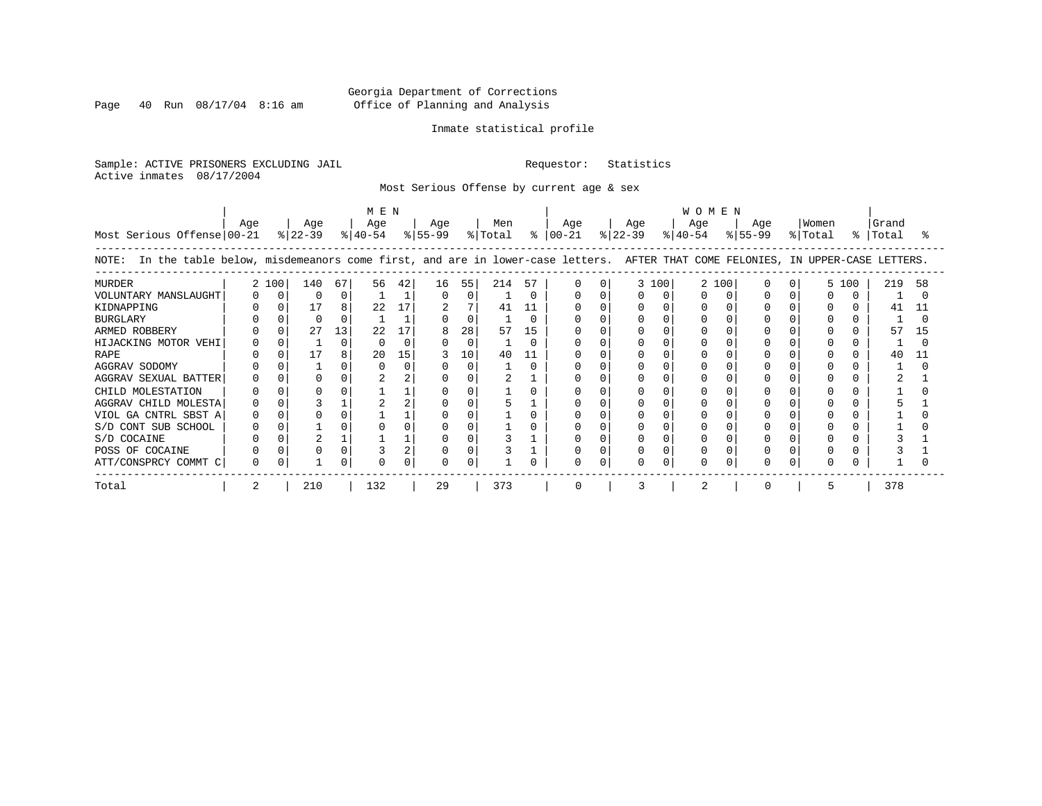Georgia Department of Corrections
Office of Planning and Analysis

Inmate statistical profile

Sample: ACTIVE PRISONERS EXCLUDING JAIL                                   Requestor: Statistics
Active inmates 08/17/2004

Most Serious Offense by current age & sex

| Most Serious Offense | MEN Age 00-21 | % | Age 22-39 | % | Age 40-54 | % | Age 55-99 | % | Men Total | % | WOMEN Age 00-21 | % | Age 22-39 | % | Age 40-54 | % | Age 55-99 | % | Women Total | % | Grand Total | % |
|---|---|---|---|---|---|---|---|---|---|---|---|---|---|---|---|---|---|---|---|---|---|---|
| MURDER | 2 | 100 | 140 | 67 | 56 | 42 | 16 | 55 | 214 | 57 | 0 | 0 | 3 | 100 | 2 | 100 | 0 | 0 | 5 | 100 | 219 | 58 |
| VOLUNTARY MANSLAUGHT | 0 | 0 | 0 | 0 | 1 | 1 | 0 | 0 | 1 | 0 | 0 | 0 | 0 | 0 | 0 | 0 | 0 | 0 | 0 | 0 | 1 | 0 |
| KIDNAPPING | 0 | 0 | 17 | 8 | 22 | 17 | 2 | 7 | 41 | 11 | 0 | 0 | 0 | 0 | 0 | 0 | 0 | 0 | 0 | 0 | 41 | 11 |
| BURGLARY | 0 | 0 | 0 | 0 | 1 | 1 | 0 | 0 | 1 | 0 | 0 | 0 | 0 | 0 | 0 | 0 | 0 | 0 | 0 | 0 | 1 | 0 |
| ARMED ROBBERY | 0 | 0 | 27 | 13 | 22 | 17 | 8 | 28 | 57 | 15 | 0 | 0 | 0 | 0 | 0 | 0 | 0 | 0 | 0 | 0 | 57 | 15 |
| HIJACKING MOTOR VEHI | 0 | 0 | 1 | 0 | 0 | 0 | 0 | 0 | 1 | 0 | 0 | 0 | 0 | 0 | 0 | 0 | 0 | 0 | 0 | 0 | 1 | 0 |
| RAPE | 0 | 0 | 17 | 8 | 20 | 15 | 3 | 10 | 40 | 11 | 0 | 0 | 0 | 0 | 0 | 0 | 0 | 0 | 0 | 0 | 40 | 11 |
| AGGRAV SODOMY | 0 | 0 | 1 | 0 | 0 | 0 | 0 | 0 | 1 | 0 | 0 | 0 | 0 | 0 | 0 | 0 | 0 | 0 | 0 | 0 | 1 | 0 |
| AGGRAV SEXUAL BATTER | 0 | 0 | 0 | 0 | 2 | 2 | 0 | 0 | 2 | 1 | 0 | 0 | 0 | 0 | 0 | 0 | 0 | 0 | 0 | 0 | 2 | 1 |
| CHILD MOLESTATION | 0 | 0 | 0 | 0 | 1 | 1 | 0 | 0 | 1 | 0 | 0 | 0 | 0 | 0 | 0 | 0 | 0 | 0 | 0 | 0 | 1 | 0 |
| AGGRAV CHILD MOLESTA | 0 | 0 | 3 | 1 | 2 | 2 | 0 | 0 | 5 | 1 | 0 | 0 | 0 | 0 | 0 | 0 | 0 | 0 | 0 | 0 | 5 | 1 |
| VIOL GA CNTRL SBST A | 0 | 0 | 0 | 0 | 1 | 1 | 0 | 0 | 1 | 0 | 0 | 0 | 0 | 0 | 0 | 0 | 0 | 0 | 0 | 0 | 1 | 0 |
| S/D CONT SUB SCHOOL | 0 | 0 | 1 | 0 | 0 | 0 | 0 | 0 | 1 | 0 | 0 | 0 | 0 | 0 | 0 | 0 | 0 | 0 | 0 | 0 | 1 | 0 |
| S/D COCAINE | 0 | 0 | 2 | 1 | 1 | 1 | 0 | 0 | 3 | 1 | 0 | 0 | 0 | 0 | 0 | 0 | 0 | 0 | 0 | 0 | 3 | 1 |
| POSS OF COCAINE | 0 | 0 | 0 | 0 | 3 | 2 | 0 | 0 | 3 | 1 | 0 | 0 | 0 | 0 | 0 | 0 | 0 | 0 | 0 | 0 | 3 | 1 |
| ATT/CONSPRCY COMMT C | 0 | 0 | 1 | 0 | 0 | 0 | 0 | 0 | 1 | 0 | 0 | 0 | 0 | 0 | 0 | 0 | 0 | 0 | 0 | 0 | 1 | 0 |
| Total | 2 | | 210 | | 132 | | 29 | | 373 | | 0 | | 3 | | 2 | | 0 | | 5 | | 378 | |

NOTE: In the table below, misdemeanors come first, and are in lower-case letters. AFTER THAT COME FELONIES, IN UPPER-CASE LETTERS.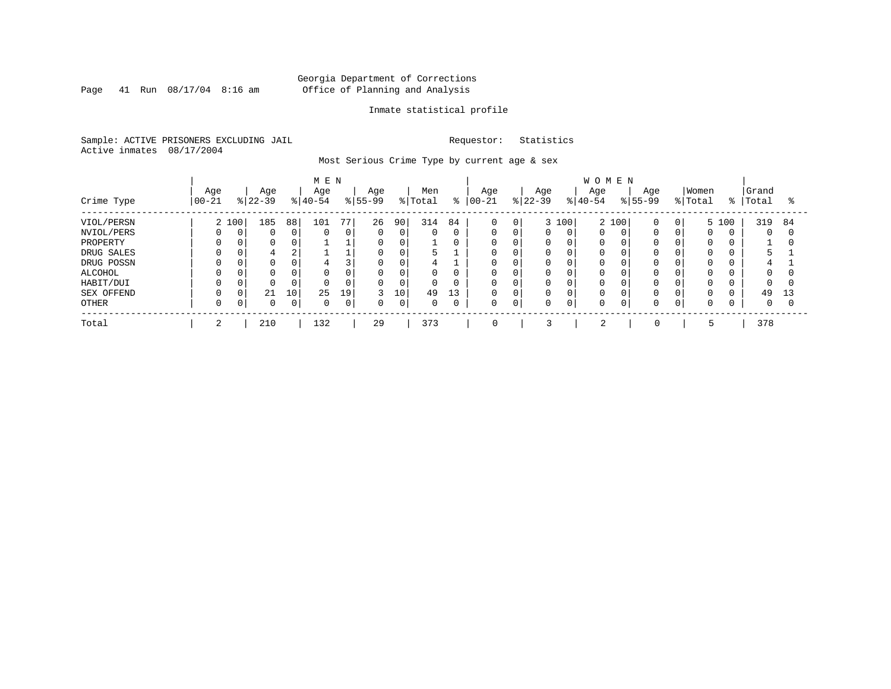Georgia Department of Corrections
Office of Planning and Analysis

Inmate statistical profile

Sample: ACTIVE PRISONERS EXCLUDING JAIL

Requestor: Statistics

Active inmates 08/17/2004

Most Serious Crime Type by current age & sex

| | MEN | | | | | | | | | | WOMEN | | | | | | | | | | | |
|---|---|---|---|---|---|---|---|---|---|---|---|---|---|---|---|---|---|---|---|---|---|---|
| Crime Type | Age 00-21 | % | Age 22-39 | % | Age 40-54 | % | Age 55-99 | % | Men Total | % | Age 00-21 | % | Age 22-39 | % | Age 40-54 | % | Age 55-99 | % | Women Total | % | Grand Total | % |
| VIOL/PERSN | 2 | 100 | 185 | 88 | 101 | 77 | 26 | 90 | 314 | 84 | 0 | 0 | 3 | 100 | 2 | 100 | 0 | 0 | 5 | 100 | 319 | 84 |
| NVIOL/PERS | 0 | 0 | 0 | 0 | 0 | 0 | 0 | 0 | 0 | 0 | 0 | 0 | 0 | 0 | 0 | 0 | 0 | 0 | 0 | 0 | 0 | 0 |
| PROPERTY | 0 | 0 | 0 | 0 | 1 | 1 | 0 | 0 | 1 | 0 | 0 | 0 | 0 | 0 | 0 | 0 | 0 | 0 | 0 | 0 | 1 | 0 |
| DRUG SALES | 0 | 0 | 4 | 2 | 1 | 1 | 0 | 0 | 5 | 1 | 0 | 0 | 0 | 0 | 0 | 0 | 0 | 0 | 0 | 0 | 5 | 1 |
| DRUG POSSN | 0 | 0 | 0 | 0 | 4 | 3 | 0 | 0 | 4 | 1 | 0 | 0 | 0 | 0 | 0 | 0 | 0 | 0 | 0 | 0 | 4 | 1 |
| ALCOHOL | 0 | 0 | 0 | 0 | 0 | 0 | 0 | 0 | 0 | 0 | 0 | 0 | 0 | 0 | 0 | 0 | 0 | 0 | 0 | 0 | 0 | 0 |
| HABIT/DUI | 0 | 0 | 0 | 0 | 0 | 0 | 0 | 0 | 0 | 0 | 0 | 0 | 0 | 0 | 0 | 0 | 0 | 0 | 0 | 0 | 0 | 0 |
| SEX OFFEND | 0 | 0 | 21 | 10 | 25 | 19 | 3 | 10 | 49 | 13 | 0 | 0 | 0 | 0 | 0 | 0 | 0 | 0 | 0 | 0 | 49 | 13 |
| OTHER | 0 | 0 | 0 | 0 | 0 | 0 | 0 | 0 | 0 | 0 | 0 | 0 | 0 | 0 | 0 | 0 | 0 | 0 | 0 | 0 | 0 | 0 |
| Total | 2 | | 210 | | 132 | | 29 | | 373 | | 0 | | 3 | | 2 | | 0 | | 5 | | 378 | |